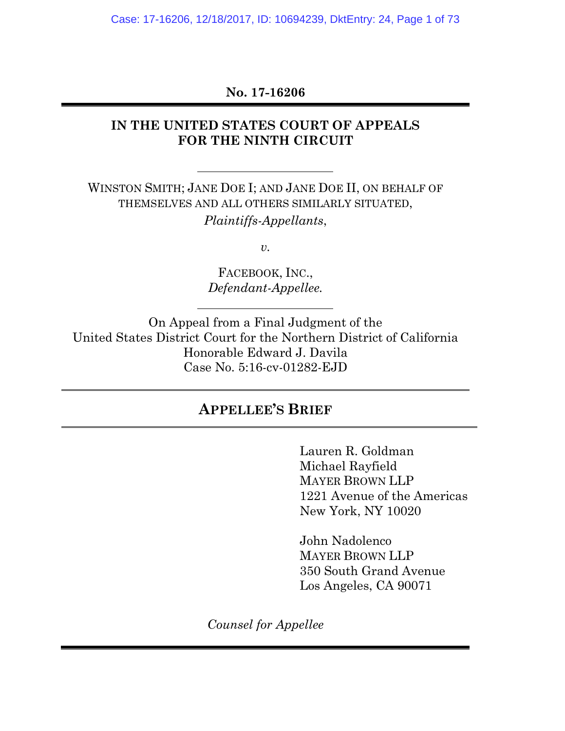**No. 17-16206**

---

**IN THE UNITED STATES COURT OF APPEALS FOR THE NINTH CIRCUIT**

---

WINSTON SMITH; JANE DOE I; AND JANE DOE II, ON BEHALF OF THEMSELVES AND ALL OTHERS SIMILARLY SITUATED,
*Plaintiffs-Appellants*,

*v.*

FACEBOOK, INC.,
*Defendant-Appellee.*

---

On Appeal from a Final Judgment of the
United States District Court for the Northern District of California
Honorable Edward J. Davila
Case No. 5:16-cv-01282-EJD

---

# APPELLEE'S BRIEF

---

Lauren R. Goldman
Michael Rayfield
MAYER BROWN LLP
1221 Avenue of the Americas
New York, NY 10020

John Nadolenco
MAYER BROWN LLP
350 South Grand Avenue
Los Angeles, CA 90071

*Counsel for Appellee*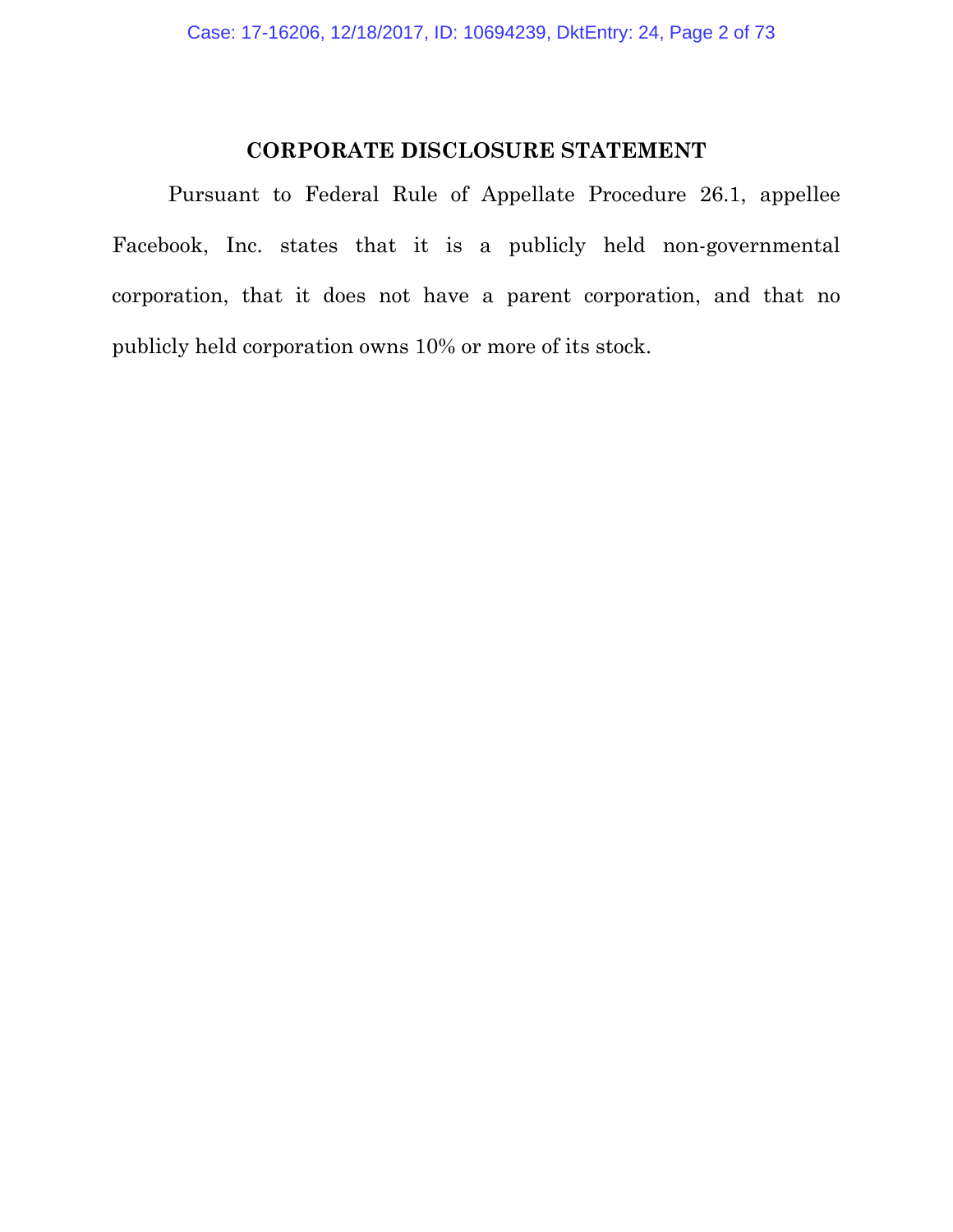# CORPORATE DISCLOSURE STATEMENT

Pursuant to Federal Rule of Appellate Procedure 26.1, appellee Facebook, Inc. states that it is a publicly held non-governmental corporation, that it does not have a parent corporation, and that no publicly held corporation owns 10% or more of its stock.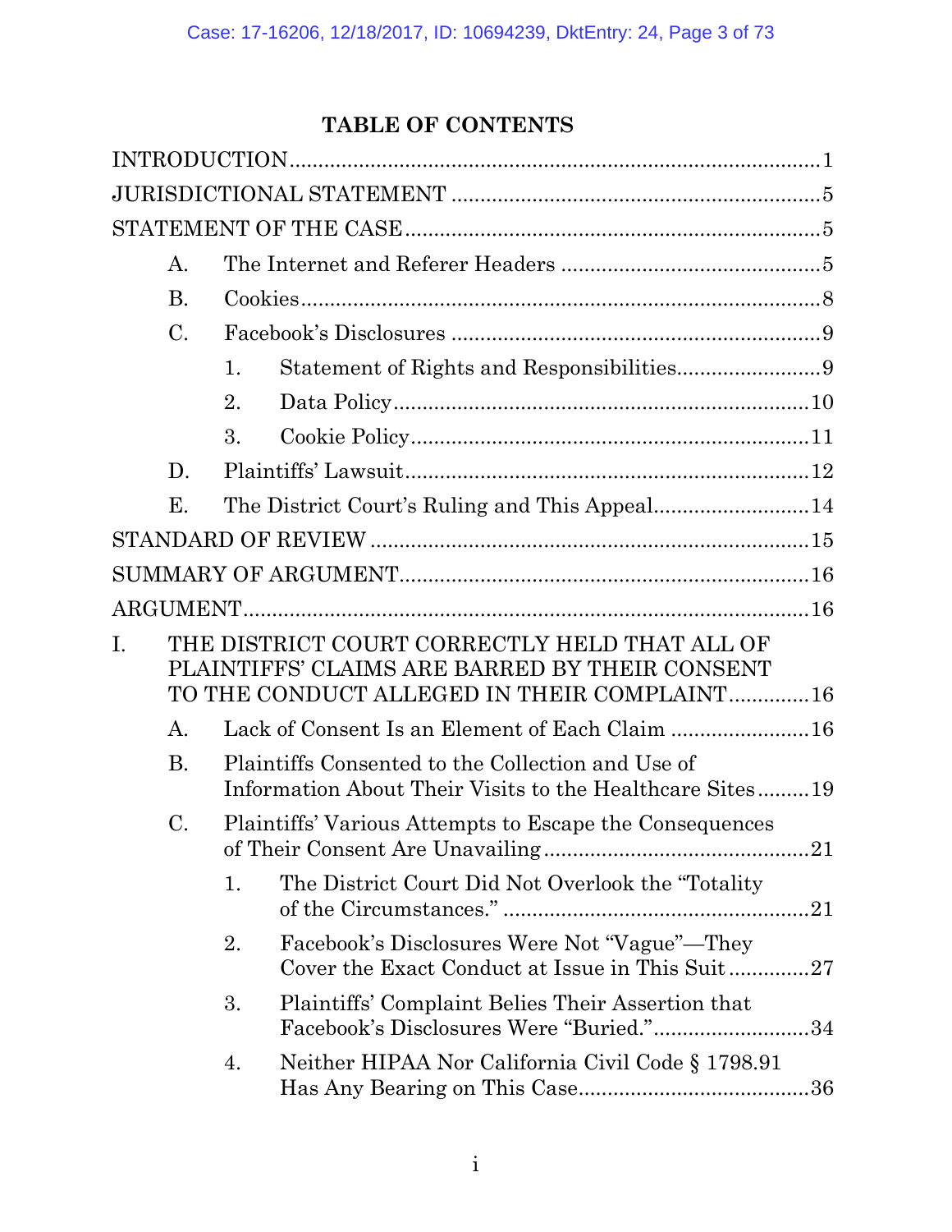# TABLE OF CONTENTS

INTRODUCTION ..... 1

JURISDICTIONAL STATEMENT ..... 5

STATEMENT OF THE CASE ..... 5

- A. The Internet and Referer Headers ..... 5
- B. Cookies ..... 8
- C. Facebook's Disclosures ..... 9
  - 1. Statement of Rights and Responsibilities ..... 9
  - 2. Data Policy ..... 10
  - 3. Cookie Policy ..... 11
- D. Plaintiffs' Lawsuit ..... 12
- E. The District Court's Ruling and This Appeal ..... 14

STANDARD OF REVIEW ..... 15

SUMMARY OF ARGUMENT ..... 16

ARGUMENT ..... 16

I. THE DISTRICT COURT CORRECTLY HELD THAT ALL OF PLAINTIFFS' CLAIMS ARE BARRED BY THEIR CONSENT TO THE CONDUCT ALLEGED IN THEIR COMPLAINT ..... 16

- A. Lack of Consent Is an Element of Each Claim ..... 16
- B. Plaintiffs Consented to the Collection and Use of Information About Their Visits to the Healthcare Sites ..... 19
- C. Plaintiffs' Various Attempts to Escape the Consequences of Their Consent Are Unavailing ..... 21
  - 1. The District Court Did Not Overlook the "Totality of the Circumstances." ..... 21
  - 2. Facebook's Disclosures Were Not "Vague"—They Cover the Exact Conduct at Issue in This Suit ..... 27
  - 3. Plaintiffs' Complaint Belies Their Assertion that Facebook's Disclosures Were "Buried." ..... 34
  - 4. Neither HIPAA Nor California Civil Code § 1798.91 Has Any Bearing on This Case ..... 36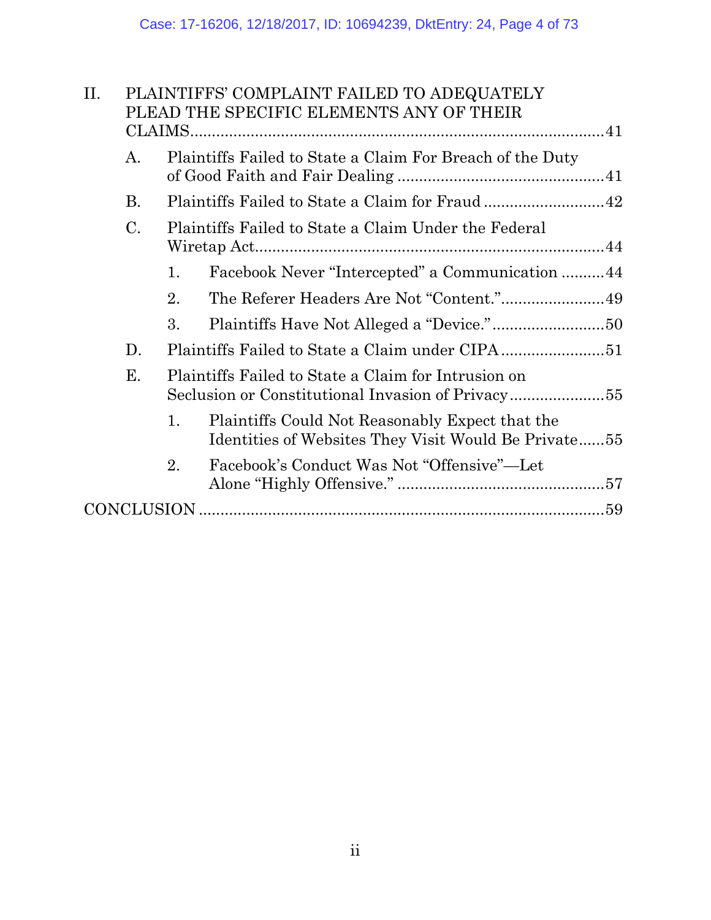II. PLAINTIFFS' COMPLAINT FAILED TO ADEQUATELY PLEAD THE SPECIFIC ELEMENTS ANY OF THEIR CLAIMS.....41

- A. Plaintiffs Failed to State a Claim For Breach of the Duty of Good Faith and Fair Dealing.....41
- B. Plaintiffs Failed to State a Claim for Fraud.....42
- C. Plaintiffs Failed to State a Claim Under the Federal Wiretap Act.....44
  - 1. Facebook Never "Intercepted" a Communication.....44
  - 2. The Referer Headers Are Not "Content.".....49
  - 3. Plaintiffs Have Not Alleged a "Device.".....50
- D. Plaintiffs Failed to State a Claim under CIPA.....51
- E. Plaintiffs Failed to State a Claim for Intrusion on Seclusion or Constitutional Invasion of Privacy.....55
  - 1. Plaintiffs Could Not Reasonably Expect that the Identities of Websites They Visit Would Be Private.....55
  - 2. Facebook's Conduct Was Not "Offensive"—Let Alone "Highly Offensive.".....57

CONCLUSION.....59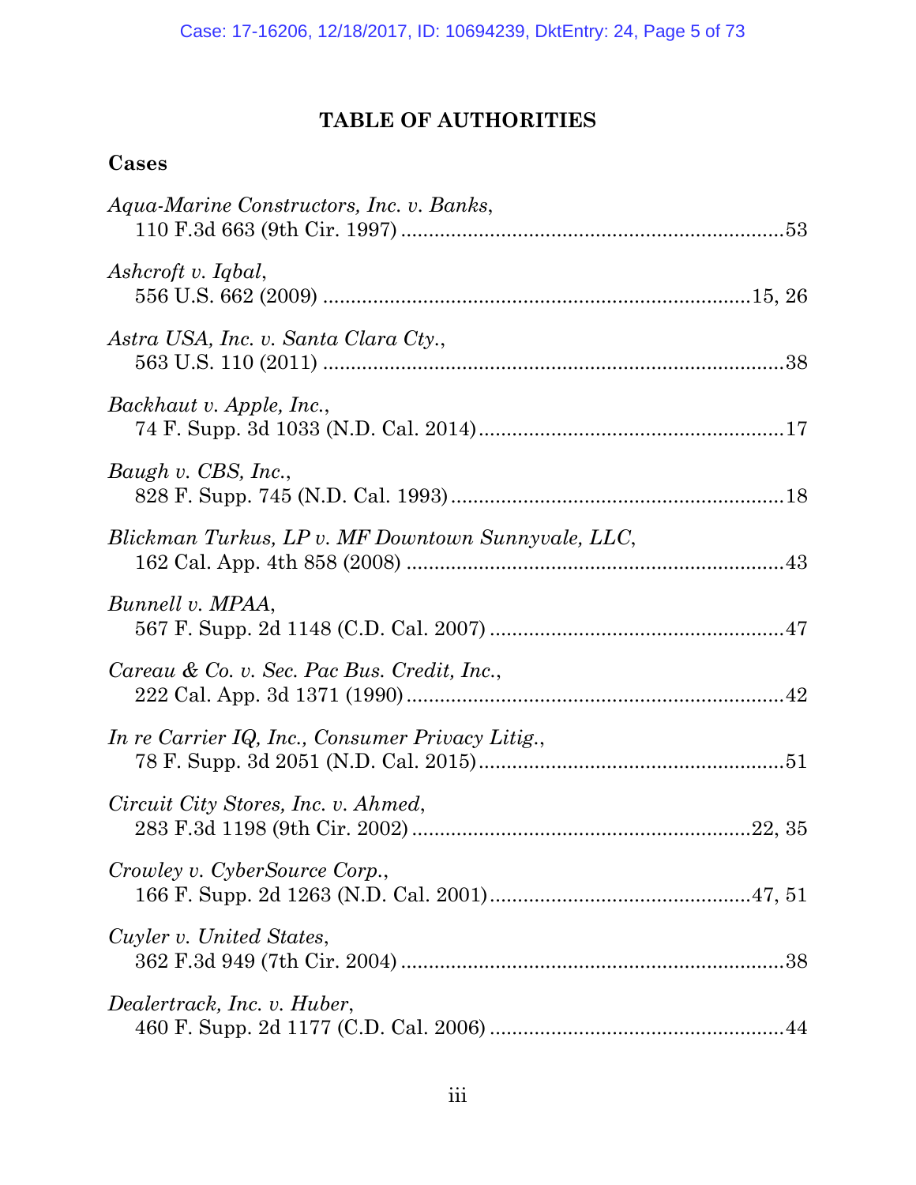# TABLE OF AUTHORITIES

## Cases

*Aqua-Marine Constructors, Inc. v. Banks*,
110 F.3d 663 (9th Cir. 1997) .......................................................................53

*Ashcroft v. Iqbal*,
556 U.S. 662 (2009) .............................................................................15, 26

*Astra USA, Inc. v. Santa Clara Cty.*,
563 U.S. 110 (2011) ...................................................................................38

*Backhaut v. Apple, Inc.*,
74 F. Supp. 3d 1033 (N.D. Cal. 2014).......................................................17

*Baugh v. CBS, Inc.*,
828 F. Supp. 745 (N.D. Cal. 1993)............................................................18

*Blickman Turkus, LP v. MF Downtown Sunnyvale, LLC*,
162 Cal. App. 4th 858 (2008) .....................................................................43

*Bunnell v. MPAA*,
567 F. Supp. 2d 1148 (C.D. Cal. 2007) ......................................................47

*Careau & Co. v. Sec. Pac Bus. Credit, Inc.*,
222 Cal. App. 3d 1371 (1990).....................................................................42

*In re Carrier IQ, Inc., Consumer Privacy Litig.*,
78 F. Supp. 3d 2051 (N.D. Cal. 2015).......................................................51

*Circuit City Stores, Inc. v. Ahmed*,
283 F.3d 1198 (9th Cir. 2002) ............................................................22, 35

*Crowley v. CyberSource Corp.*,
166 F. Supp. 2d 1263 (N.D. Cal. 2001)...............................................47, 51

*Cuyler v. United States*,
362 F.3d 949 (7th Cir. 2004) .....................................................................38

*Dealertrack, Inc. v. Huber*,
460 F. Supp. 2d 1177 (C.D. Cal. 2006) .....................................................44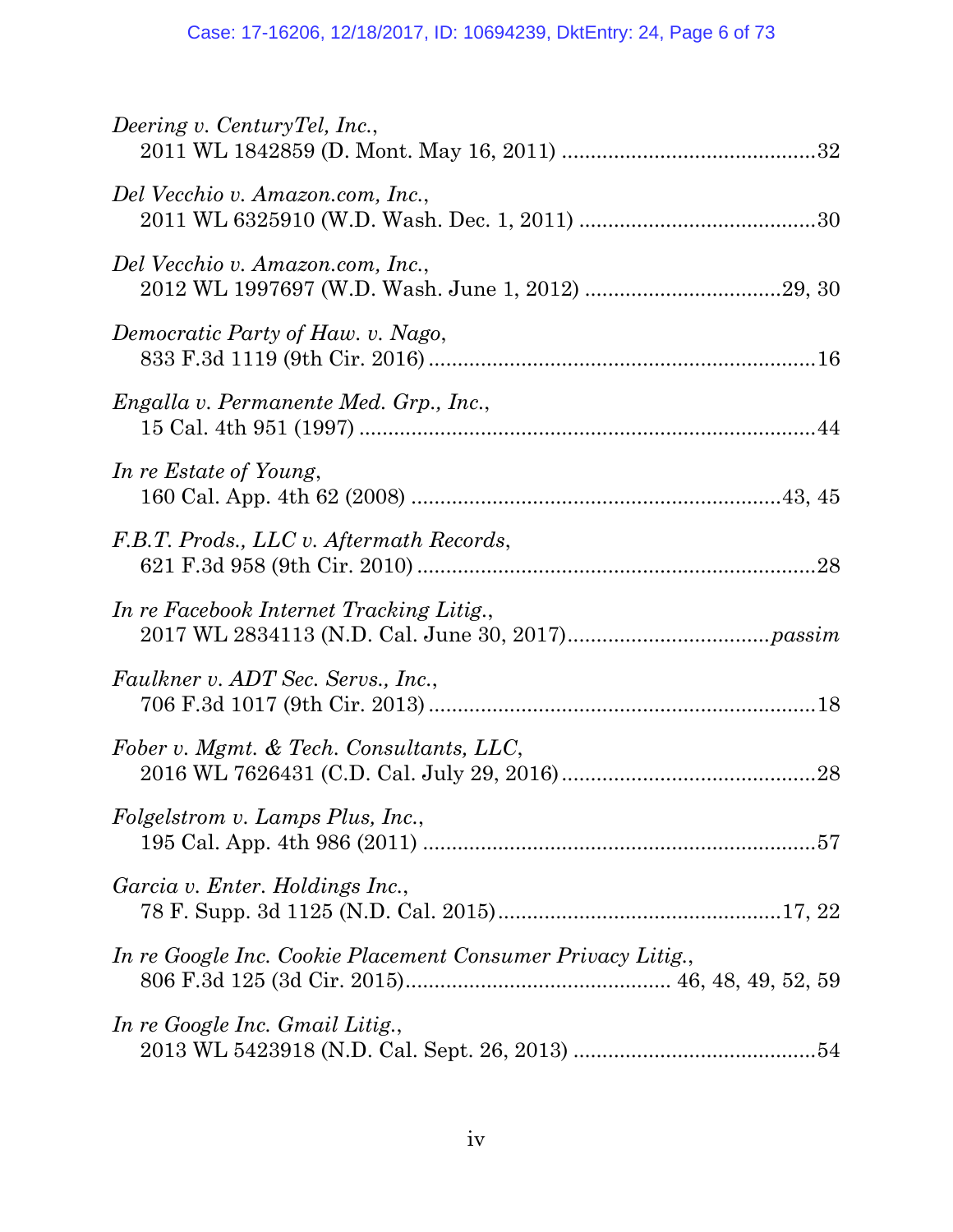*Deering v. CenturyTel, Inc.*,
2011 WL 1842859 (D. Mont. May 16, 2011) ............................................32

*Del Vecchio v. Amazon.com, Inc.*,
2011 WL 6325910 (W.D. Wash. Dec. 1, 2011) ........................................30

*Del Vecchio v. Amazon.com, Inc.*,
2012 WL 1997697 (W.D. Wash. June 1, 2012) ................................29, 30

*Democratic Party of Haw. v. Nago*,
833 F.3d 1119 (9th Cir. 2016) ..................................................................16

*Engalla v. Permanente Med. Grp., Inc.*,
15 Cal. 4th 951 (1997) ...............................................................................44

*In re Estate of Young*,
160 Cal. App. 4th 62 (2008) ...............................................................43, 45

*F.B.T. Prods., LLC v. Aftermath Records*,
621 F.3d 958 (9th Cir. 2010) ....................................................................28

*In re Facebook Internet Tracking Litig.*,
2017 WL 2834113 (N.D. Cal. June 30, 2017)..................................*passim*

*Faulkner v. ADT Sec. Servs., Inc.*,
706 F.3d 1017 (9th Cir. 2013) ..................................................................18

*Fober v. Mgmt. & Tech. Consultants, LLC*,
2016 WL 7626431 (C.D. Cal. July 29, 2016) ............................................28

*Folgelstrom v. Lamps Plus, Inc.*,
195 Cal. App. 4th 986 (2011) ....................................................................57

*Garcia v. Enter. Holdings Inc.*,
78 F. Supp. 3d 1125 (N.D. Cal. 2015)................................................17, 22

*In re Google Inc. Cookie Placement Consumer Privacy Litig.*,
806 F.3d 125 (3d Cir. 2015)............................................. 46, 48, 49, 52, 59

*In re Google Inc. Gmail Litig.*,
2013 WL 5423918 (N.D. Cal. Sept. 26, 2013) ..........................................54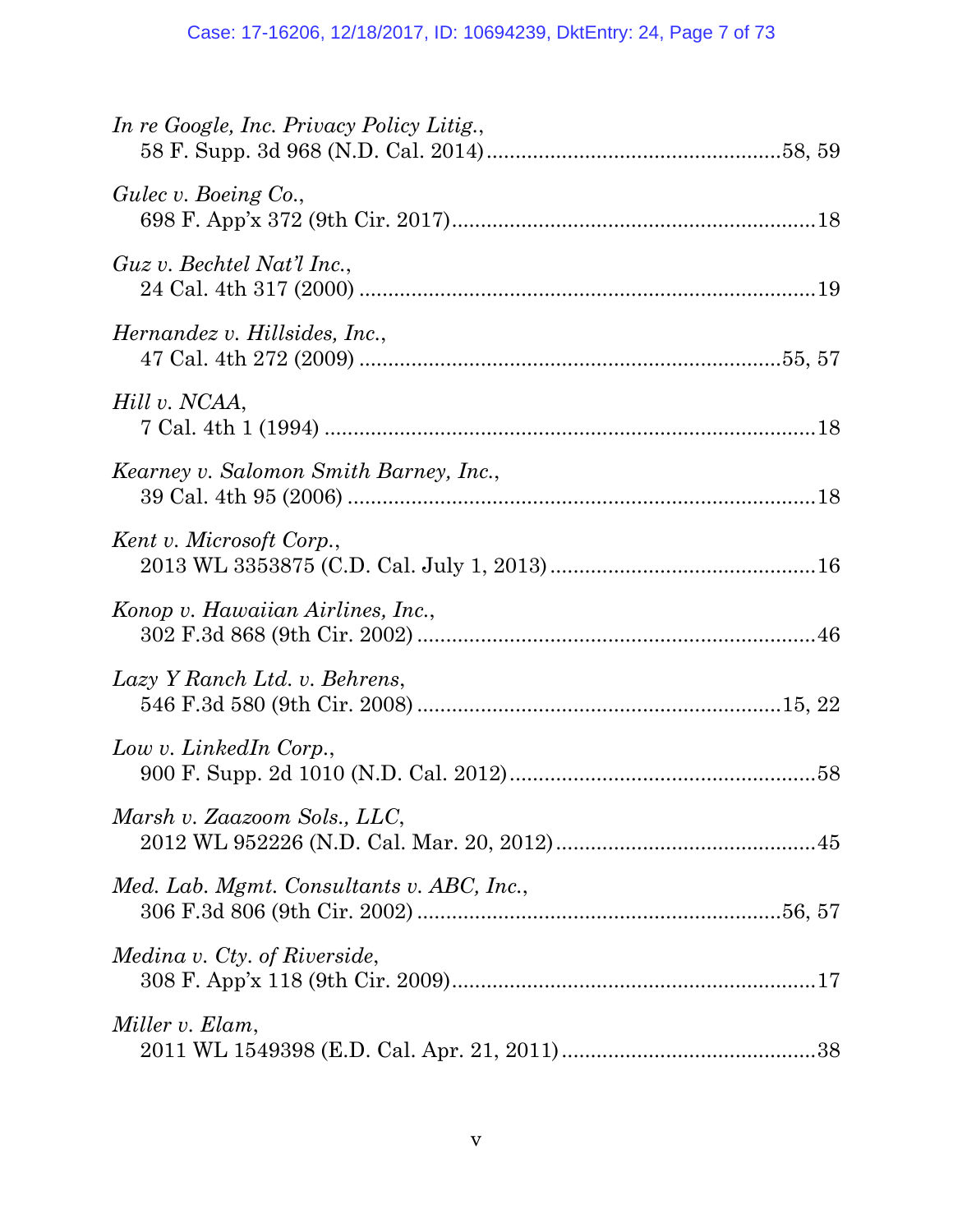*In re Google, Inc. Privacy Policy Litig.*,
58 F. Supp. 3d 968 (N.D. Cal. 2014) .................................................. 58, 59

*Gulec v. Boeing Co.*,
698 F. App'x 372 (9th Cir. 2017) .............................................................. 18

*Guz v. Bechtel Nat'l Inc.*,
24 Cal. 4th 317 (2000) ............................................................................... 19

*Hernandez v. Hillsides, Inc.*,
47 Cal. 4th 272 (2009) ......................................................................... 55, 57

*Hill v. NCAA*,
7 Cal. 4th 1 (1994) ..................................................................................... 18

*Kearney v. Salomon Smith Barney, Inc.*,
39 Cal. 4th 95 (2006) ................................................................................. 18

*Kent v. Microsoft Corp.*,
2013 WL 3353875 (C.D. Cal. July 1, 2013) ............................................. 16

*Konop v. Hawaiian Airlines, Inc.*,
302 F.3d 868 (9th Cir. 2002) ..................................................................... 46

*Lazy Y Ranch Ltd. v. Behrens*,
546 F.3d 580 (9th Cir. 2008) ............................................................... 15, 22

*Low v. LinkedIn Corp.*,
900 F. Supp. 2d 1010 (N.D. Cal. 2012) ..................................................... 58

*Marsh v. Zaazoom Sols., LLC*,
2012 WL 952226 (N.D. Cal. Mar. 20, 2012) ............................................. 45

*Med. Lab. Mgmt. Consultants v. ABC, Inc.*,
306 F.3d 806 (9th Cir. 2002) ............................................................... 56, 57

*Medina v. Cty. of Riverside*,
308 F. App'x 118 (9th Cir. 2009) .............................................................. 17

*Miller v. Elam*,
2011 WL 1549398 (E.D. Cal. Apr. 21, 2011) ............................................ 38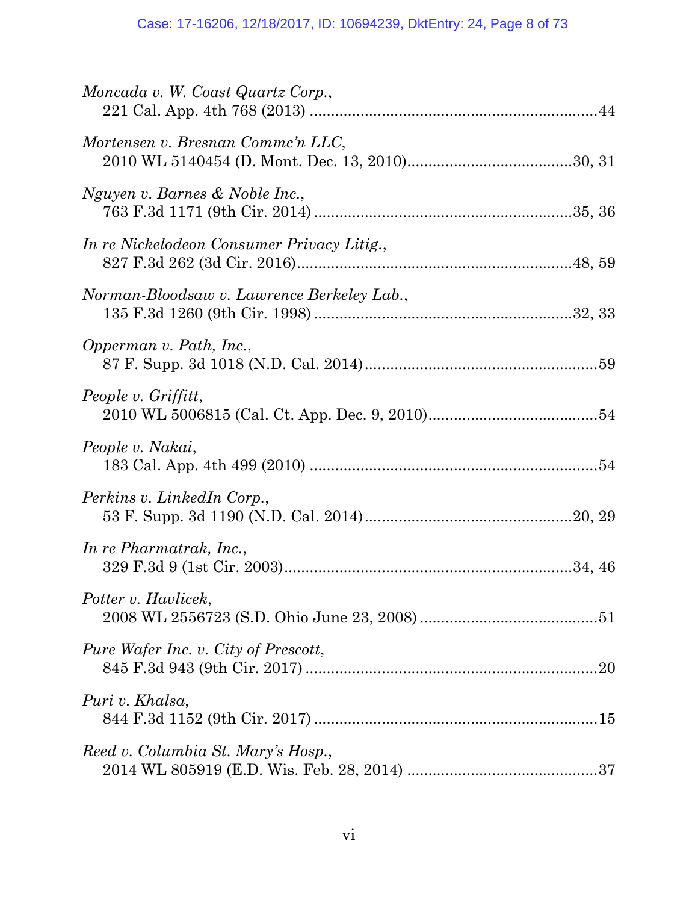*Moncada v. W. Coast Quartz Corp.*,
221 Cal. App. 4th 768 (2013) ....................................................................44

*Mortensen v. Bresnan Commc'n LLC*,
2010 WL 5140454 (D. Mont. Dec. 13, 2010).......................................30, 31

*Nguyen v. Barnes & Noble Inc.*,
763 F.3d 1171 (9th Cir. 2014) .............................................................35, 36

*In re Nickelodeon Consumer Privacy Litig.*,
827 F.3d 262 (3d Cir. 2016).................................................................48, 59

*Norman-Bloodsaw v. Lawrence Berkeley Lab.*,
135 F.3d 1260 (9th Cir. 1998) .............................................................32, 33

*Opperman v. Path, Inc.*,
87 F. Supp. 3d 1018 (N.D. Cal. 2014).......................................................59

*People v. Griffitt*,
2010 WL 5006815 (Cal. Ct. App. Dec. 9, 2010)........................................54

*People v. Nakai*,
183 Cal. App. 4th 499 (2010) ....................................................................54

*Perkins v. LinkedIn Corp.*,
53 F. Supp. 3d 1190 (N.D. Cal. 2014).................................................20, 29

*In re Pharmatrak, Inc.*,
329 F.3d 9 (1st Cir. 2003)....................................................................34, 46

*Potter v. Havlicek*,
2008 WL 2556723 (S.D. Ohio June 23, 2008) ..........................................51

*Pure Wafer Inc. v. City of Prescott*,
845 F.3d 943 (9th Cir. 2017) .....................................................................20

*Puri v. Khalsa*,
844 F.3d 1152 (9th Cir. 2017) ...................................................................15

*Reed v. Columbia St. Mary's Hosp.*,
2014 WL 805919 (E.D. Wis. Feb. 28, 2014) .............................................37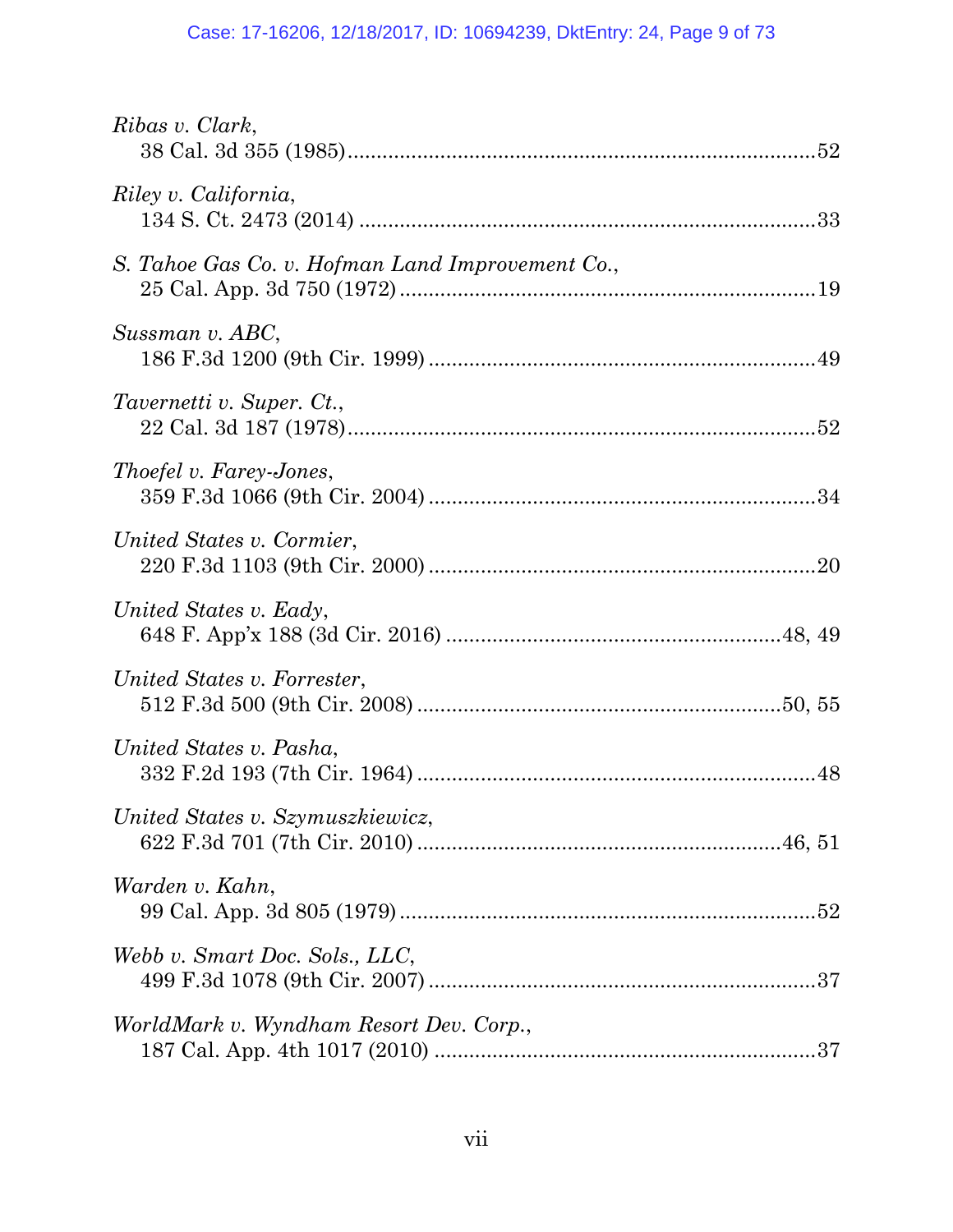*Ribas v. Clark*,
38 Cal. 3d 355 (1985) ................................................................................52

*Riley v. California*,
134 S. Ct. 2473 (2014) ..............................................................................33

*S. Tahoe Gas Co. v. Hofman Land Improvement Co.*,
25 Cal. App. 3d 750 (1972) .......................................................................19

*Sussman v. ABC*,
186 F.3d 1200 (9th Cir. 1999) ..................................................................49

*Tavernetti v. Super. Ct.*,
22 Cal. 3d 187 (1978)................................................................................52

*Thoefel v. Farey-Jones*,
359 F.3d 1066 (9th Cir. 2004) ..................................................................34

*United States v. Cormier*,
220 F.3d 1103 (9th Cir. 2000) ..................................................................20

*United States v. Eady*,
648 F. App'x 188 (3d Cir. 2016) .........................................................48, 49

*United States v. Forrester*,
512 F.3d 500 (9th Cir. 2008) ..............................................................50, 55

*United States v. Pasha*,
332 F.2d 193 (7th Cir. 1964) ....................................................................48

*United States v. Szymuszkiewicz*,
622 F.3d 701 (7th Cir. 2010) ..............................................................46, 51

*Warden v. Kahn*,
99 Cal. App. 3d 805 (1979) .......................................................................52

*Webb v. Smart Doc. Sols., LLC*,
499 F.3d 1078 (9th Cir. 2007) ..................................................................37

*WorldMark v. Wyndham Resort Dev. Corp.*,
187 Cal. App. 4th 1017 (2010) .................................................................37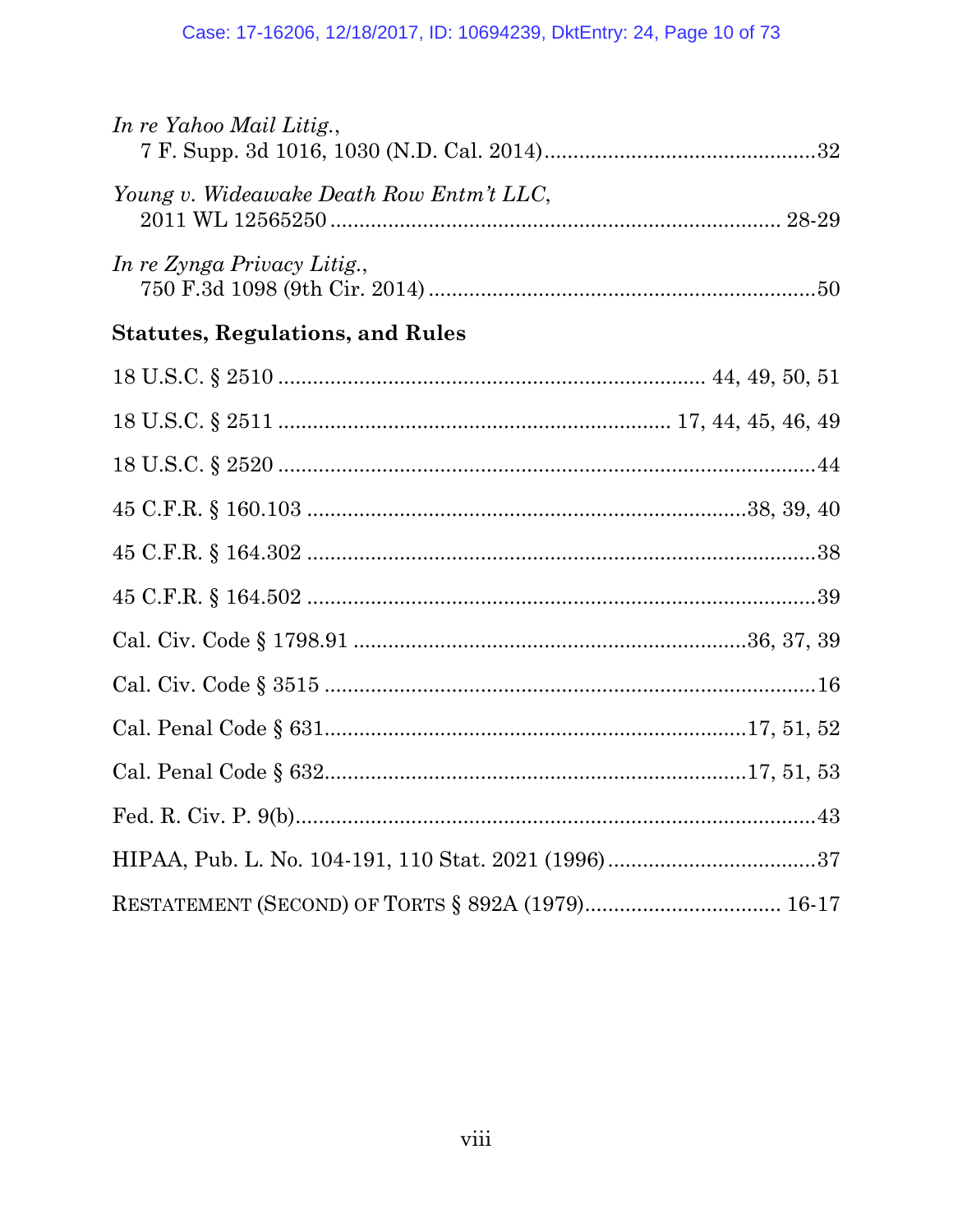*In re Yahoo Mail Litig.*,
7 F. Supp. 3d 1016, 1030 (N.D. Cal. 2014)...............................................32

*Young v. Wideawake Death Row Entm't LLC*,
2011 WL 12565250 .............................................................................. 28-29

*In re Zynga Privacy Litig.*,
750 F.3d 1098 (9th Cir. 2014) ...................................................................50

**Statutes, Regulations, and Rules**

18 U.S.C. § 2510 ......................................................................... 44, 49, 50, 51

18 U.S.C. § 2511 .................................................................... 17, 44, 45, 46, 49

18 U.S.C. § 2520 ..............................................................................................44

45 C.F.R. § 160.103 ............................................................................38, 39, 40

45 C.F.R. § 164.302 .........................................................................................38

45 C.F.R. § 164.502 .........................................................................................39

Cal. Civ. Code § 1798.91 ....................................................................36, 37, 39

Cal. Civ. Code § 3515 ......................................................................................16

Cal. Penal Code § 631.........................................................................17, 51, 52

Cal. Penal Code § 632.........................................................................17, 51, 53

Fed. R. Civ. P. 9(b).............................................................................................43

HIPAA, Pub. L. No. 104-191, 110 Stat. 2021 (1996) ....................................37

RESTATEMENT (SECOND) OF TORTS § 892A (1979).................................. 16-17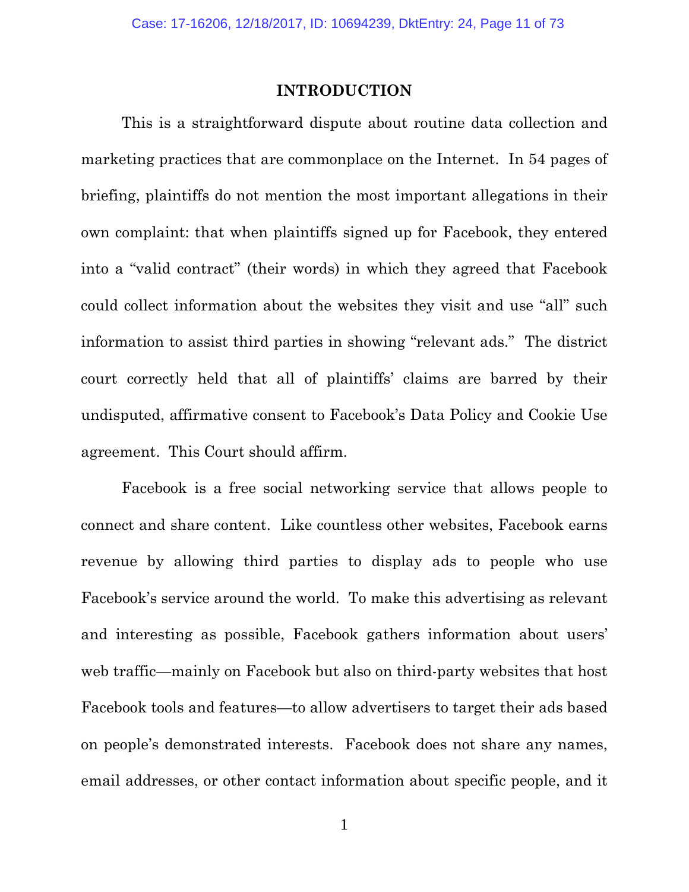## INTRODUCTION

This is a straightforward dispute about routine data collection and marketing practices that are commonplace on the Internet. In 54 pages of briefing, plaintiffs do not mention the most important allegations in their own complaint: that when plaintiffs signed up for Facebook, they entered into a "valid contract" (their words) in which they agreed that Facebook could collect information about the websites they visit and use "all" such information to assist third parties in showing "relevant ads." The district court correctly held that all of plaintiffs' claims are barred by their undisputed, affirmative consent to Facebook's Data Policy and Cookie Use agreement. This Court should affirm.

Facebook is a free social networking service that allows people to connect and share content. Like countless other websites, Facebook earns revenue by allowing third parties to display ads to people who use Facebook's service around the world. To make this advertising as relevant and interesting as possible, Facebook gathers information about users' web traffic—mainly on Facebook but also on third-party websites that host Facebook tools and features—to allow advertisers to target their ads based on people's demonstrated interests. Facebook does not share any names, email addresses, or other contact information about specific people, and it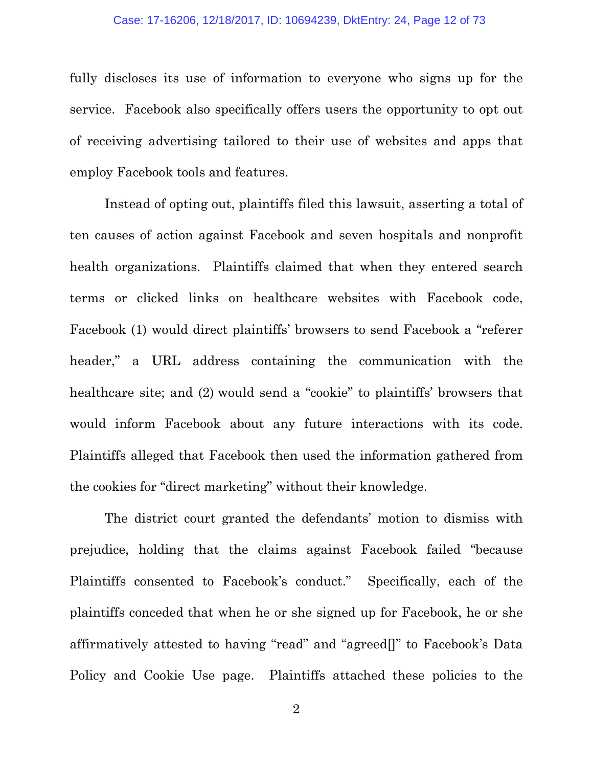fully discloses its use of information to everyone who signs up for the service. Facebook also specifically offers users the opportunity to opt out of receiving advertising tailored to their use of websites and apps that employ Facebook tools and features.

Instead of opting out, plaintiffs filed this lawsuit, asserting a total of ten causes of action against Facebook and seven hospitals and nonprofit health organizations. Plaintiffs claimed that when they entered search terms or clicked links on healthcare websites with Facebook code, Facebook (1) would direct plaintiffs' browsers to send Facebook a "referer header," a URL address containing the communication with the healthcare site; and (2) would send a "cookie" to plaintiffs' browsers that would inform Facebook about any future interactions with its code. Plaintiffs alleged that Facebook then used the information gathered from the cookies for "direct marketing" without their knowledge.

The district court granted the defendants' motion to dismiss with prejudice, holding that the claims against Facebook failed "because Plaintiffs consented to Facebook's conduct." Specifically, each of the plaintiffs conceded that when he or she signed up for Facebook, he or she affirmatively attested to having "read" and "agreed[]" to Facebook's Data Policy and Cookie Use page. Plaintiffs attached these policies to the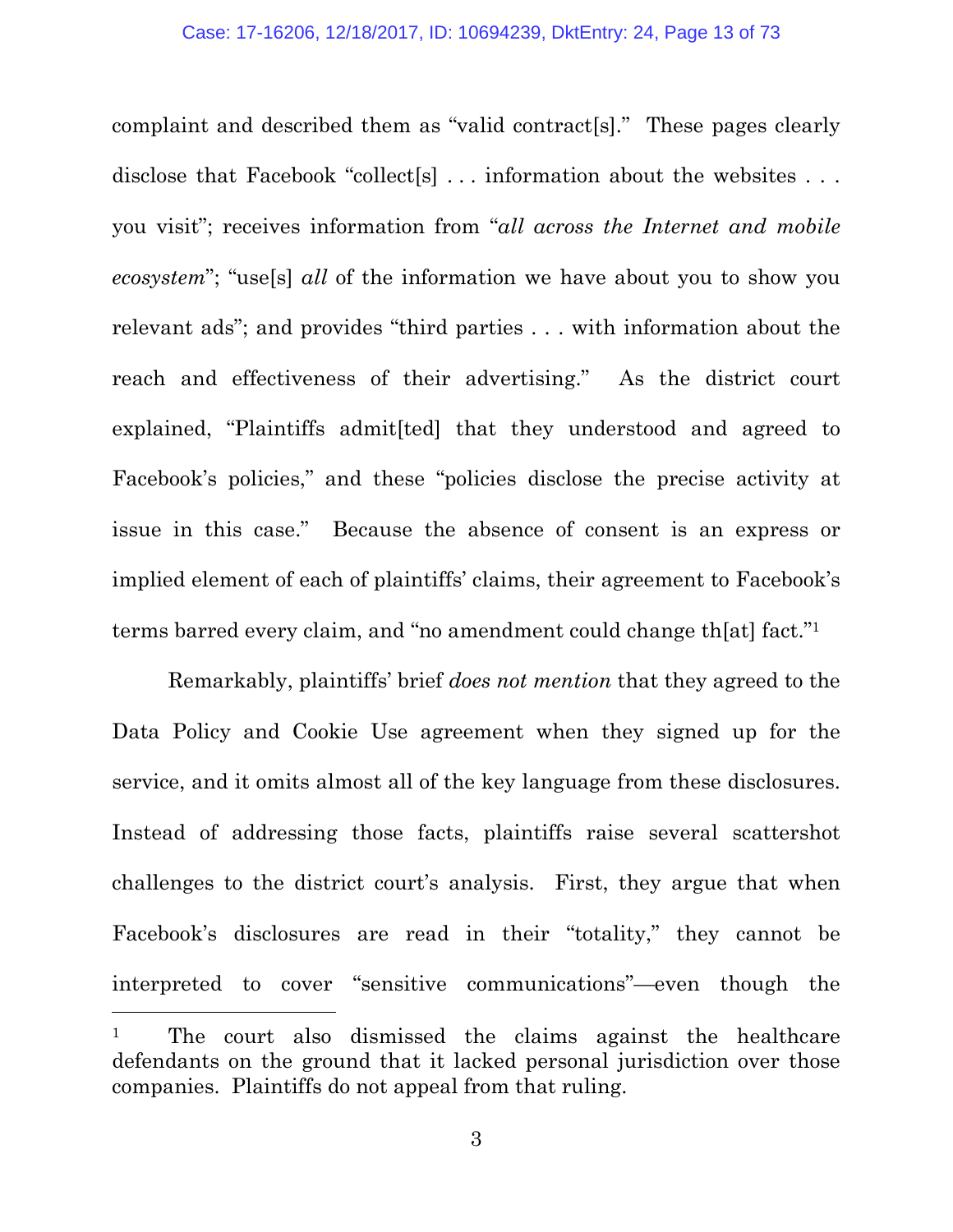complaint and described them as "valid contract[s]." These pages clearly disclose that Facebook "collect[s] . . . information about the websites . . . you visit"; receives information from "*all across the Internet and mobile ecosystem*"; "use[s] *all* of the information we have about you to show you relevant ads"; and provides "third parties . . . with information about the reach and effectiveness of their advertising." As the district court explained, "Plaintiffs admit[ted] that they understood and agreed to Facebook's policies," and these "policies disclose the precise activity at issue in this case." Because the absence of consent is an express or implied element of each of plaintiffs' claims, their agreement to Facebook's terms barred every claim, and "no amendment could change th[at] fact."[1]

Remarkably, plaintiffs' brief *does not mention* that they agreed to the Data Policy and Cookie Use agreement when they signed up for the service, and it omits almost all of the key language from these disclosures. Instead of addressing those facts, plaintiffs raise several scattershot challenges to the district court's analysis. First, they argue that when Facebook's disclosures are read in their "totality," they cannot be interpreted to cover "sensitive communications"—even though the

[1] The court also dismissed the claims against the healthcare defendants on the ground that it lacked personal jurisdiction over those companies. Plaintiffs do not appeal from that ruling.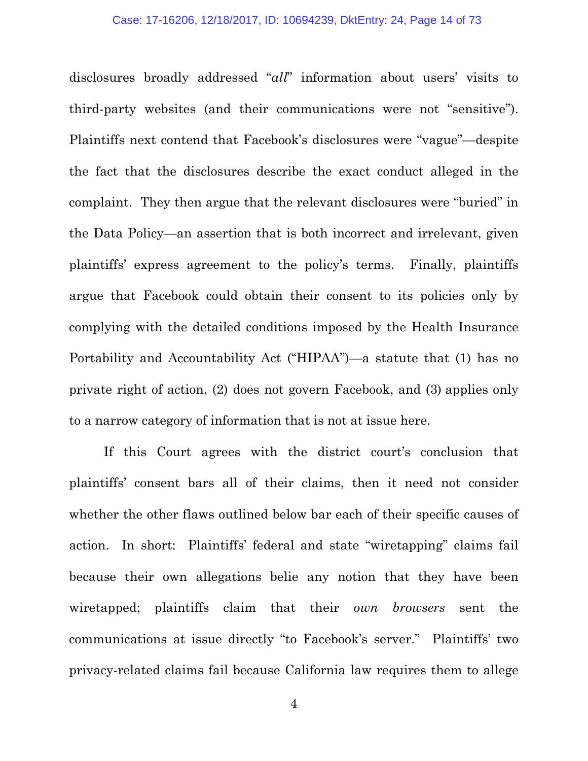disclosures broadly addressed "*all*" information about users' visits to third-party websites (and their communications were not "sensitive"). Plaintiffs next contend that Facebook's disclosures were "vague"—despite the fact that the disclosures describe the exact conduct alleged in the complaint. They then argue that the relevant disclosures were "buried" in the Data Policy—an assertion that is both incorrect and irrelevant, given plaintiffs' express agreement to the policy's terms. Finally, plaintiffs argue that Facebook could obtain their consent to its policies only by complying with the detailed conditions imposed by the Health Insurance Portability and Accountability Act ("HIPAA")—a statute that (1) has no private right of action, (2) does not govern Facebook, and (3) applies only to a narrow category of information that is not at issue here.

If this Court agrees with the district court's conclusion that plaintiffs' consent bars all of their claims, then it need not consider whether the other flaws outlined below bar each of their specific causes of action. In short: Plaintiffs' federal and state "wiretapping" claims fail because their own allegations belie any notion that they have been wiretapped; plaintiffs claim that their *own browsers* sent the communications at issue directly "to Facebook's server." Plaintiffs' two privacy-related claims fail because California law requires them to allege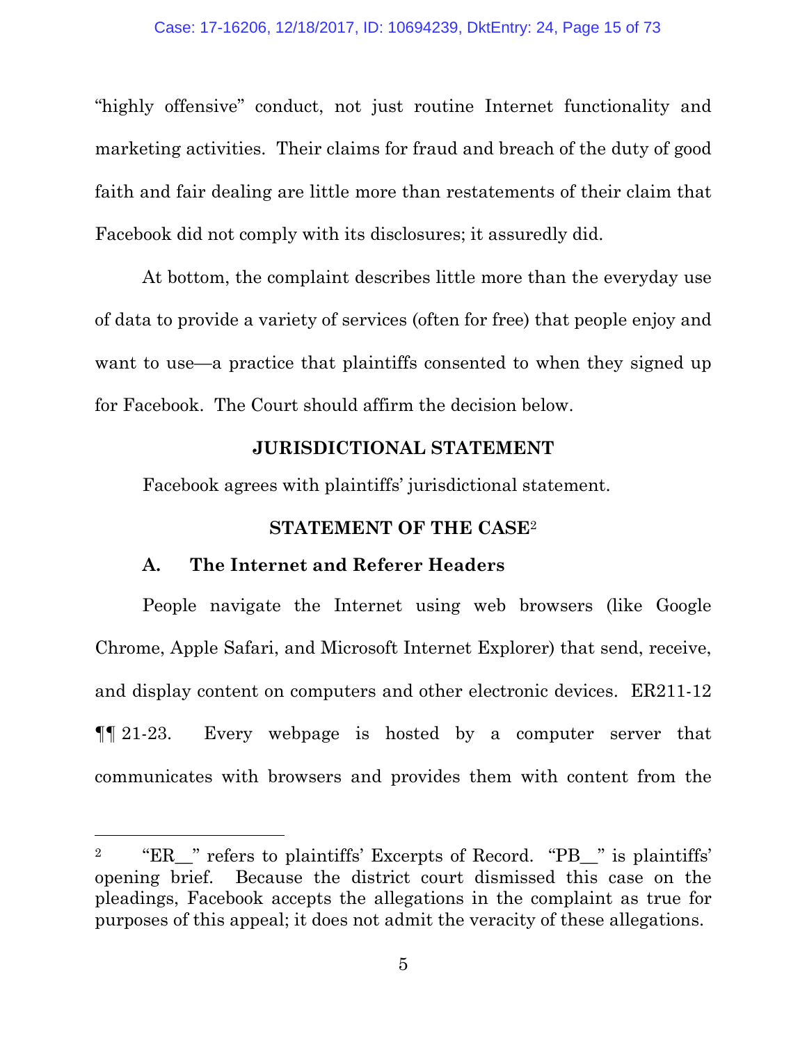"highly offensive" conduct, not just routine Internet functionality and marketing activities. Their claims for fraud and breach of the duty of good faith and fair dealing are little more than restatements of their claim that Facebook did not comply with its disclosures; it assuredly did.

At bottom, the complaint describes little more than the everyday use of data to provide a variety of services (often for free) that people enjoy and want to use—a practice that plaintiffs consented to when they signed up for Facebook. The Court should affirm the decision below.

## JURISDICTIONAL STATEMENT

Facebook agrees with plaintiffs' jurisdictional statement.

## STATEMENT OF THE CASE[2]

### A. The Internet and Referer Headers

People navigate the Internet using web browsers (like Google Chrome, Apple Safari, and Microsoft Internet Explorer) that send, receive, and display content on computers and other electronic devices. ER211-12 ¶¶ 21-23. Every webpage is hosted by a computer server that communicates with browsers and provides them with content from the

---

[2] "ER__" refers to plaintiffs' Excerpts of Record. "PB__" is plaintiffs' opening brief. Because the district court dismissed this case on the pleadings, Facebook accepts the allegations in the complaint as true for purposes of this appeal; it does not admit the veracity of these allegations.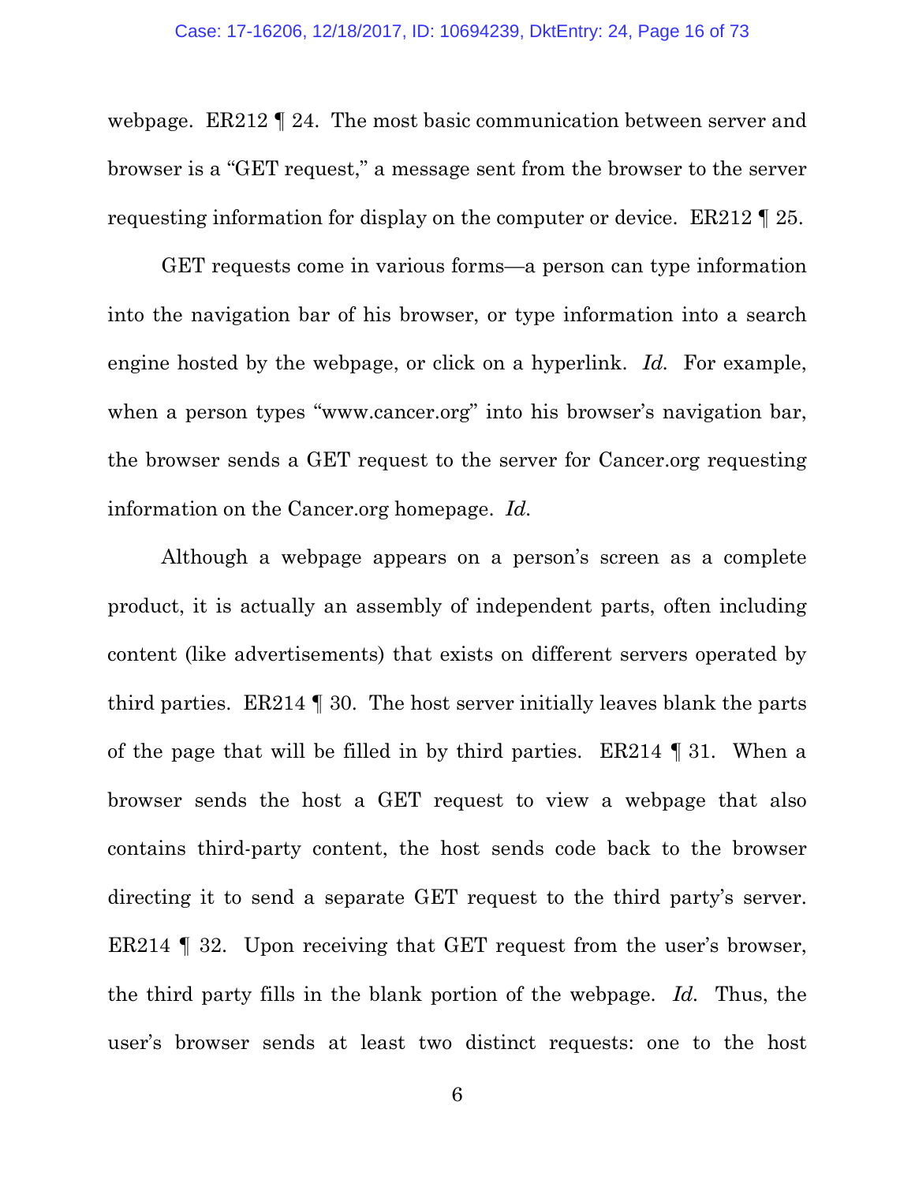webpage. ER212 ¶ 24. The most basic communication between server and browser is a "GET request," a message sent from the browser to the server requesting information for display on the computer or device. ER212 ¶ 25.

GET requests come in various forms—a person can type information into the navigation bar of his browser, or type information into a search engine hosted by the webpage, or click on a hyperlink. *Id.* For example, when a person types "www.cancer.org" into his browser's navigation bar, the browser sends a GET request to the server for Cancer.org requesting information on the Cancer.org homepage. *Id.*

Although a webpage appears on a person's screen as a complete product, it is actually an assembly of independent parts, often including content (like advertisements) that exists on different servers operated by third parties. ER214 ¶ 30. The host server initially leaves blank the parts of the page that will be filled in by third parties. ER214 ¶ 31. When a browser sends the host a GET request to view a webpage that also contains third-party content, the host sends code back to the browser directing it to send a separate GET request to the third party's server. ER214 ¶ 32. Upon receiving that GET request from the user's browser, the third party fills in the blank portion of the webpage. *Id.* Thus, the user's browser sends at least two distinct requests: one to the host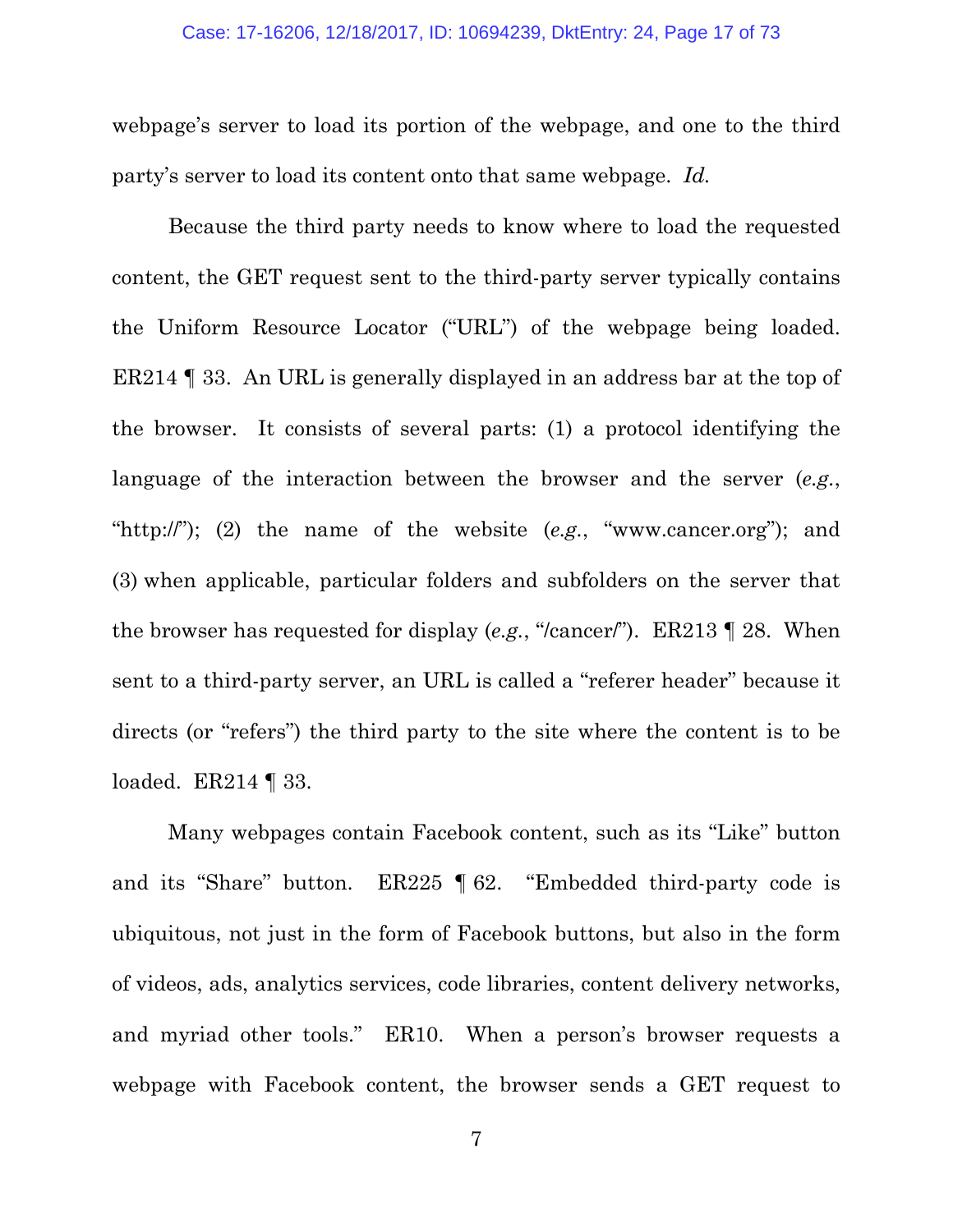webpage's server to load its portion of the webpage, and one to the third party's server to load its content onto that same webpage. *Id.*

Because the third party needs to know where to load the requested content, the GET request sent to the third-party server typically contains the Uniform Resource Locator ("URL") of the webpage being loaded. ER214 ¶ 33. An URL is generally displayed in an address bar at the top of the browser. It consists of several parts: (1) a protocol identifying the language of the interaction between the browser and the server (*e.g.*, "http://"); (2) the name of the website (*e.g.*, "www.cancer.org"); and (3) when applicable, particular folders and subfolders on the server that the browser has requested for display (*e.g.*, "/cancer/"). ER213 ¶ 28. When sent to a third-party server, an URL is called a "referer header" because it directs (or "refers") the third party to the site where the content is to be loaded. ER214 ¶ 33.

Many webpages contain Facebook content, such as its "Like" button and its "Share" button. ER225 ¶ 62. "Embedded third-party code is ubiquitous, not just in the form of Facebook buttons, but also in the form of videos, ads, analytics services, code libraries, content delivery networks, and myriad other tools." ER10. When a person's browser requests a webpage with Facebook content, the browser sends a GET request to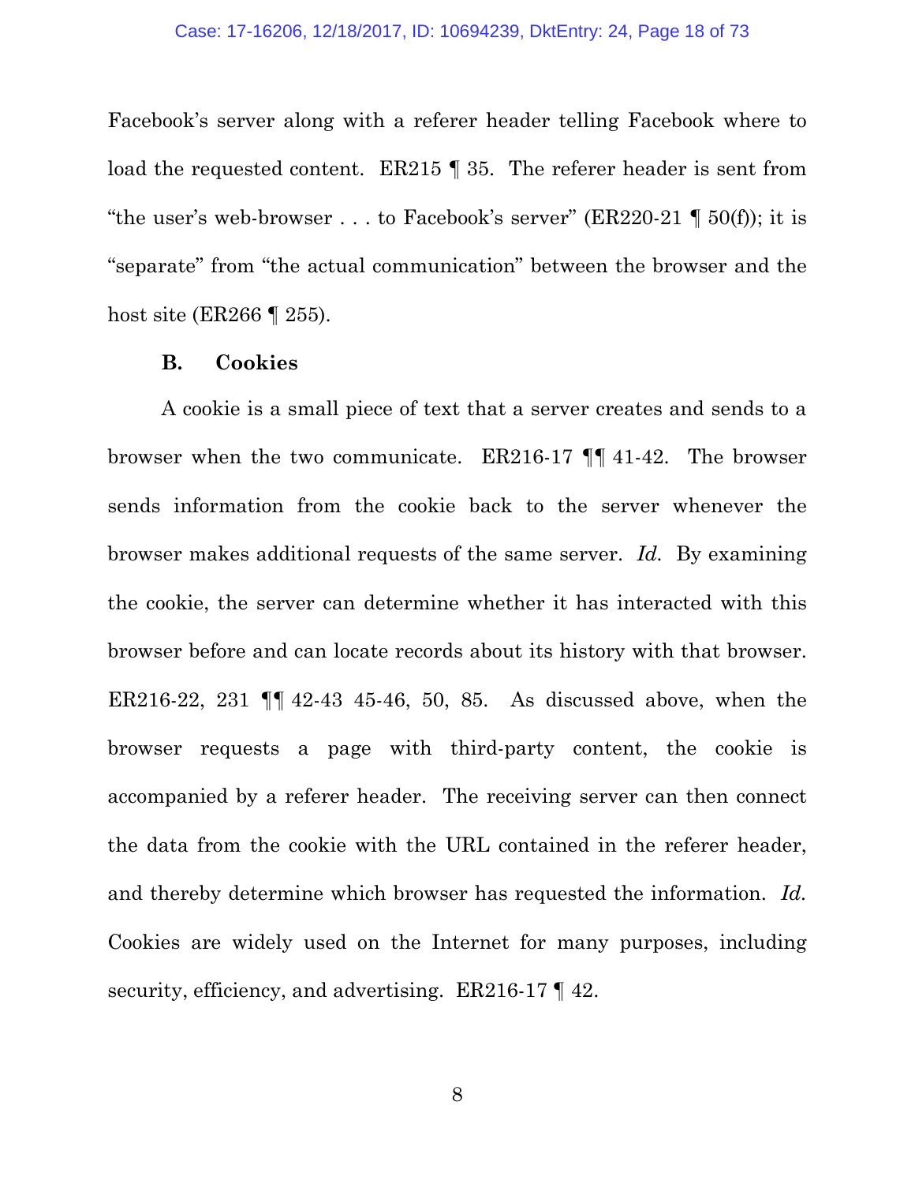Facebook's server along with a referer header telling Facebook where to load the requested content. ER215 ¶ 35. The referer header is sent from "the user's web-browser . . . to Facebook's server" (ER220-21 ¶ 50(f)); it is "separate" from "the actual communication" between the browser and the host site (ER266 ¶ 255).

### B. Cookies

A cookie is a small piece of text that a server creates and sends to a browser when the two communicate. ER216-17 ¶¶ 41-42. The browser sends information from the cookie back to the server whenever the browser makes additional requests of the same server. *Id.* By examining the cookie, the server can determine whether it has interacted with this browser before and can locate records about its history with that browser. ER216-22, 231 ¶¶ 42-43 45-46, 50, 85. As discussed above, when the browser requests a page with third-party content, the cookie is accompanied by a referer header. The receiving server can then connect the data from the cookie with the URL contained in the referer header, and thereby determine which browser has requested the information. *Id.* Cookies are widely used on the Internet for many purposes, including security, efficiency, and advertising. ER216-17 ¶ 42.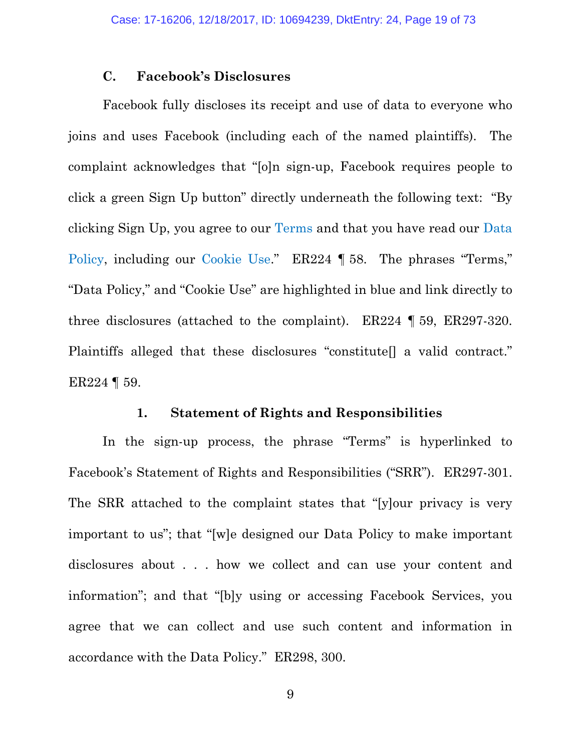### C. Facebook's Disclosures

Facebook fully discloses its receipt and use of data to everyone who joins and uses Facebook (including each of the named plaintiffs). The complaint acknowledges that "[o]n sign-up, Facebook requires people to click a green Sign Up button" directly underneath the following text: "By clicking Sign Up, you agree to our Terms and that you have read our Data Policy, including our Cookie Use." ER224 ¶ 58. The phrases "Terms," "Data Policy," and "Cookie Use" are highlighted in blue and link directly to three disclosures (attached to the complaint). ER224 ¶ 59, ER297-320. Plaintiffs alleged that these disclosures "constitute[] a valid contract." ER224 ¶ 59.

#### 1. Statement of Rights and Responsibilities

In the sign-up process, the phrase "Terms" is hyperlinked to Facebook's Statement of Rights and Responsibilities ("SRR"). ER297-301. The SRR attached to the complaint states that "[y]our privacy is very important to us"; that "[w]e designed our Data Policy to make important disclosures about . . . how we collect and can use your content and information"; and that "[b]y using or accessing Facebook Services, you agree that we can collect and use such content and information in accordance with the Data Policy." ER298, 300.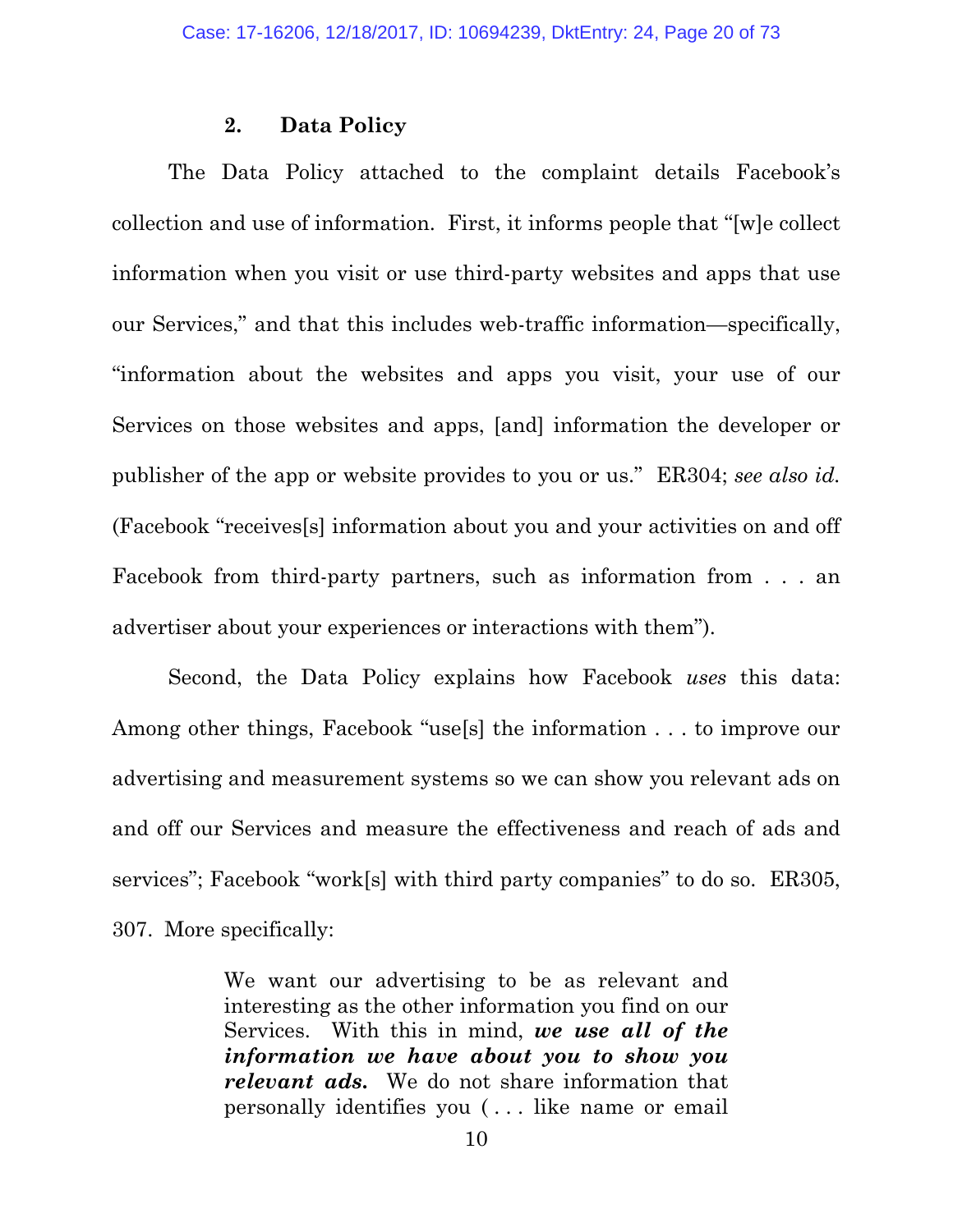### 2. Data Policy

The Data Policy attached to the complaint details Facebook's collection and use of information. First, it informs people that "[w]e collect information when you visit or use third-party websites and apps that use our Services," and that this includes web-traffic information—specifically, "information about the websites and apps you visit, your use of our Services on those websites and apps, [and] information the developer or publisher of the app or website provides to you or us." ER304; *see also id.* (Facebook "receives[s] information about you and your activities on and off Facebook from third-party partners, such as information from . . . an advertiser about your experiences or interactions with them").

Second, the Data Policy explains how Facebook *uses* this data: Among other things, Facebook "use[s] the information . . . to improve our advertising and measurement systems so we can show you relevant ads on and off our Services and measure the effectiveness and reach of ads and services"; Facebook "work[s] with third party companies" to do so. ER305, 307. More specifically:

> We want our advertising to be as relevant and interesting as the other information you find on our Services. With this in mind, ***we use all of the information we have about you to show you relevant ads.*** We do not share information that personally identifies you ( . . . like name or email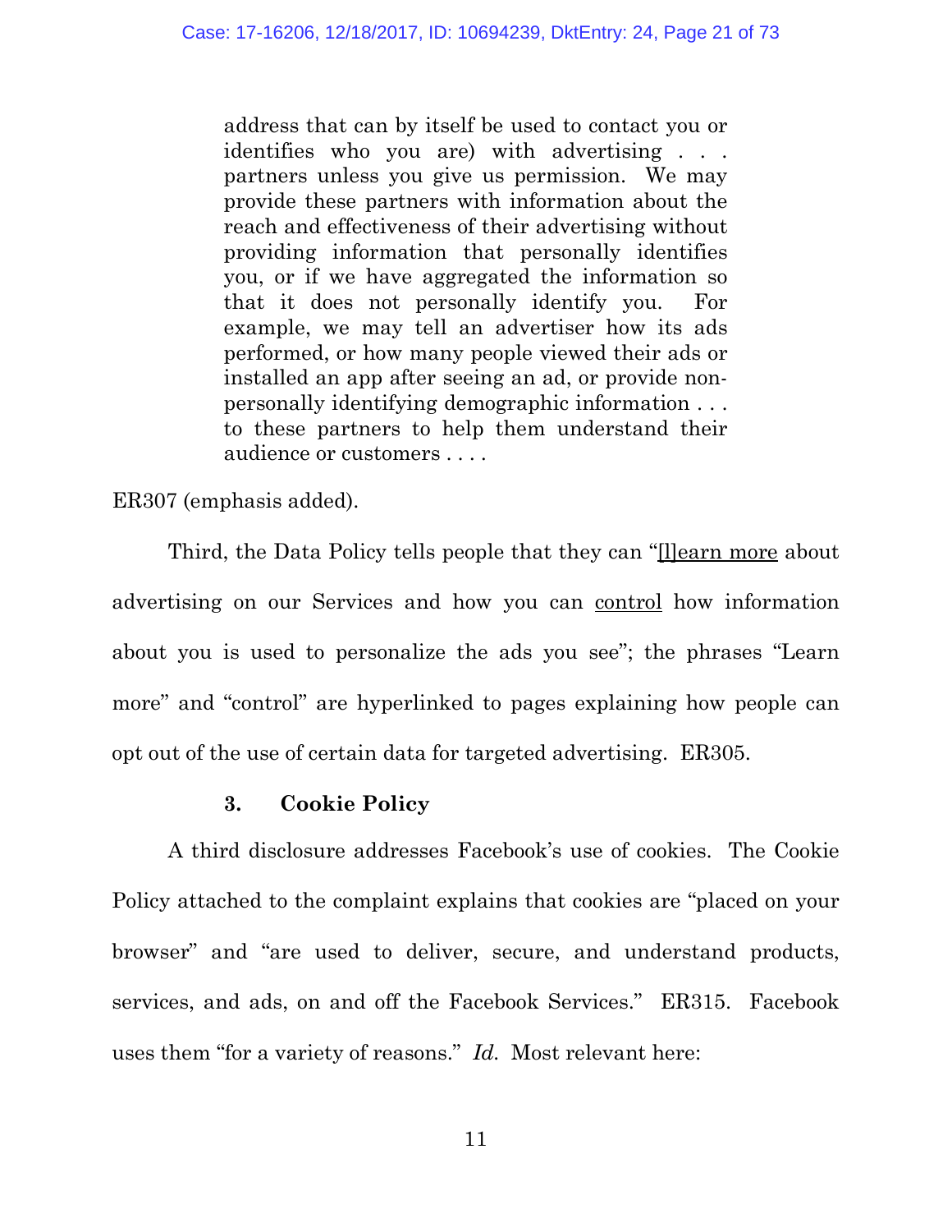> address that can by itself be used to contact you or identifies who you are) with advertising . . . partners unless you give us permission. We may provide these partners with information about the reach and effectiveness of their advertising without providing information that personally identifies you, or if we have aggregated the information so that it does not personally identify you. For example, we may tell an advertiser how its ads performed, or how many people viewed their ads or installed an app after seeing an ad, or provide non-personally identifying demographic information . . . to these partners to help them understand their audience or customers . . . .

ER307 (emphasis added).

Third, the Data Policy tells people that they can "<u>[l]earn more</u> about advertising on our Services and how you can <u>control</u> how information about you is used to personalize the ads you see"; the phrases "Learn more" and "control" are hyperlinked to pages explaining how people can opt out of the use of certain data for targeted advertising. ER305.

### 3. Cookie Policy

A third disclosure addresses Facebook's use of cookies. The Cookie Policy attached to the complaint explains that cookies are "placed on your browser" and "are used to deliver, secure, and understand products, services, and ads, on and off the Facebook Services." ER315. Facebook uses them "for a variety of reasons." *Id.* Most relevant here: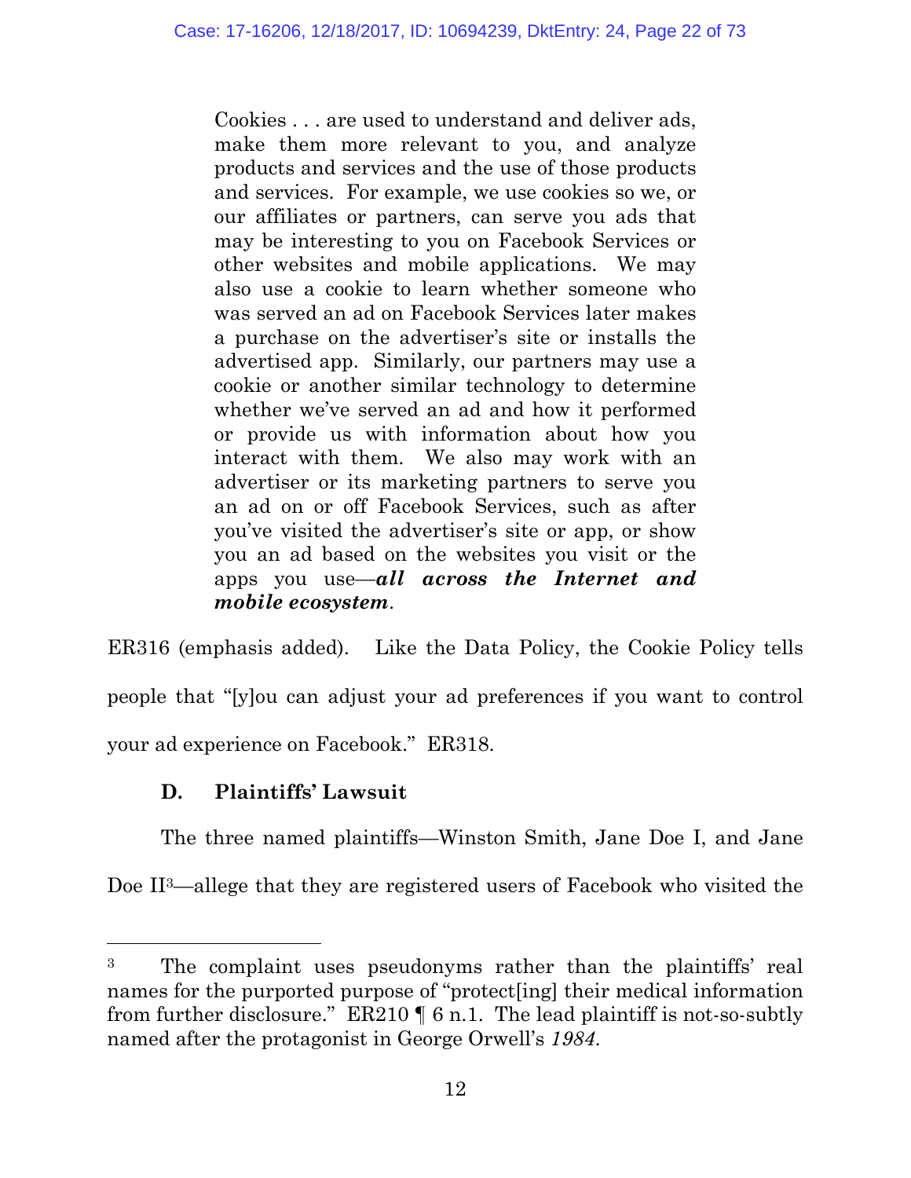> Cookies . . . are used to understand and deliver ads, make them more relevant to you, and analyze products and services and the use of those products and services. For example, we use cookies so we, or our affiliates or partners, can serve you ads that may be interesting to you on Facebook Services or other websites and mobile applications. We may also use a cookie to learn whether someone who was served an ad on Facebook Services later makes a purchase on the advertiser's site or installs the advertised app. Similarly, our partners may use a cookie or another similar technology to determine whether we've served an ad and how it performed or provide us with information about how you interact with them. We also may work with an advertiser or its marketing partners to serve you an ad on or off Facebook Services, such as after you've visited the advertiser's site or app, or show you an ad based on the websites you visit or the apps you use—***all across the Internet and mobile ecosystem***.

ER316 (emphasis added). Like the Data Policy, the Cookie Policy tells people that "[y]ou can adjust your ad preferences if you want to control your ad experience on Facebook." ER318.

### D. Plaintiffs' Lawsuit

The three named plaintiffs—Winston Smith, Jane Doe I, and Jane Doe II[3]—allege that they are registered users of Facebook who visited the

---

[3] The complaint uses pseudonyms rather than the plaintiffs' real names for the purported purpose of "protect[ing] their medical information from further disclosure." ER210 ¶ 6 n.1. The lead plaintiff is not-so-subtly named after the protagonist in George Orwell's *1984*.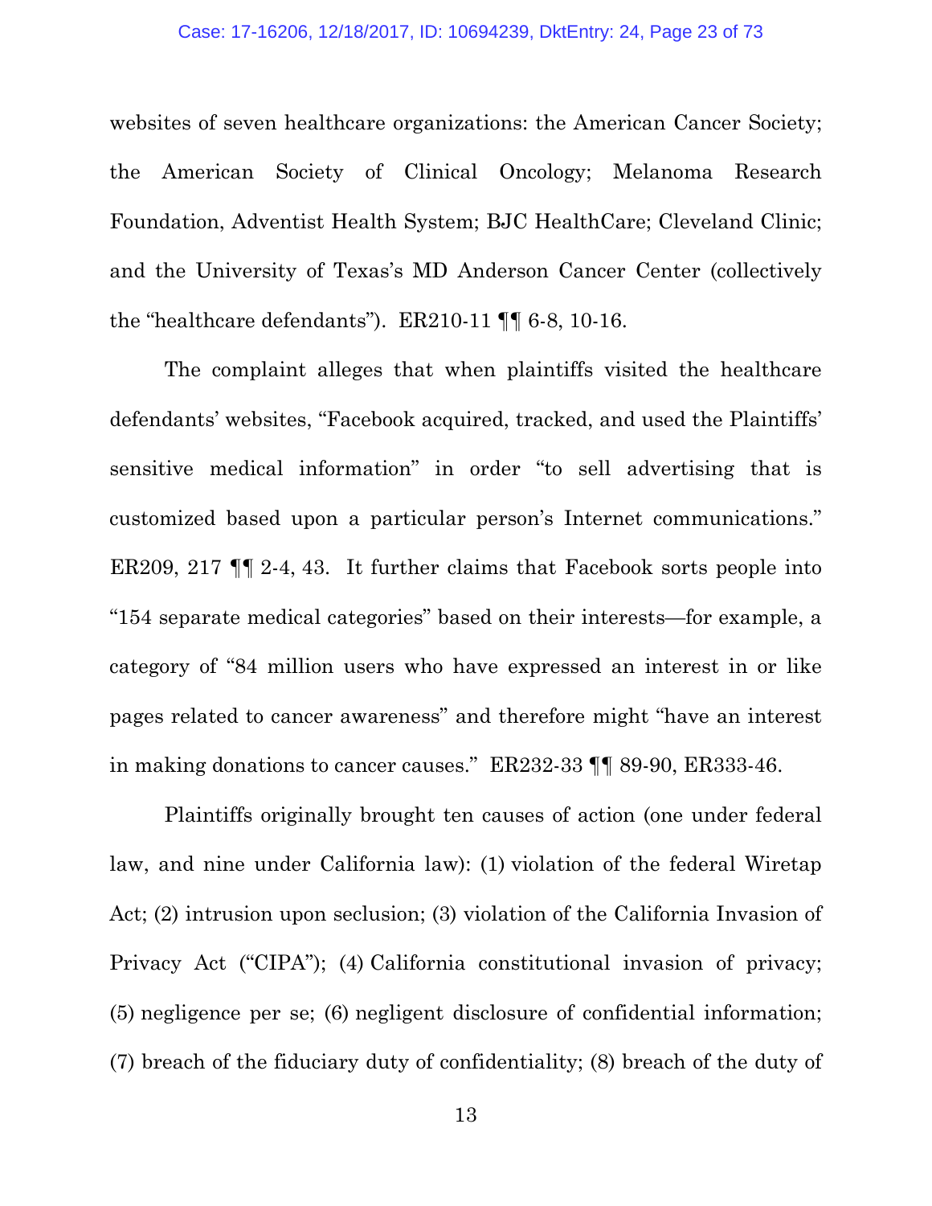websites of seven healthcare organizations: the American Cancer Society; the American Society of Clinical Oncology; Melanoma Research Foundation, Adventist Health System; BJC HealthCare; Cleveland Clinic; and the University of Texas's MD Anderson Cancer Center (collectively the "healthcare defendants"). ER210-11 ¶¶ 6-8, 10-16.

The complaint alleges that when plaintiffs visited the healthcare defendants' websites, "Facebook acquired, tracked, and used the Plaintiffs' sensitive medical information" in order "to sell advertising that is customized based upon a particular person's Internet communications." ER209, 217 ¶¶ 2-4, 43. It further claims that Facebook sorts people into "154 separate medical categories" based on their interests—for example, a category of "84 million users who have expressed an interest in or like pages related to cancer awareness" and therefore might "have an interest in making donations to cancer causes." ER232-33 ¶¶ 89-90, ER333-46.

Plaintiffs originally brought ten causes of action (one under federal law, and nine under California law): (1) violation of the federal Wiretap Act; (2) intrusion upon seclusion; (3) violation of the California Invasion of Privacy Act ("CIPA"); (4) California constitutional invasion of privacy; (5) negligence per se; (6) negligent disclosure of confidential information; (7) breach of the fiduciary duty of confidentiality; (8) breach of the duty of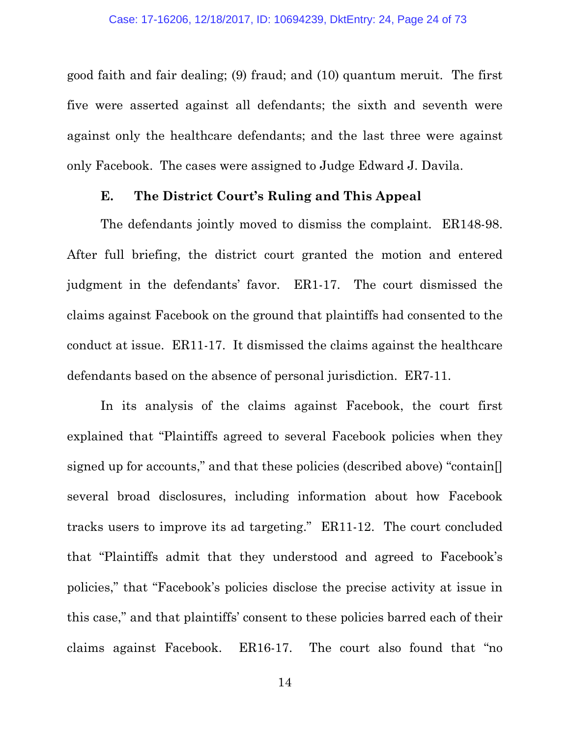good faith and fair dealing; (9) fraud; and (10) quantum meruit. The first five were asserted against all defendants; the sixth and seventh were against only the healthcare defendants; and the last three were against only Facebook. The cases were assigned to Judge Edward J. Davila.

### E. The District Court's Ruling and This Appeal

The defendants jointly moved to dismiss the complaint. ER148-98. After full briefing, the district court granted the motion and entered judgment in the defendants' favor. ER1-17. The court dismissed the claims against Facebook on the ground that plaintiffs had consented to the conduct at issue. ER11-17. It dismissed the claims against the healthcare defendants based on the absence of personal jurisdiction. ER7-11.

In its analysis of the claims against Facebook, the court first explained that "Plaintiffs agreed to several Facebook policies when they signed up for accounts," and that these policies (described above) "contain[] several broad disclosures, including information about how Facebook tracks users to improve its ad targeting." ER11-12. The court concluded that "Plaintiffs admit that they understood and agreed to Facebook's policies," that "Facebook's policies disclose the precise activity at issue in this case," and that plaintiffs' consent to these policies barred each of their claims against Facebook. ER16-17. The court also found that "no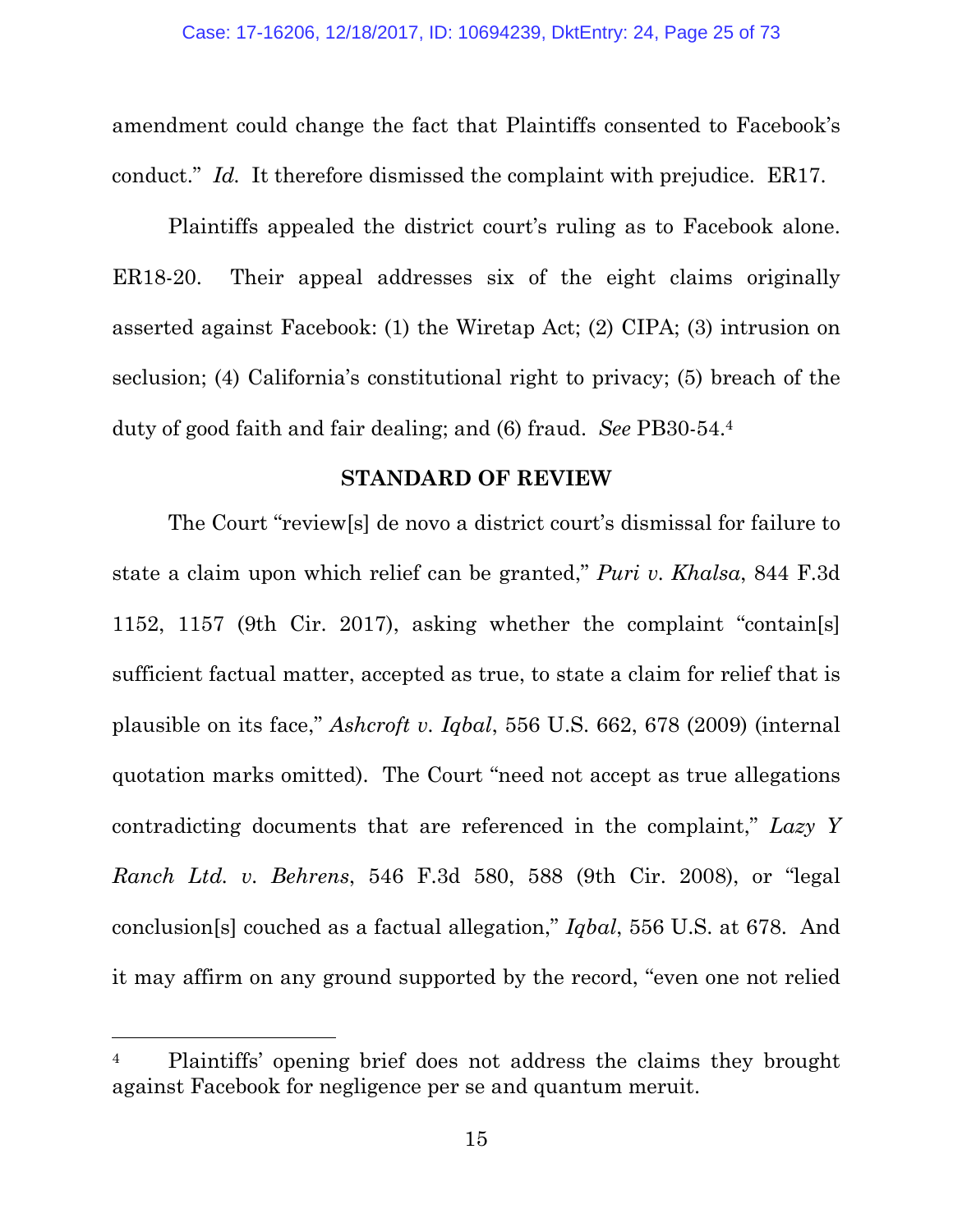amendment could change the fact that Plaintiffs consented to Facebook's conduct." *Id.* It therefore dismissed the complaint with prejudice. ER17.

Plaintiffs appealed the district court's ruling as to Facebook alone. ER18-20. Their appeal addresses six of the eight claims originally asserted against Facebook: (1) the Wiretap Act; (2) CIPA; (3) intrusion on seclusion; (4) California's constitutional right to privacy; (5) breach of the duty of good faith and fair dealing; and (6) fraud. *See* PB30-54.[4]

## STANDARD OF REVIEW

The Court "review[s] de novo a district court's dismissal for failure to state a claim upon which relief can be granted," *Puri v. Khalsa*, 844 F.3d 1152, 1157 (9th Cir. 2017), asking whether the complaint "contain[s] sufficient factual matter, accepted as true, to state a claim for relief that is plausible on its face," *Ashcroft v. Iqbal*, 556 U.S. 662, 678 (2009) (internal quotation marks omitted). The Court "need not accept as true allegations contradicting documents that are referenced in the complaint," *Lazy Y Ranch Ltd. v. Behrens*, 546 F.3d 580, 588 (9th Cir. 2008), or "legal conclusion[s] couched as a factual allegation," *Iqbal*, 556 U.S. at 678. And it may affirm on any ground supported by the record, "even one not relied

---

[4] Plaintiffs' opening brief does not address the claims they brought against Facebook for negligence per se and quantum meruit.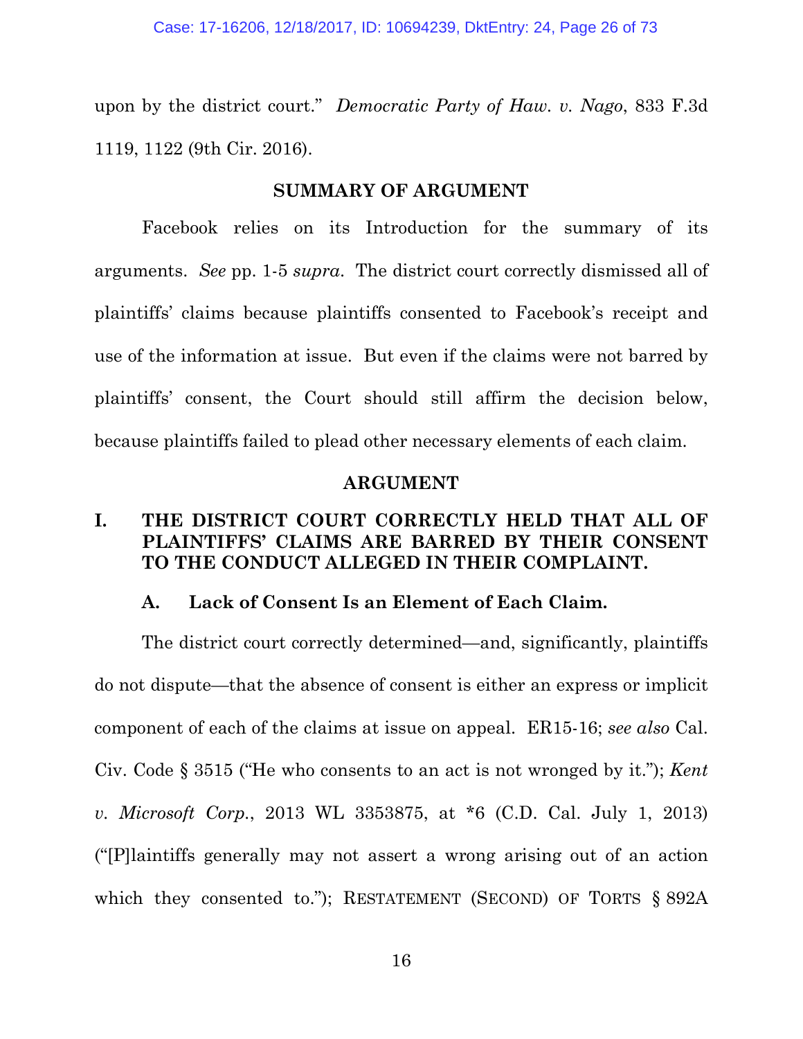upon by the district court." *Democratic Party of Haw. v. Nago*, 833 F.3d 1119, 1122 (9th Cir. 2016).

## SUMMARY OF ARGUMENT

Facebook relies on its Introduction for the summary of its arguments. *See* pp. 1-5 *supra*. The district court correctly dismissed all of plaintiffs' claims because plaintiffs consented to Facebook's receipt and use of the information at issue. But even if the claims were not barred by plaintiffs' consent, the Court should still affirm the decision below, because plaintiffs failed to plead other necessary elements of each claim.

## ARGUMENT

### I. THE DISTRICT COURT CORRECTLY HELD THAT ALL OF PLAINTIFFS' CLAIMS ARE BARRED BY THEIR CONSENT TO THE CONDUCT ALLEGED IN THEIR COMPLAINT.

#### A. Lack of Consent Is an Element of Each Claim.

The district court correctly determined—and, significantly, plaintiffs do not dispute—that the absence of consent is either an express or implicit component of each of the claims at issue on appeal. ER15-16; *see also* Cal. Civ. Code § 3515 ("He who consents to an act is not wronged by it."); *Kent v. Microsoft Corp.*, 2013 WL 3353875, at *6 (C.D. Cal. July 1, 2013) ("[P]laintiffs generally may not assert a wrong arising out of an action which they consented to."); RESTATEMENT (SECOND) OF TORTS § 892A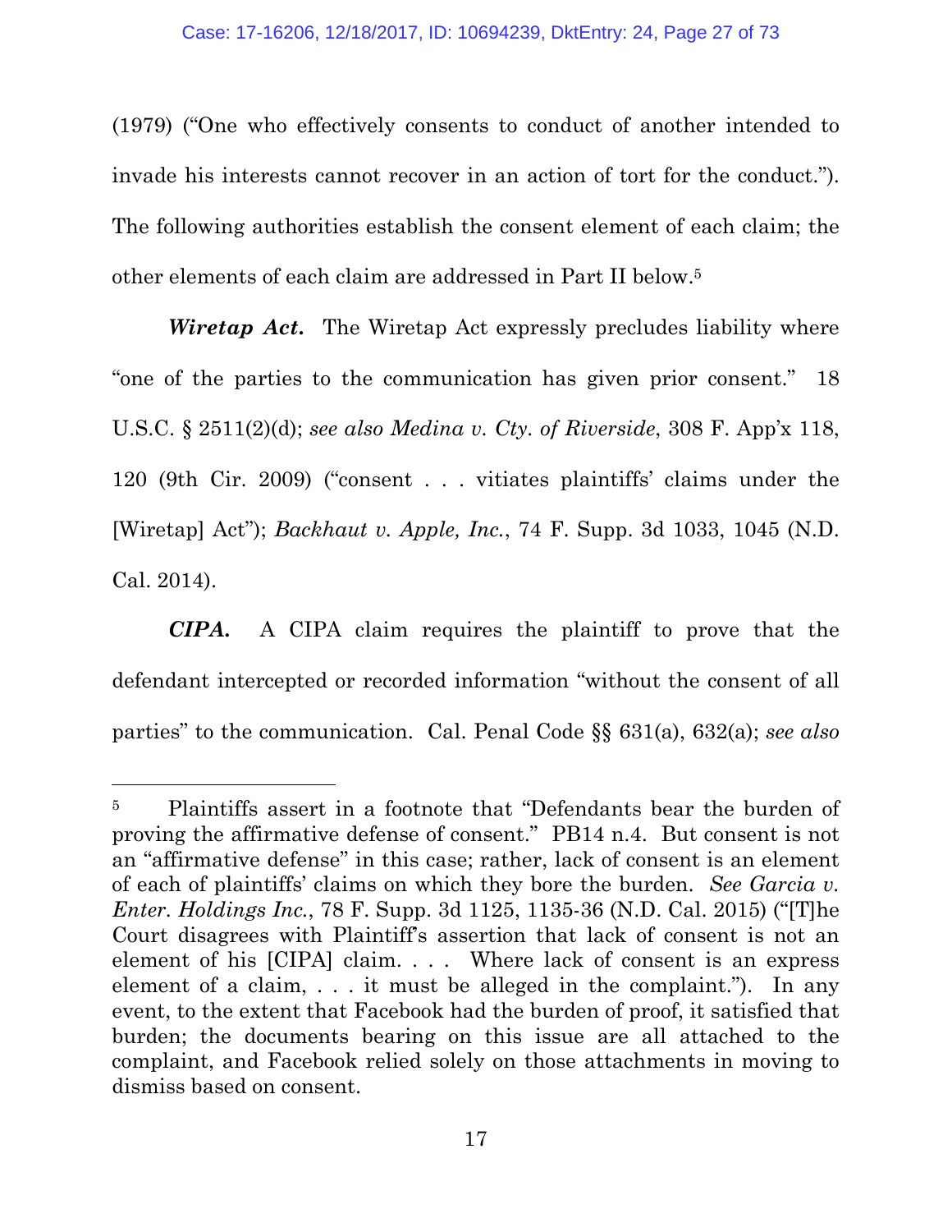(1979) ("One who effectively consents to conduct of another intended to invade his interests cannot recover in an action of tort for the conduct."). The following authorities establish the consent element of each claim; the other elements of each claim are addressed in Part II below.[5]

***Wiretap Act.*** The Wiretap Act expressly precludes liability where "one of the parties to the communication has given prior consent." 18 U.S.C. § 2511(2)(d); *see also Medina v. Cty. of Riverside*, 308 F. App'x 118, 120 (9th Cir. 2009) ("consent . . . vitiates plaintiffs' claims under the [Wiretap] Act"); *Backhaut v. Apple, Inc.*, 74 F. Supp. 3d 1033, 1045 (N.D. Cal. 2014).

***CIPA.*** A CIPA claim requires the plaintiff to prove that the defendant intercepted or recorded information "without the consent of all parties" to the communication. Cal. Penal Code §§ 631(a), 632(a); *see also*

---

[5] Plaintiffs assert in a footnote that "Defendants bear the burden of proving the affirmative defense of consent." PB14 n.4. But consent is not an "affirmative defense" in this case; rather, lack of consent is an element of each of plaintiffs' claims on which they bore the burden. *See Garcia v. Enter. Holdings Inc.*, 78 F. Supp. 3d 1125, 1135-36 (N.D. Cal. 2015) ("[T]he Court disagrees with Plaintiff's assertion that lack of consent is not an element of his [CIPA] claim. . . . Where lack of consent is an express element of a claim, . . . it must be alleged in the complaint."). In any event, to the extent that Facebook had the burden of proof, it satisfied that burden; the documents bearing on this issue are all attached to the complaint, and Facebook relied solely on those attachments in moving to dismiss based on consent.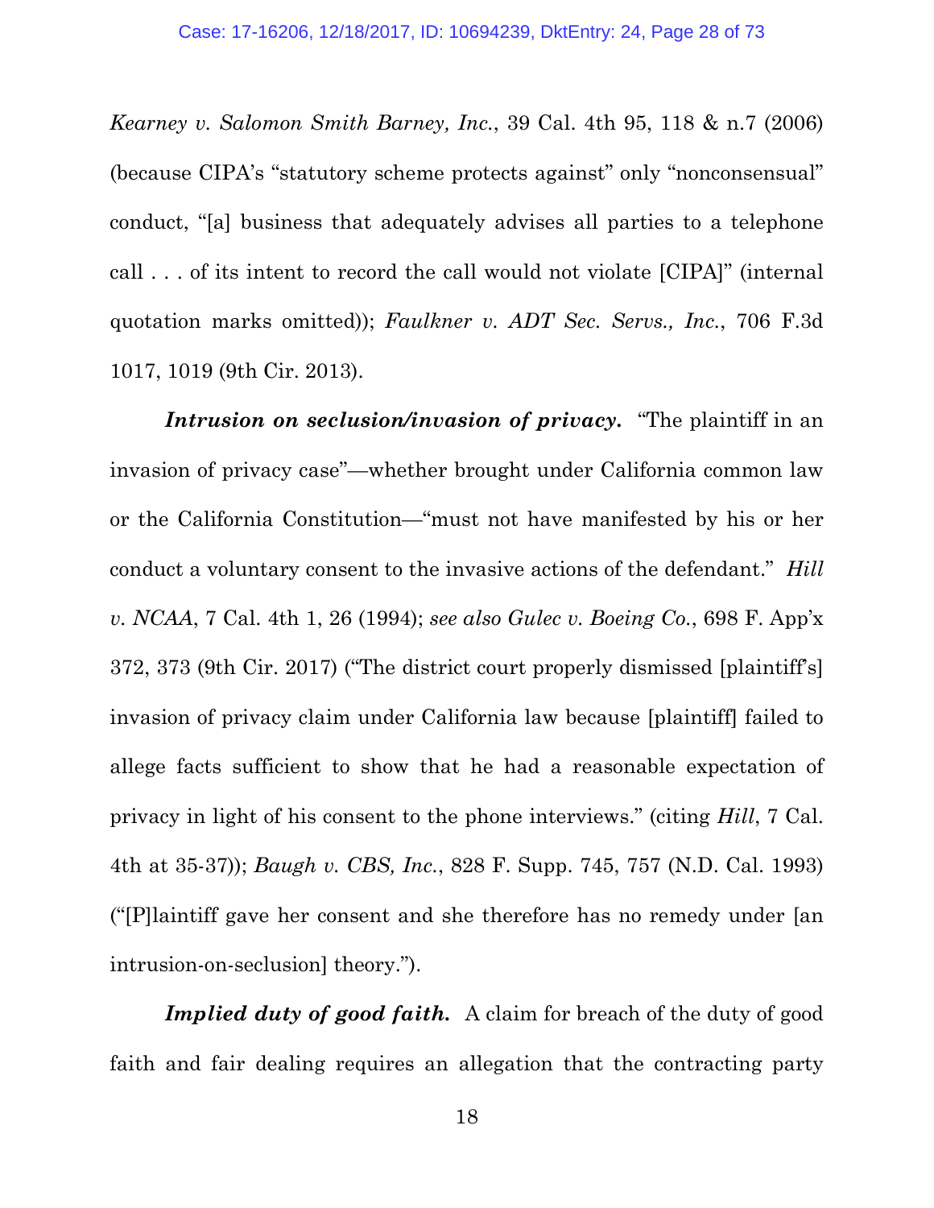*Kearney v. Salomon Smith Barney, Inc.*, 39 Cal. 4th 95, 118 & n.7 (2006) (because CIPA's "statutory scheme protects against" only "nonconsensual" conduct, "[a] business that adequately advises all parties to a telephone call . . . of its intent to record the call would not violate [CIPA]" (internal quotation marks omitted)); *Faulkner v. ADT Sec. Servs., Inc.*, 706 F.3d 1017, 1019 (9th Cir. 2013).

***Intrusion on seclusion/invasion of privacy.*** "The plaintiff in an invasion of privacy case"—whether brought under California common law or the California Constitution—"must not have manifested by his or her conduct a voluntary consent to the invasive actions of the defendant." *Hill v. NCAA*, 7 Cal. 4th 1, 26 (1994); *see also Gulec v. Boeing Co.*, 698 F. App'x 372, 373 (9th Cir. 2017) ("The district court properly dismissed [plaintiff's] invasion of privacy claim under California law because [plaintiff] failed to allege facts sufficient to show that he had a reasonable expectation of privacy in light of his consent to the phone interviews." (citing *Hill*, 7 Cal. 4th at 35-37)); *Baugh v. CBS, Inc.*, 828 F. Supp. 745, 757 (N.D. Cal. 1993) ("[P]laintiff gave her consent and she therefore has no remedy under [an intrusion-on-seclusion] theory.").

***Implied duty of good faith.*** A claim for breach of the duty of good faith and fair dealing requires an allegation that the contracting party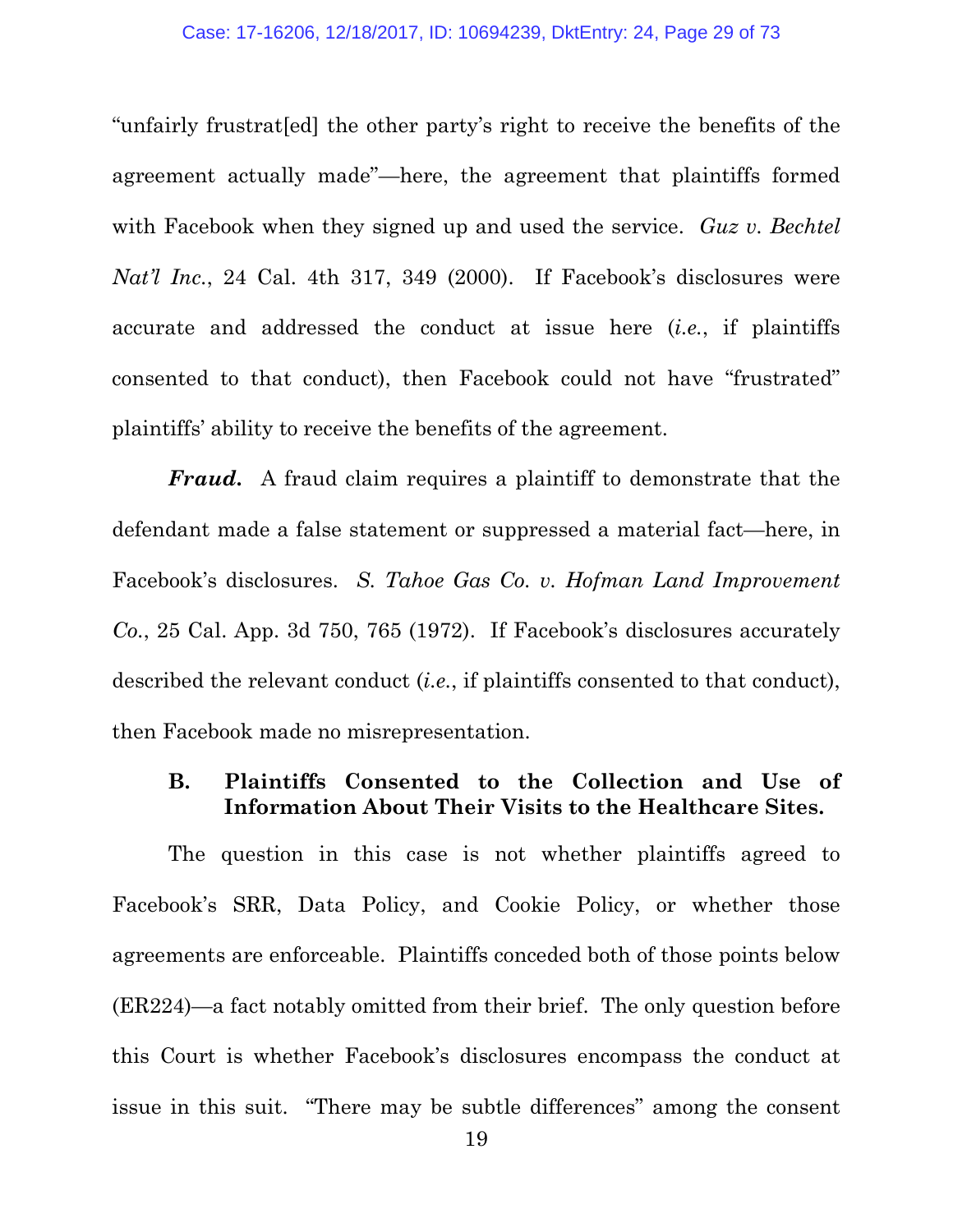"unfairly frustrat[ed] the other party's right to receive the benefits of the agreement actually made"—here, the agreement that plaintiffs formed with Facebook when they signed up and used the service. *Guz v. Bechtel Nat'l Inc.*, 24 Cal. 4th 317, 349 (2000). If Facebook's disclosures were accurate and addressed the conduct at issue here (*i.e.*, if plaintiffs consented to that conduct), then Facebook could not have "frustrated" plaintiffs' ability to receive the benefits of the agreement.

***Fraud.*** A fraud claim requires a plaintiff to demonstrate that the defendant made a false statement or suppressed a material fact—here, in Facebook's disclosures. *S. Tahoe Gas Co. v. Hofman Land Improvement Co.*, 25 Cal. App. 3d 750, 765 (1972). If Facebook's disclosures accurately described the relevant conduct (*i.e.*, if plaintiffs consented to that conduct), then Facebook made no misrepresentation.

### B. Plaintiffs Consented to the Collection and Use of Information About Their Visits to the Healthcare Sites.

The question in this case is not whether plaintiffs agreed to Facebook's SRR, Data Policy, and Cookie Policy, or whether those agreements are enforceable. Plaintiffs conceded both of those points below (ER224)—a fact notably omitted from their brief. The only question before this Court is whether Facebook's disclosures encompass the conduct at issue in this suit. "There may be subtle differences" among the consent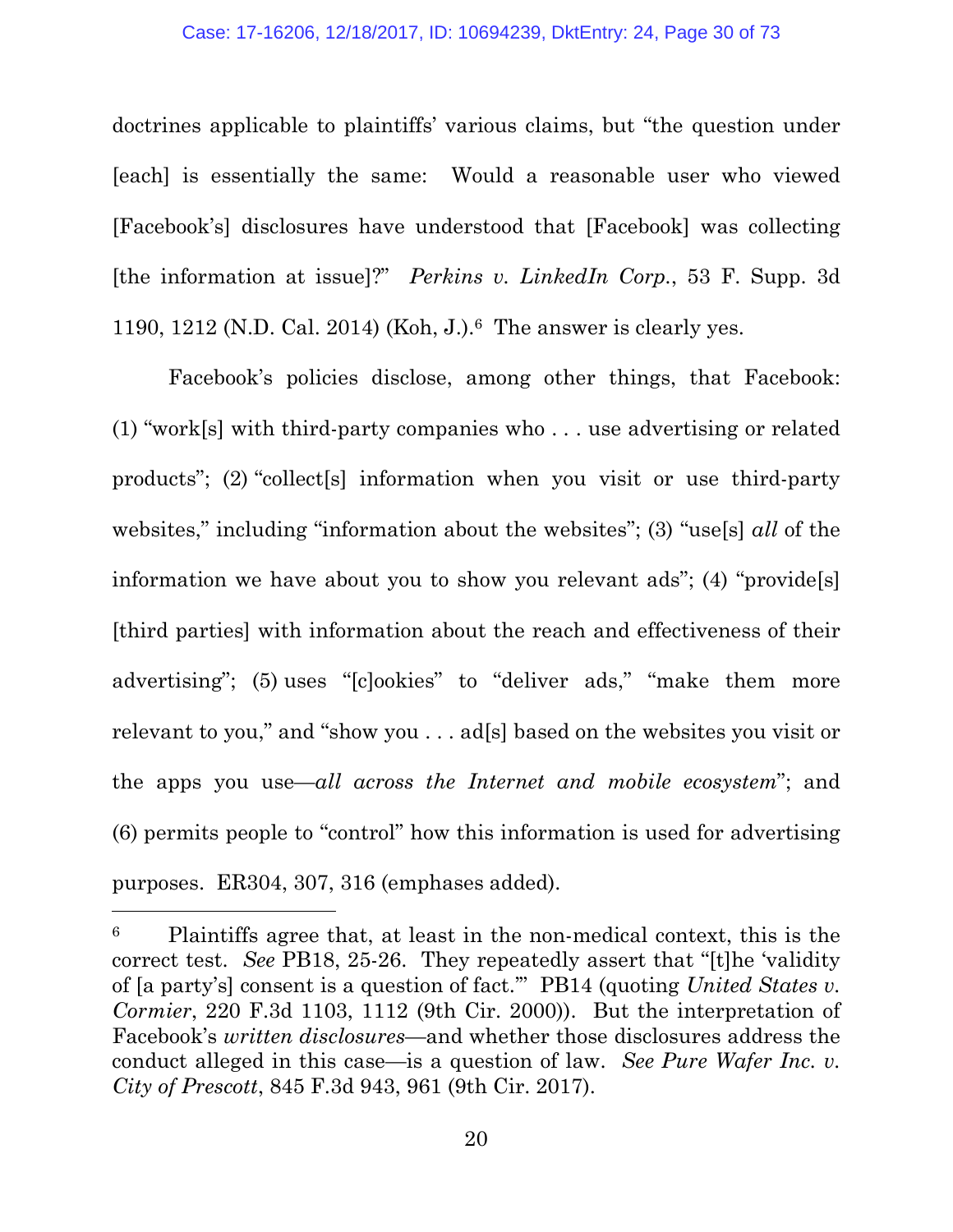doctrines applicable to plaintiffs' various claims, but "the question under [each] is essentially the same: Would a reasonable user who viewed [Facebook's] disclosures have understood that [Facebook] was collecting [the information at issue]?" *Perkins v. LinkedIn Corp.*, 53 F. Supp. 3d 1190, 1212 (N.D. Cal. 2014) (Koh, J.).[6] The answer is clearly yes.

Facebook's policies disclose, among other things, that Facebook: (1) "work[s] with third-party companies who . . . use advertising or related products"; (2) "collect[s] information when you visit or use third-party websites," including "information about the websites"; (3) "use[s] *all* of the information we have about you to show you relevant ads"; (4) "provide[s] [third parties] with information about the reach and effectiveness of their advertising"; (5) uses "[c]ookies" to "deliver ads," "make them more relevant to you," and "show you . . . ad[s] based on the websites you visit or the apps you use—*all across the Internet and mobile ecosystem*"; and (6) permits people to "control" how this information is used for advertising purposes. ER304, 307, 316 (emphases added).

---

[6] Plaintiffs agree that, at least in the non-medical context, this is the correct test. *See* PB18, 25-26. They repeatedly assert that "[t]he 'validity of [a party's] consent is a question of fact.'" PB14 (quoting *United States v. Cormier*, 220 F.3d 1103, 1112 (9th Cir. 2000)). But the interpretation of Facebook's *written disclosures*—and whether those disclosures address the conduct alleged in this case—is a question of law. *See Pure Wafer Inc. v. City of Prescott*, 845 F.3d 943, 961 (9th Cir. 2017).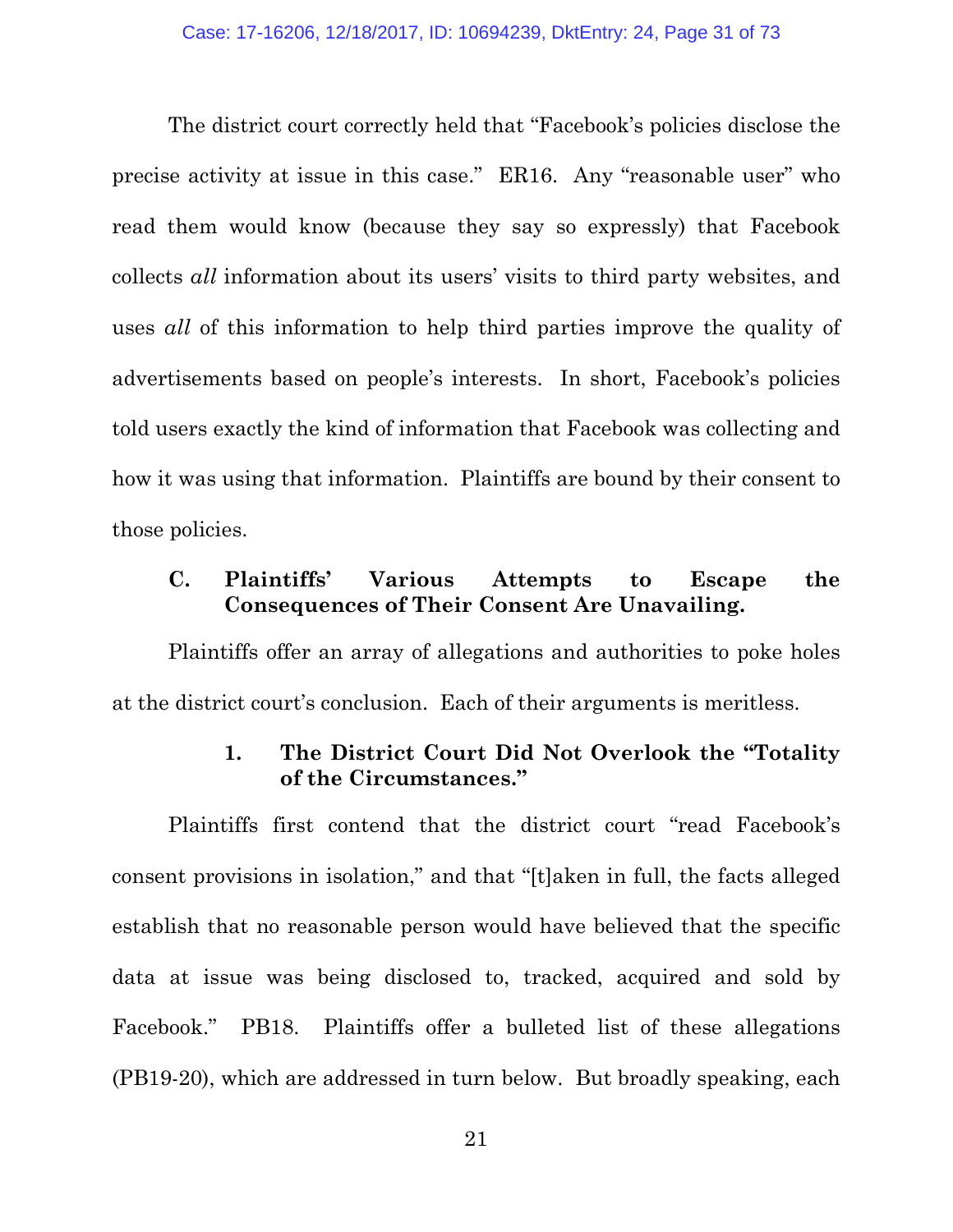The district court correctly held that "Facebook's policies disclose the precise activity at issue in this case." ER16. Any "reasonable user" who read them would know (because they say so expressly) that Facebook collects *all* information about its users' visits to third party websites, and uses *all* of this information to help third parties improve the quality of advertisements based on people's interests. In short, Facebook's policies told users exactly the kind of information that Facebook was collecting and how it was using that information. Plaintiffs are bound by their consent to those policies.

### C. Plaintiffs' Various Attempts to Escape the Consequences of Their Consent Are Unavailing.

Plaintiffs offer an array of allegations and authorities to poke holes at the district court's conclusion. Each of their arguments is meritless.

#### 1. The District Court Did Not Overlook the "Totality of the Circumstances."

Plaintiffs first contend that the district court "read Facebook's consent provisions in isolation," and that "[t]aken in full, the facts alleged establish that no reasonable person would have believed that the specific data at issue was being disclosed to, tracked, acquired and sold by Facebook." PB18. Plaintiffs offer a bulleted list of these allegations (PB19-20), which are addressed in turn below. But broadly speaking, each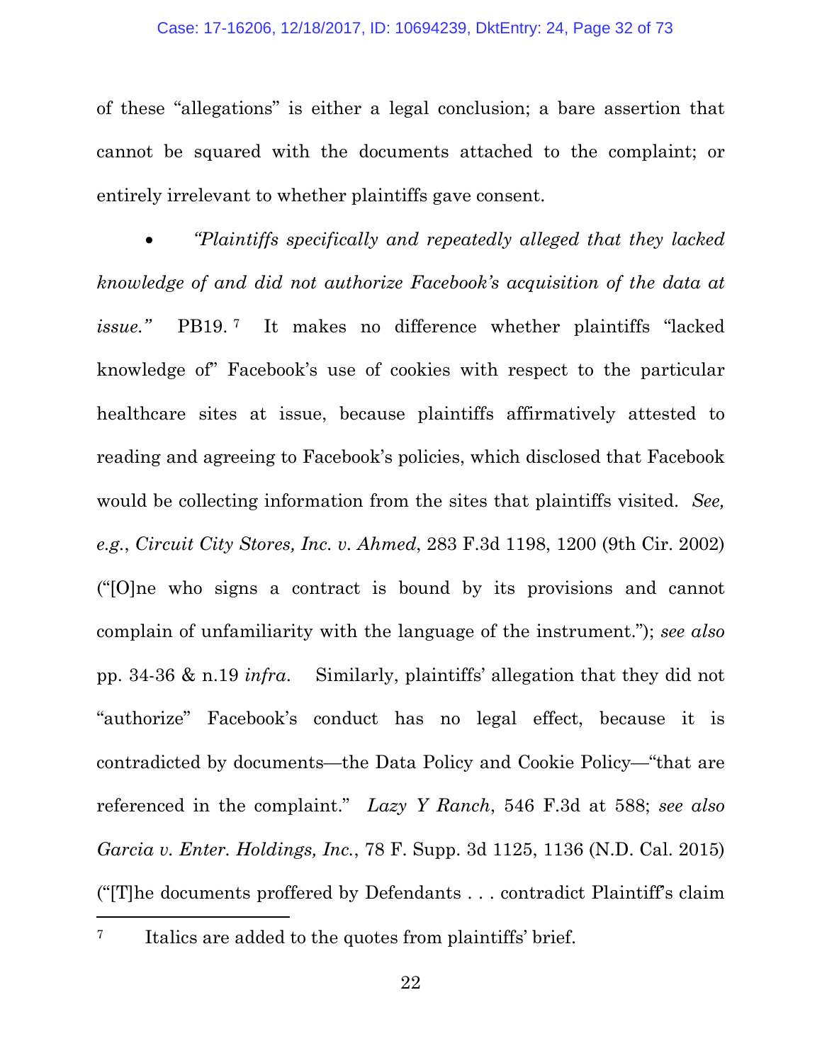of these "allegations" is either a legal conclusion; a bare assertion that cannot be squared with the documents attached to the complaint; or entirely irrelevant to whether plaintiffs gave consent.

- *"Plaintiffs specifically and repeatedly alleged that they lacked knowledge of and did not authorize Facebook's acquisition of the data at issue."* PB19.[7] It makes no difference whether plaintiffs "lacked knowledge of" Facebook's use of cookies with respect to the particular healthcare sites at issue, because plaintiffs affirmatively attested to reading and agreeing to Facebook's policies, which disclosed that Facebook would be collecting information from the sites that plaintiffs visited. *See, e.g.*, *Circuit City Stores, Inc. v. Ahmed*, 283 F.3d 1198, 1200 (9th Cir. 2002) ("[O]ne who signs a contract is bound by its provisions and cannot complain of unfamiliarity with the language of the instrument."); *see also* pp. 34-36 & n.19 *infra*. Similarly, plaintiffs' allegation that they did not "authorize" Facebook's conduct has no legal effect, because it is contradicted by documents—the Data Policy and Cookie Policy—"that are referenced in the complaint." *Lazy Y Ranch*, 546 F.3d at 588; *see also* *Garcia v. Enter. Holdings, Inc.*, 78 F. Supp. 3d 1125, 1136 (N.D. Cal. 2015) ("[T]he documents proffered by Defendants . . . contradict Plaintiff's claim

[7] Italics are added to the quotes from plaintiffs' brief.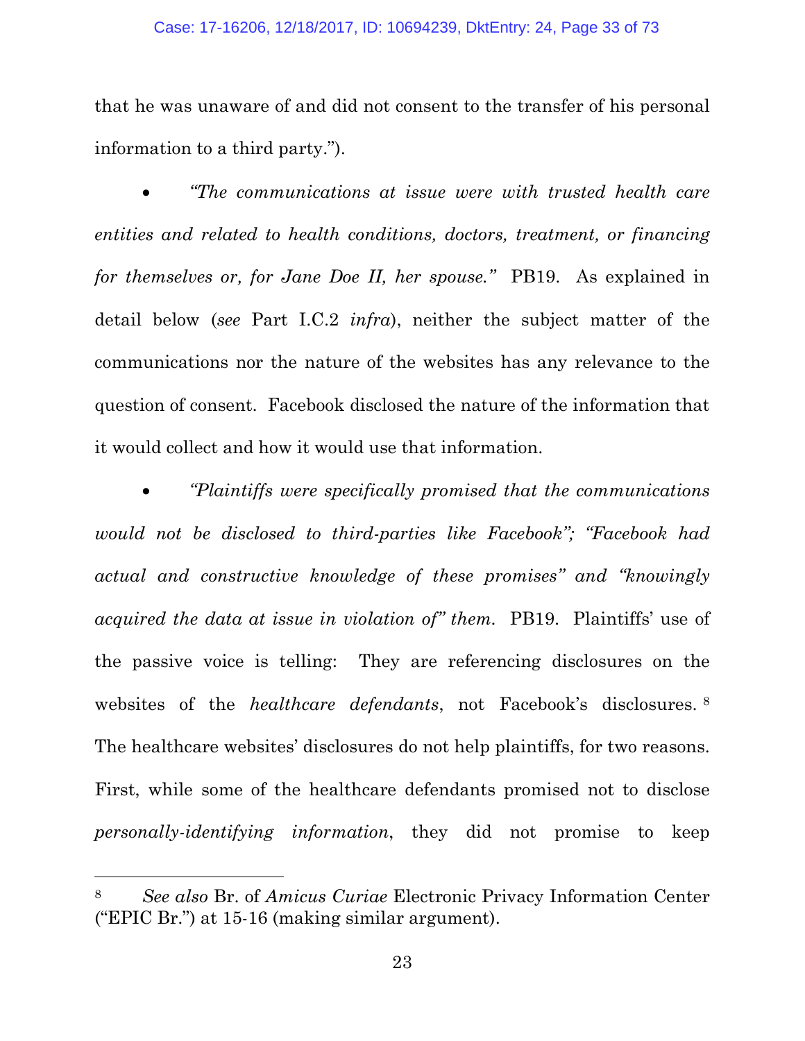that he was unaware of and did not consent to the transfer of his personal information to a third party.").

- *"The communications at issue were with trusted health care entities and related to health conditions, doctors, treatment, or financing for themselves or, for Jane Doe II, her spouse."* PB19. As explained in detail below (*see* Part I.C.2 *infra*), neither the subject matter of the communications nor the nature of the websites has any relevance to the question of consent. Facebook disclosed the nature of the information that it would collect and how it would use that information.

- *"Plaintiffs were specifically promised that the communications would not be disclosed to third-parties like Facebook"; "Facebook had actual and constructive knowledge of these promises" and "knowingly acquired the data at issue in violation of" them.* PB19. Plaintiffs' use of the passive voice is telling: They are referencing disclosures on the websites of the *healthcare defendants*, not Facebook's disclosures.[8] The healthcare websites' disclosures do not help plaintiffs, for two reasons. First, while some of the healthcare defendants promised not to disclose *personally-identifying information*, they did not promise to keep

[8] *See also* Br. of *Amicus Curiae* Electronic Privacy Information Center ("EPIC Br.") at 15-16 (making similar argument).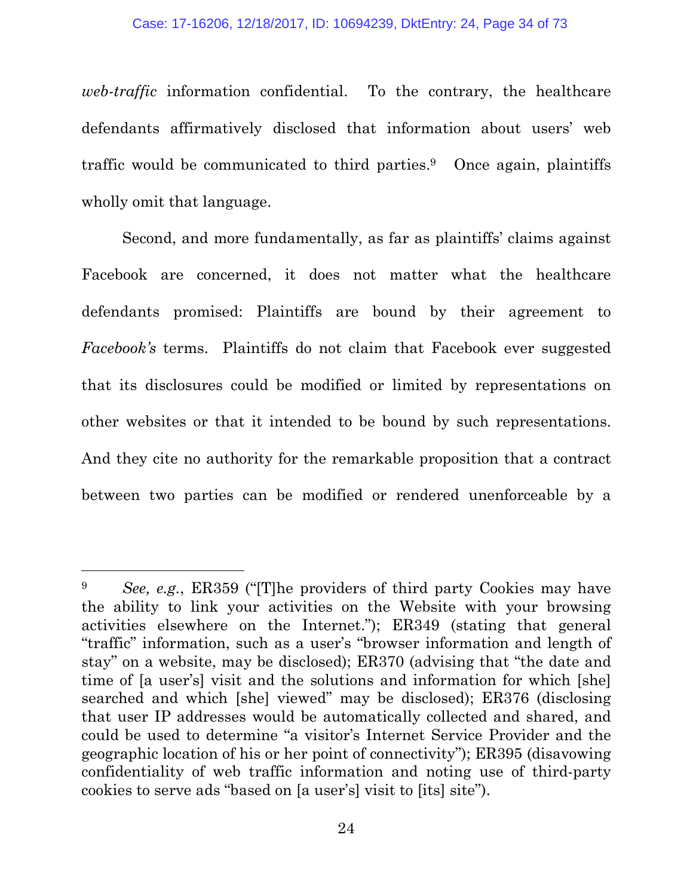*web-traffic* information confidential. To the contrary, the healthcare defendants affirmatively disclosed that information about users' web traffic would be communicated to third parties.[9] Once again, plaintiffs wholly omit that language.

Second, and more fundamentally, as far as plaintiffs' claims against Facebook are concerned, it does not matter what the healthcare defendants promised: Plaintiffs are bound by their agreement to *Facebook's* terms. Plaintiffs do not claim that Facebook ever suggested that its disclosures could be modified or limited by representations on other websites or that it intended to be bound by such representations. And they cite no authority for the remarkable proposition that a contract between two parties can be modified or rendered unenforceable by a

---

[9] *See, e.g.*, ER359 ("[T]he providers of third party Cookies may have the ability to link your activities on the Website with your browsing activities elsewhere on the Internet."); ER349 (stating that general "traffic" information, such as a user's "browser information and length of stay" on a website, may be disclosed); ER370 (advising that "the date and time of [a user's] visit and the solutions and information for which [she] searched and which [she] viewed" may be disclosed); ER376 (disclosing that user IP addresses would be automatically collected and shared, and could be used to determine "a visitor's Internet Service Provider and the geographic location of his or her point of connectivity"); ER395 (disavowing confidentiality of web traffic information and noting use of third-party cookies to serve ads "based on [a user's] visit to [its] site").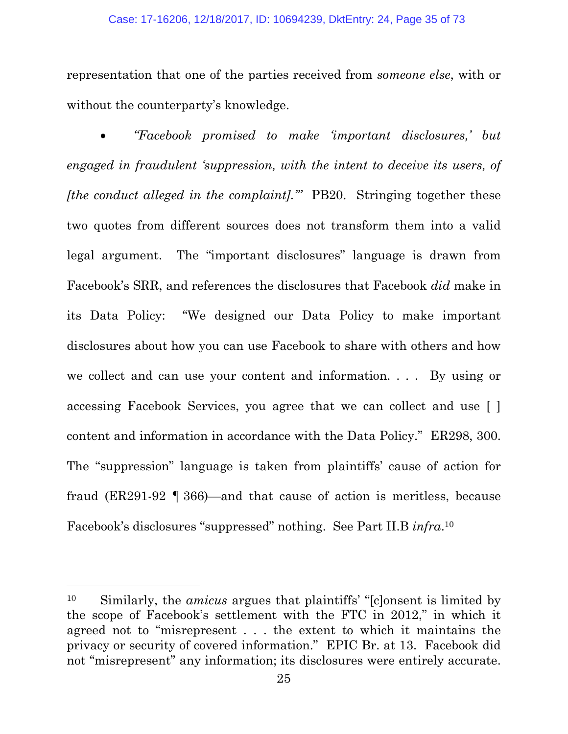representation that one of the parties received from *someone else*, with or without the counterparty's knowledge.

- *"Facebook promised to make 'important disclosures,' but engaged in fraudulent 'suppression, with the intent to deceive its users, of [the conduct alleged in the complaint].'"* PB20. Stringing together these two quotes from different sources does not transform them into a valid legal argument. The "important disclosures" language is drawn from Facebook's SRR, and references the disclosures that Facebook *did* make in its Data Policy: "We designed our Data Policy to make important disclosures about how you can use Facebook to share with others and how we collect and can use your content and information. . . . By using or accessing Facebook Services, you agree that we can collect and use [ ] content and information in accordance with the Data Policy." ER298, 300. The "suppression" language is taken from plaintiffs' cause of action for fraud (ER291-92 ¶ 366)—and that cause of action is meritless, because Facebook's disclosures "suppressed" nothing. See Part II.B *infra*.[10]

---

[10] Similarly, the *amicus* argues that plaintiffs' "[c]onsent is limited by the scope of Facebook's settlement with the FTC in 2012," in which it agreed not to "misrepresent . . . the extent to which it maintains the privacy or security of covered information." EPIC Br. at 13. Facebook did not "misrepresent" any information; its disclosures were entirely accurate.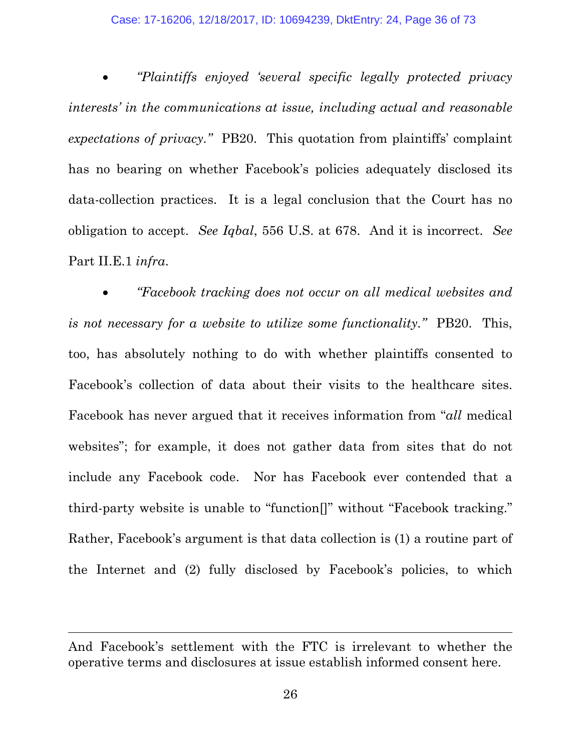- *"Plaintiffs enjoyed 'several specific legally protected privacy interests' in the communications at issue, including actual and reasonable expectations of privacy."* PB20. This quotation from plaintiffs' complaint has no bearing on whether Facebook's policies adequately disclosed its data-collection practices. It is a legal conclusion that the Court has no obligation to accept. *See Iqbal*, 556 U.S. at 678. And it is incorrect. *See* Part II.E.1 *infra*.

- *"Facebook tracking does not occur on all medical websites and is not necessary for a website to utilize some functionality."* PB20. This, too, has absolutely nothing to do with whether plaintiffs consented to Facebook's collection of data about their visits to the healthcare sites. Facebook has never argued that it receives information from "*all* medical websites"; for example, it does not gather data from sites that do not include any Facebook code. Nor has Facebook ever contended that a third-party website is unable to "function[]" without "Facebook tracking." Rather, Facebook's argument is that data collection is (1) a routine part of the Internet and (2) fully disclosed by Facebook's policies, to which

---

And Facebook's settlement with the FTC is irrelevant to whether the operative terms and disclosures at issue establish informed consent here.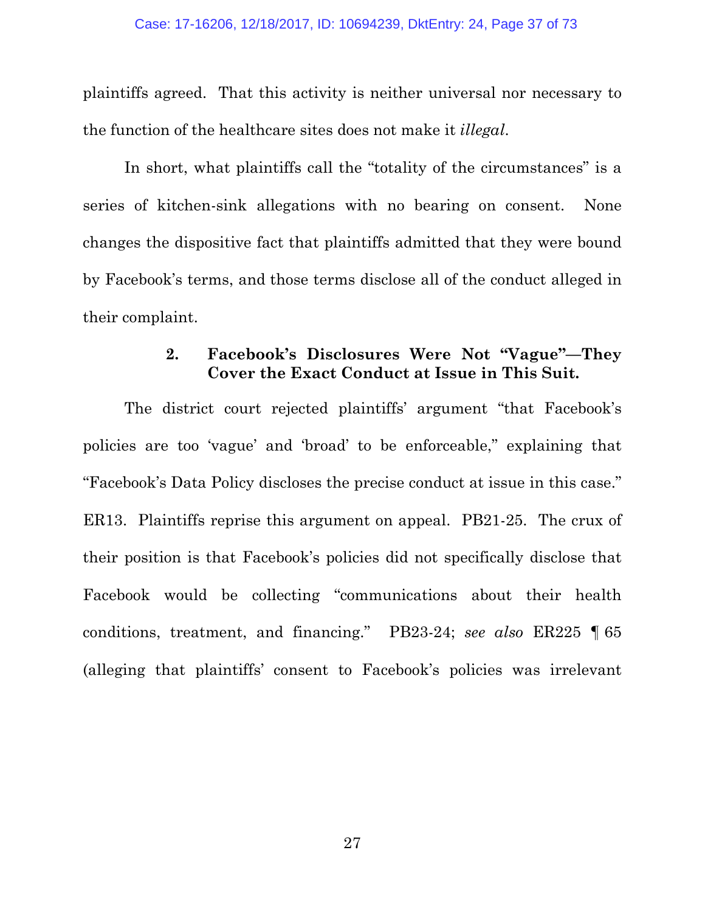plaintiffs agreed. That this activity is neither universal nor necessary to the function of the healthcare sites does not make it *illegal*.

In short, what plaintiffs call the "totality of the circumstances" is a series of kitchen-sink allegations with no bearing on consent. None changes the dispositive fact that plaintiffs admitted that they were bound by Facebook's terms, and those terms disclose all of the conduct alleged in their complaint.

### 2. Facebook's Disclosures Were Not "Vague"—They Cover the Exact Conduct at Issue in This Suit.

The district court rejected plaintiffs' argument "that Facebook's policies are too 'vague' and 'broad' to be enforceable," explaining that "Facebook's Data Policy discloses the precise conduct at issue in this case." ER13. Plaintiffs reprise this argument on appeal. PB21-25. The crux of their position is that Facebook's policies did not specifically disclose that Facebook would be collecting "communications about their health conditions, treatment, and financing." PB23-24; *see also* ER225 ¶ 65 (alleging that plaintiffs' consent to Facebook's policies was irrelevant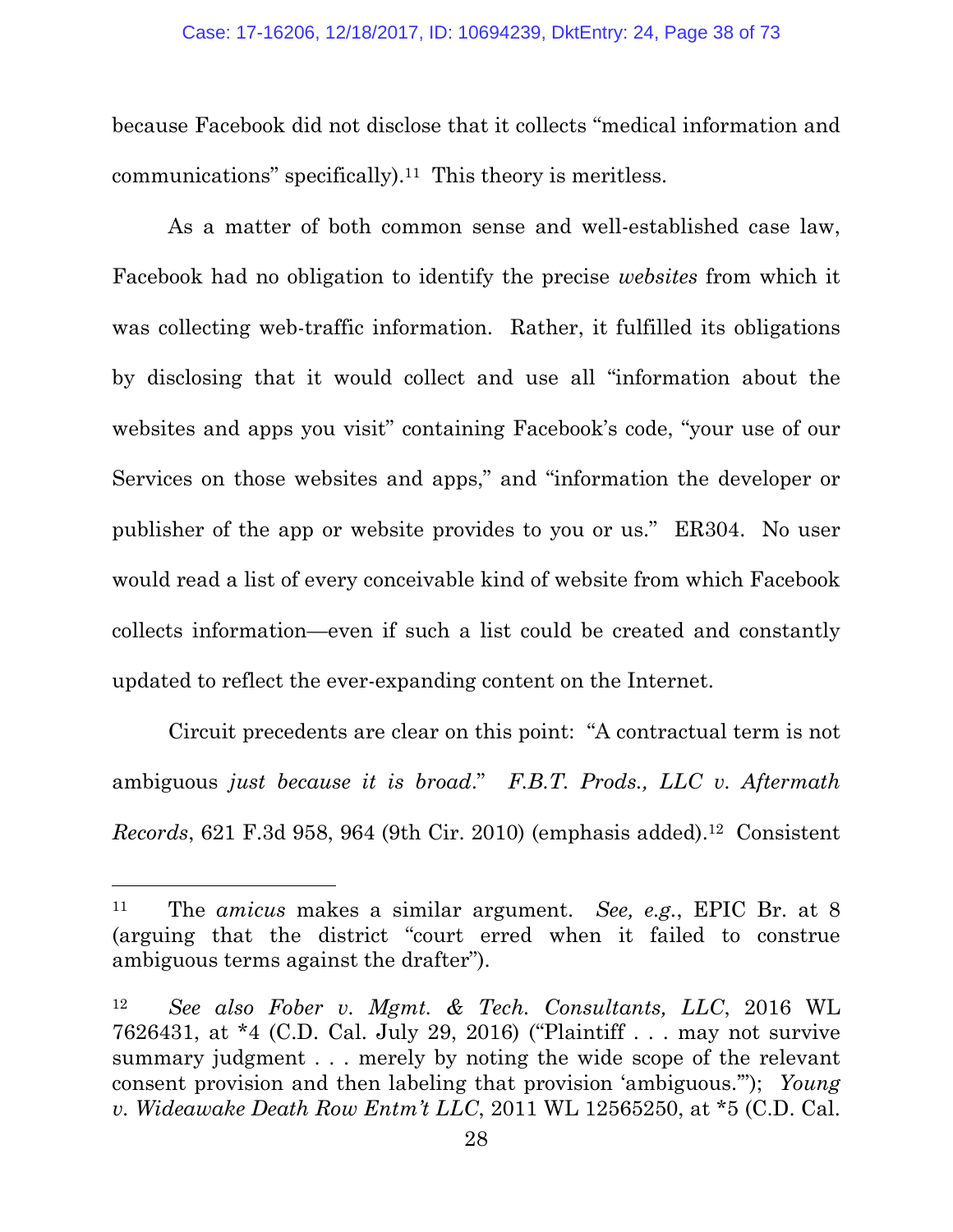because Facebook did not disclose that it collects "medical information and communications" specifically).[11] This theory is meritless.

As a matter of both common sense and well-established case law, Facebook had no obligation to identify the precise *websites* from which it was collecting web-traffic information. Rather, it fulfilled its obligations by disclosing that it would collect and use all "information about the websites and apps you visit" containing Facebook's code, "your use of our Services on those websites and apps," and "information the developer or publisher of the app or website provides to you or us." ER304. No user would read a list of every conceivable kind of website from which Facebook collects information—even if such a list could be created and constantly updated to reflect the ever-expanding content on the Internet.

Circuit precedents are clear on this point: "A contractual term is not ambiguous *just because it is broad*." *F.B.T. Prods., LLC v. Aftermath Records*, 621 F.3d 958, 964 (9th Cir. 2010) (emphasis added).[12] Consistent

---

[11] The *amicus* makes a similar argument. *See, e.g.*, EPIC Br. at 8 (arguing that the district "court erred when it failed to construe ambiguous terms against the drafter").

[12] *See also Fober v. Mgmt. & Tech. Consultants, LLC*, 2016 WL 7626431, at *4 (C.D. Cal. July 29, 2016) ("Plaintiff . . . may not survive summary judgment . . . merely by noting the wide scope of the relevant consent provision and then labeling that provision 'ambiguous.'"); *Young v. Wideawake Death Row Entm't LLC*, 2011 WL 12565250, at *5 (C.D. Cal.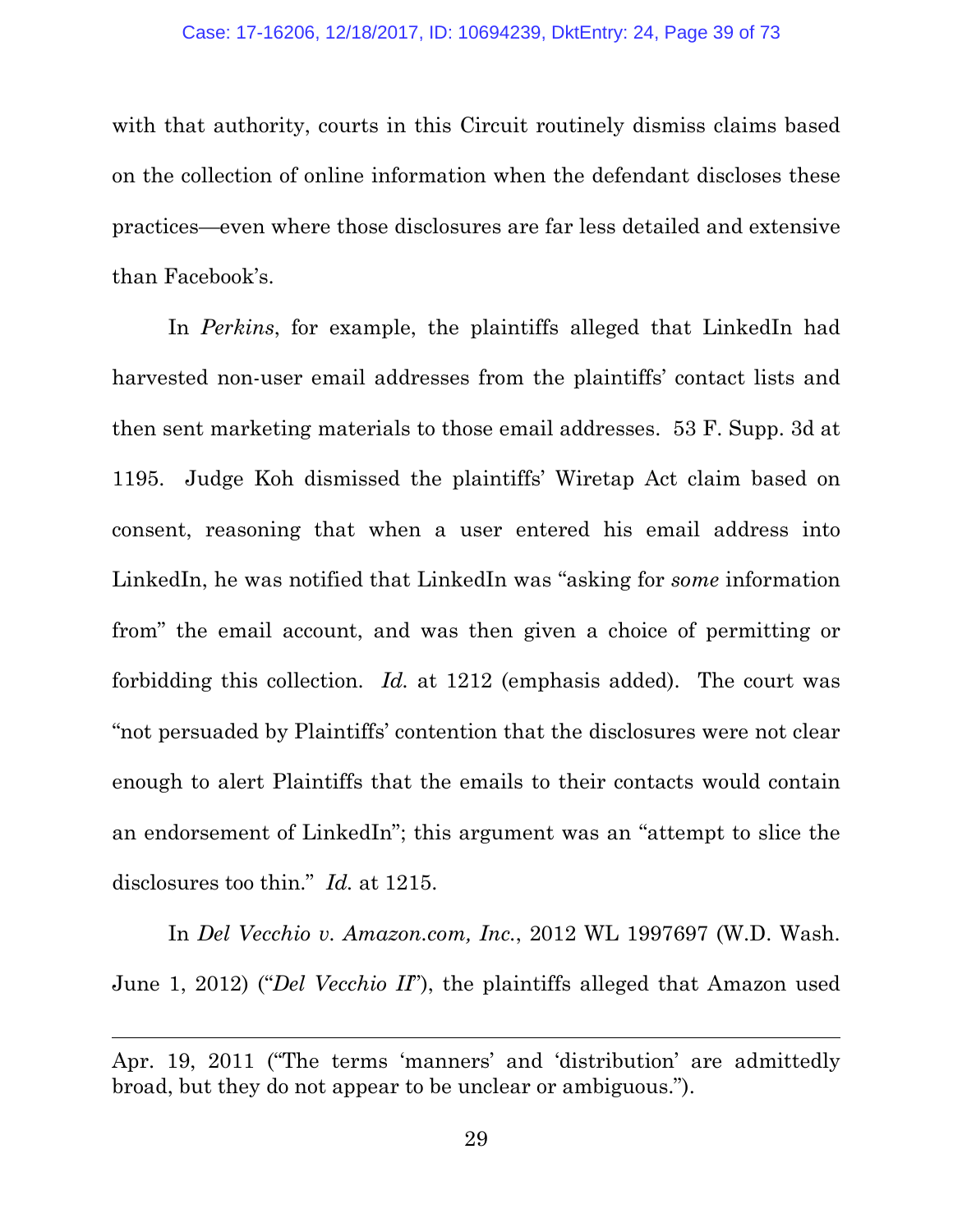with that authority, courts in this Circuit routinely dismiss claims based on the collection of online information when the defendant discloses these practices—even where those disclosures are far less detailed and extensive than Facebook's.

In *Perkins*, for example, the plaintiffs alleged that LinkedIn had harvested non-user email addresses from the plaintiffs' contact lists and then sent marketing materials to those email addresses. 53 F. Supp. 3d at 1195. Judge Koh dismissed the plaintiffs' Wiretap Act claim based on consent, reasoning that when a user entered his email address into LinkedIn, he was notified that LinkedIn was "asking for *some* information from" the email account, and was then given a choice of permitting or forbidding this collection. *Id.* at 1212 (emphasis added). The court was "not persuaded by Plaintiffs' contention that the disclosures were not clear enough to alert Plaintiffs that the emails to their contacts would contain an endorsement of LinkedIn"; this argument was an "attempt to slice the disclosures too thin." *Id.* at 1215.

In *Del Vecchio v. Amazon.com, Inc.*, 2012 WL 1997697 (W.D. Wash. June 1, 2012) ("*Del Vecchio II*"), the plaintiffs alleged that Amazon used

---

Apr. 19, 2011 ("The terms 'manners' and 'distribution' are admittedly broad, but they do not appear to be unclear or ambiguous.").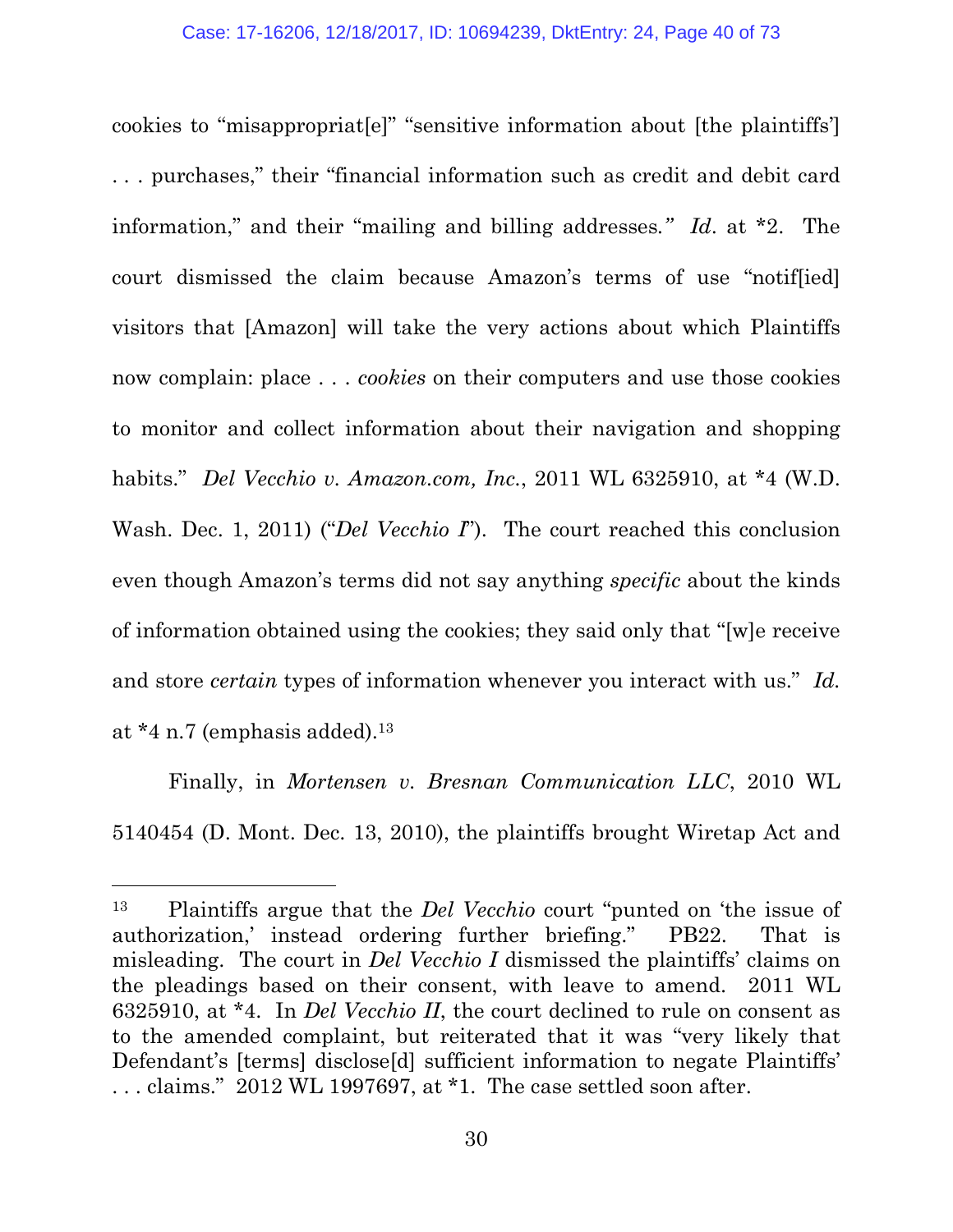cookies to "misappropriat[e]" "sensitive information about [the plaintiffs'] . . . purchases," their "financial information such as credit and debit card information," and their "mailing and billing addresses." *Id*. at *2. The court dismissed the claim because Amazon's terms of use "notif[ied] visitors that [Amazon] will take the very actions about which Plaintiffs now complain: place . . . *cookies* on their computers and use those cookies to monitor and collect information about their navigation and shopping habits." *Del Vecchio v. Amazon.com, Inc.*, 2011 WL 6325910, at *4 (W.D. Wash. Dec. 1, 2011) ("*Del Vecchio I*"). The court reached this conclusion even though Amazon's terms did not say anything *specific* about the kinds of information obtained using the cookies; they said only that "[w]e receive and store *certain* types of information whenever you interact with us." *Id.* at *4 n.7 (emphasis added).[13]

Finally, in *Mortensen v. Bresnan Communication LLC*, 2010 WL 5140454 (D. Mont. Dec. 13, 2010), the plaintiffs brought Wiretap Act and

---

[13] Plaintiffs argue that the *Del Vecchio* court "punted on 'the issue of authorization,' instead ordering further briefing." PB22. That is misleading. The court in *Del Vecchio I* dismissed the plaintiffs' claims on the pleadings based on their consent, with leave to amend. 2011 WL 6325910, at *4. In *Del Vecchio II*, the court declined to rule on consent as to the amended complaint, but reiterated that it was "very likely that Defendant's [terms] disclose[d] sufficient information to negate Plaintiffs' . . . claims." 2012 WL 1997697, at *1. The case settled soon after.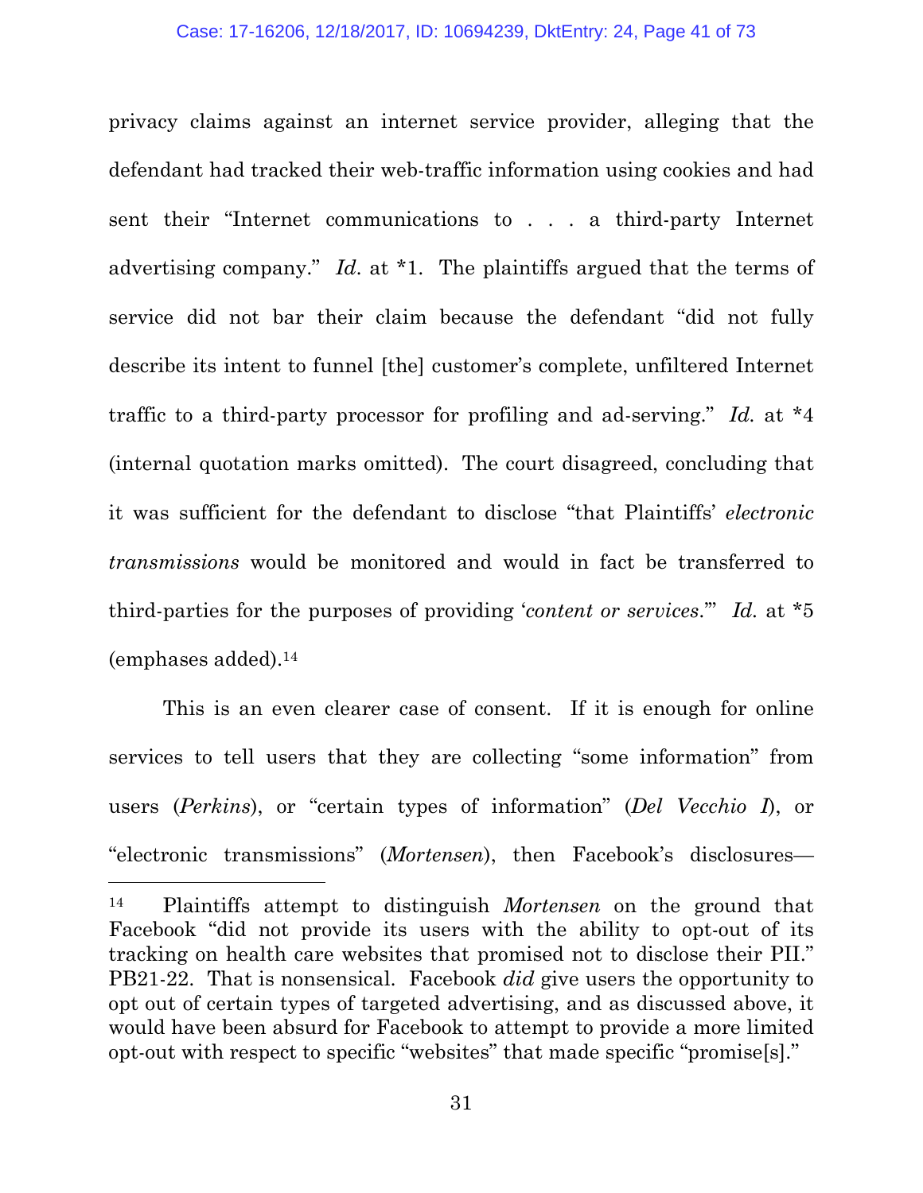privacy claims against an internet service provider, alleging that the defendant had tracked their web-traffic information using cookies and had sent their "Internet communications to . . . a third-party Internet advertising company." *Id.* at *1. The plaintiffs argued that the terms of service did not bar their claim because the defendant "did not fully describe its intent to funnel [the] customer's complete, unfiltered Internet traffic to a third-party processor for profiling and ad-serving." *Id.* at *4 (internal quotation marks omitted). The court disagreed, concluding that it was sufficient for the defendant to disclose "that Plaintiffs' *electronic transmissions* would be monitored and would in fact be transferred to third-parties for the purposes of providing '*content or services*.'" *Id.* at *5 (emphases added).[14]

This is an even clearer case of consent. If it is enough for online services to tell users that they are collecting "some information" from users (*Perkins*), or "certain types of information" (*Del Vecchio I*), or "electronic transmissions" (*Mortensen*), then Facebook's disclosures—

[14] Plaintiffs attempt to distinguish *Mortensen* on the ground that Facebook "did not provide its users with the ability to opt-out of its tracking on health care websites that promised not to disclose their PII." PB21-22. That is nonsensical. Facebook *did* give users the opportunity to opt out of certain types of targeted advertising, and as discussed above, it would have been absurd for Facebook to attempt to provide a more limited opt-out with respect to specific "websites" that made specific "promise[s]."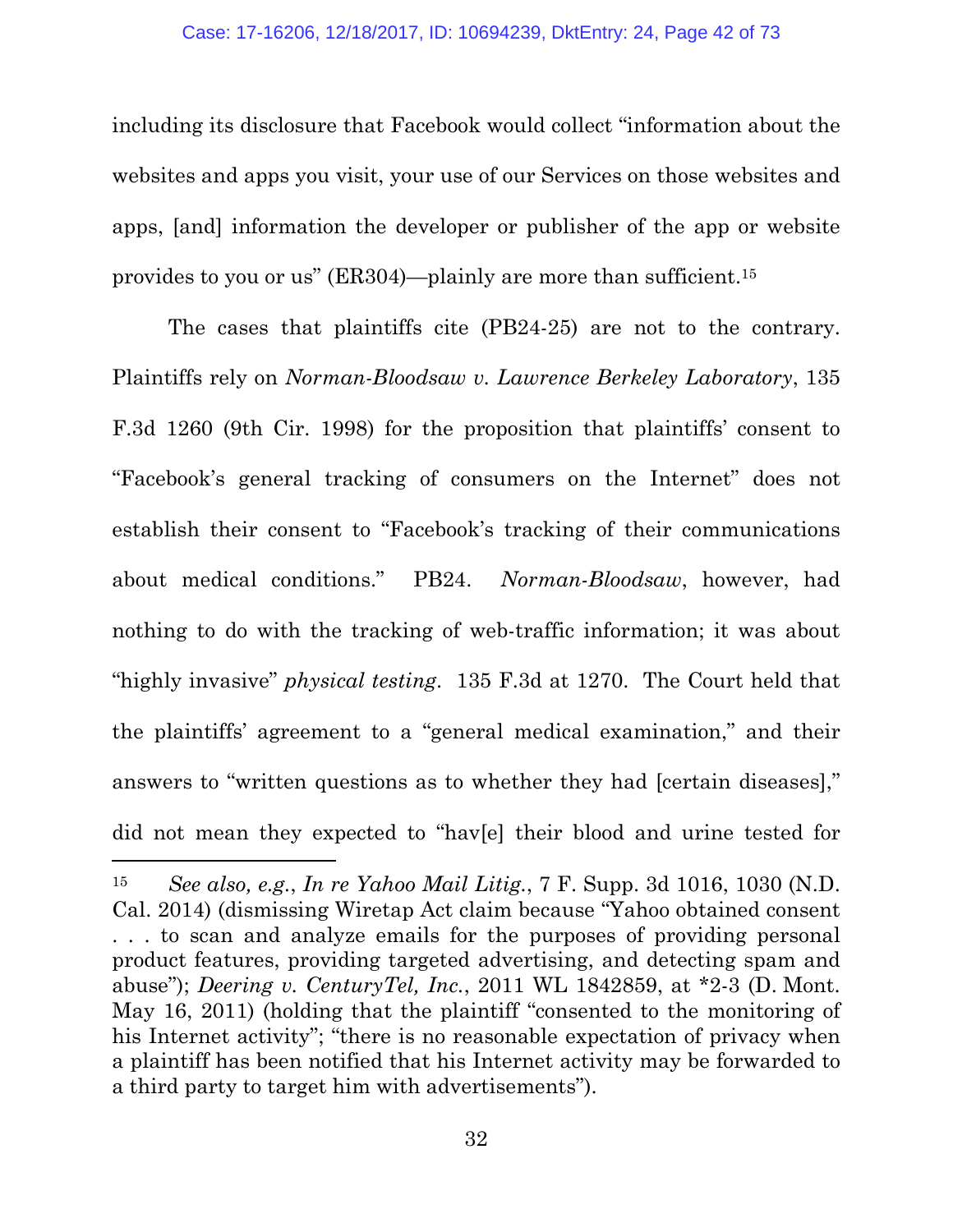including its disclosure that Facebook would collect "information about the websites and apps you visit, your use of our Services on those websites and apps, [and] information the developer or publisher of the app or website provides to you or us" (ER304)—plainly are more than sufficient.[15]

The cases that plaintiffs cite (PB24-25) are not to the contrary. Plaintiffs rely on *Norman-Bloodsaw v. Lawrence Berkeley Laboratory*, 135 F.3d 1260 (9th Cir. 1998) for the proposition that plaintiffs' consent to "Facebook's general tracking of consumers on the Internet" does not establish their consent to "Facebook's tracking of their communications about medical conditions." PB24. *Norman-Bloodsaw*, however, had nothing to do with the tracking of web-traffic information; it was about "highly invasive" *physical testing*. 135 F.3d at 1270. The Court held that the plaintiffs' agreement to a "general medical examination," and their answers to "written questions as to whether they had [certain diseases]," did not mean they expected to "hav[e] their blood and urine tested for

---

[15] *See also, e.g.*, *In re Yahoo Mail Litig.*, 7 F. Supp. 3d 1016, 1030 (N.D. Cal. 2014) (dismissing Wiretap Act claim because "Yahoo obtained consent . . . to scan and analyze emails for the purposes of providing personal product features, providing targeted advertising, and detecting spam and abuse"); *Deering v. CenturyTel, Inc.*, 2011 WL 1842859, at *2-3 (D. Mont. May 16, 2011) (holding that the plaintiff "consented to the monitoring of his Internet activity"; "there is no reasonable expectation of privacy when a plaintiff has been notified that his Internet activity may be forwarded to a third party to target him with advertisements").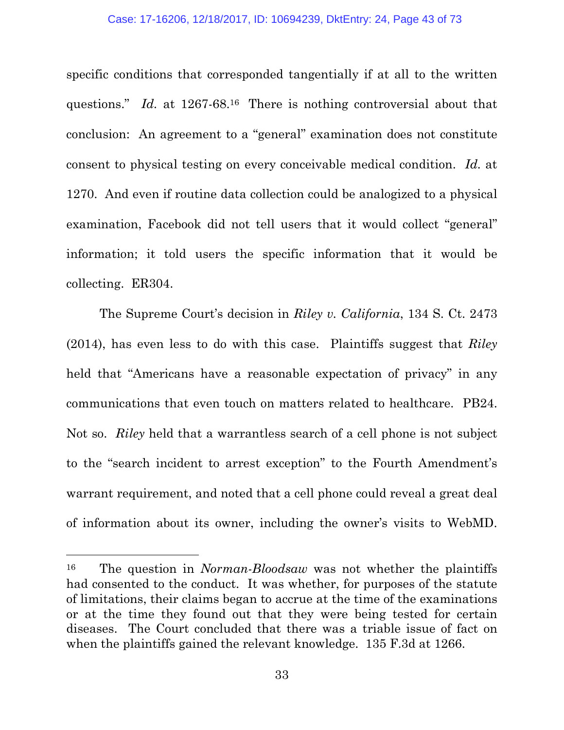specific conditions that corresponded tangentially if at all to the written questions." *Id.* at 1267-68.[16] There is nothing controversial about that conclusion: An agreement to a "general" examination does not constitute consent to physical testing on every conceivable medical condition. *Id.* at 1270. And even if routine data collection could be analogized to a physical examination, Facebook did not tell users that it would collect "general" information; it told users the specific information that it would be collecting. ER304.

The Supreme Court's decision in *Riley v. California*, 134 S. Ct. 2473 (2014), has even less to do with this case. Plaintiffs suggest that *Riley* held that "Americans have a reasonable expectation of privacy" in any communications that even touch on matters related to healthcare. PB24. Not so. *Riley* held that a warrantless search of a cell phone is not subject to the "search incident to arrest exception" to the Fourth Amendment's warrant requirement, and noted that a cell phone could reveal a great deal of information about its owner, including the owner's visits to WebMD.

---

[16] The question in *Norman-Bloodsaw* was not whether the plaintiffs had consented to the conduct. It was whether, for purposes of the statute of limitations, their claims began to accrue at the time of the examinations or at the time they found out that they were being tested for certain diseases. The Court concluded that there was a triable issue of fact on when the plaintiffs gained the relevant knowledge. 135 F.3d at 1266.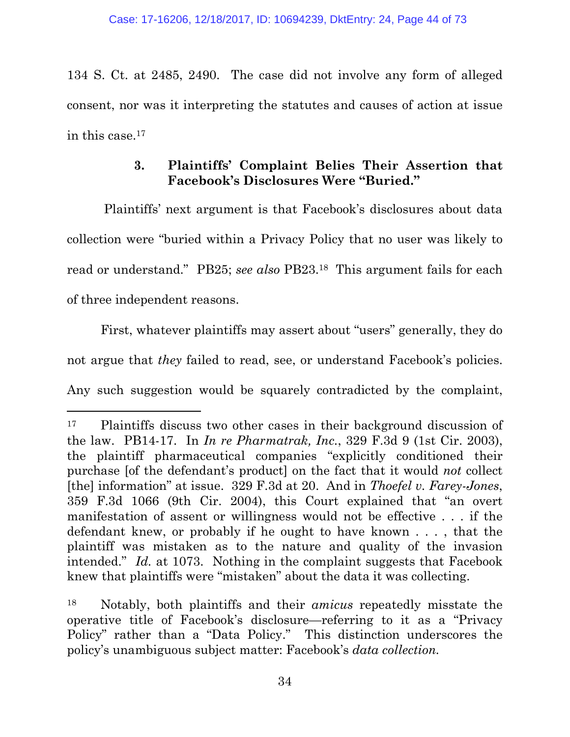134 S. Ct. at 2485, 2490. The case did not involve any form of alleged consent, nor was it interpreting the statutes and causes of action at issue in this case.[17]

### 3. Plaintiffs' Complaint Belies Their Assertion that Facebook's Disclosures Were "Buried."

Plaintiffs' next argument is that Facebook's disclosures about data collection were "buried within a Privacy Policy that no user was likely to read or understand." PB25; *see also* PB23.[18] This argument fails for each of three independent reasons.

First, whatever plaintiffs may assert about "users" generally, they do not argue that *they* failed to read, see, or understand Facebook's policies. Any such suggestion would be squarely contradicted by the complaint,

---

[17] Plaintiffs discuss two other cases in their background discussion of the law. PB14-17. In *In re Pharmatrak, Inc.*, 329 F.3d 9 (1st Cir. 2003), the plaintiff pharmaceutical companies "explicitly conditioned their purchase [of the defendant's product] on the fact that it would *not* collect [the] information" at issue. 329 F.3d at 20. And in *Thoefel v. Farey-Jones*, 359 F.3d 1066 (9th Cir. 2004), this Court explained that "an overt manifestation of assent or willingness would not be effective . . . if the defendant knew, or probably if he ought to have known . . . , that the plaintiff was mistaken as to the nature and quality of the invasion intended." *Id.* at 1073. Nothing in the complaint suggests that Facebook knew that plaintiffs were "mistaken" about the data it was collecting.

[18] Notably, both plaintiffs and their *amicus* repeatedly misstate the operative title of Facebook's disclosure—referring to it as a "Privacy Policy" rather than a "Data Policy." This distinction underscores the policy's unambiguous subject matter: Facebook's *data collection.*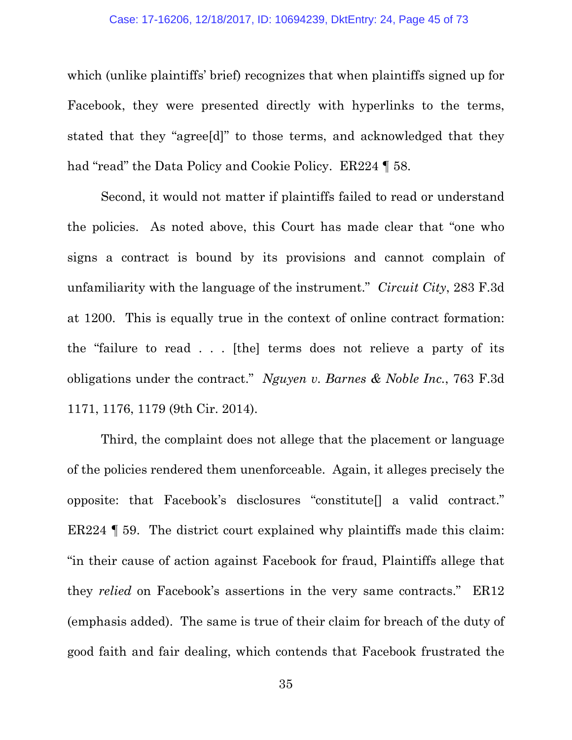which (unlike plaintiffs' brief) recognizes that when plaintiffs signed up for Facebook, they were presented directly with hyperlinks to the terms, stated that they "agree[d]" to those terms, and acknowledged that they had "read" the Data Policy and Cookie Policy. ER224 ¶ 58.

Second, it would not matter if plaintiffs failed to read or understand the policies. As noted above, this Court has made clear that "one who signs a contract is bound by its provisions and cannot complain of unfamiliarity with the language of the instrument." *Circuit City*, 283 F.3d at 1200. This is equally true in the context of online contract formation: the "failure to read . . . [the] terms does not relieve a party of its obligations under the contract." *Nguyen v. Barnes & Noble Inc.*, 763 F.3d 1171, 1176, 1179 (9th Cir. 2014).

Third, the complaint does not allege that the placement or language of the policies rendered them unenforceable. Again, it alleges precisely the opposite: that Facebook's disclosures "constitute[] a valid contract." ER224 ¶ 59. The district court explained why plaintiffs made this claim: "in their cause of action against Facebook for fraud, Plaintiffs allege that they *relied* on Facebook's assertions in the very same contracts." ER12 (emphasis added). The same is true of their claim for breach of the duty of good faith and fair dealing, which contends that Facebook frustrated the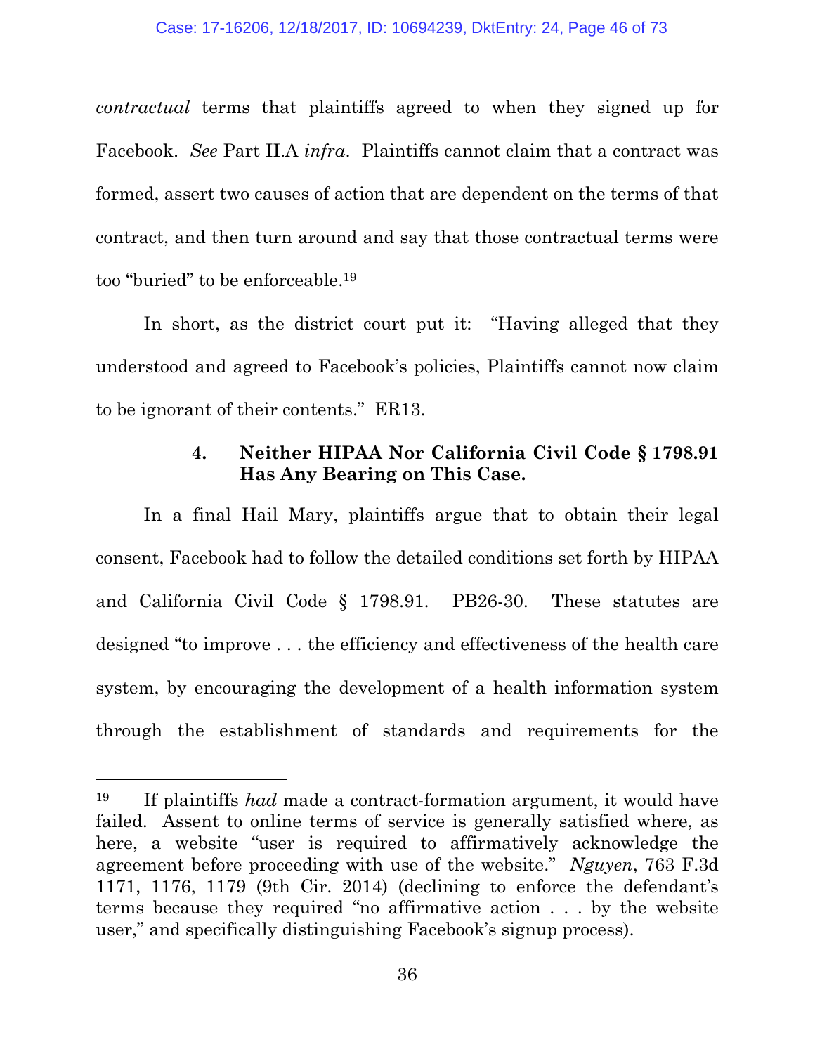*contractual* terms that plaintiffs agreed to when they signed up for Facebook. *See* Part II.A *infra*. Plaintiffs cannot claim that a contract was formed, assert two causes of action that are dependent on the terms of that contract, and then turn around and say that those contractual terms were too "buried" to be enforceable.[19]

In short, as the district court put it: "Having alleged that they understood and agreed to Facebook's policies, Plaintiffs cannot now claim to be ignorant of their contents." ER13.

#### 4. Neither HIPAA Nor California Civil Code § 1798.91 Has Any Bearing on This Case.

In a final Hail Mary, plaintiffs argue that to obtain their legal consent, Facebook had to follow the detailed conditions set forth by HIPAA and California Civil Code § 1798.91. PB26-30. These statutes are designed "to improve . . . the efficiency and effectiveness of the health care system, by encouraging the development of a health information system through the establishment of standards and requirements for the

---

[19] If plaintiffs *had* made a contract-formation argument, it would have failed. Assent to online terms of service is generally satisfied where, as here, a website "user is required to affirmatively acknowledge the agreement before proceeding with use of the website." *Nguyen*, 763 F.3d 1171, 1176, 1179 (9th Cir. 2014) (declining to enforce the defendant's terms because they required "no affirmative action . . . by the website user," and specifically distinguishing Facebook's signup process).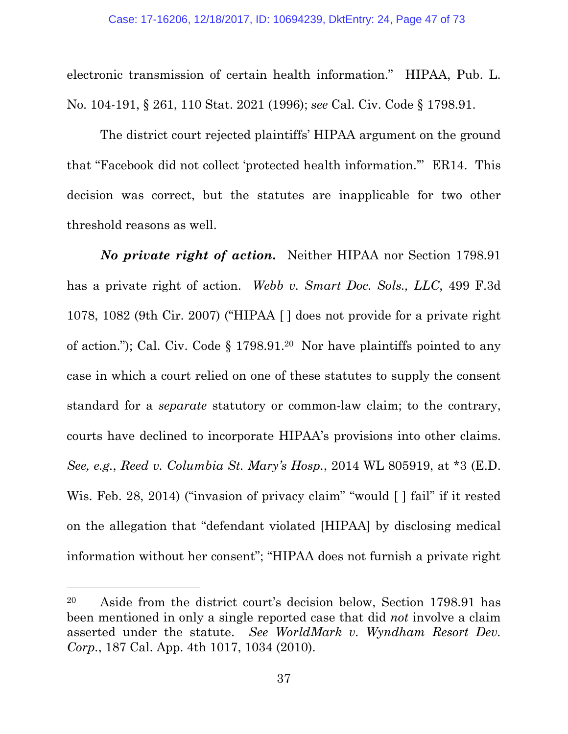electronic transmission of certain health information." HIPAA, Pub. L. No. 104-191, § 261, 110 Stat. 2021 (1996); *see* Cal. Civ. Code § 1798.91.

The district court rejected plaintiffs' HIPAA argument on the ground that "Facebook did not collect 'protected health information.'" ER14. This decision was correct, but the statutes are inapplicable for two other threshold reasons as well.

***No private right of action.*** Neither HIPAA nor Section 1798.91 has a private right of action. *Webb v. Smart Doc. Sols., LLC*, 499 F.3d 1078, 1082 (9th Cir. 2007) ("HIPAA [ ] does not provide for a private right of action."); Cal. Civ. Code § 1798.91.[20] Nor have plaintiffs pointed to any case in which a court relied on one of these statutes to supply the consent standard for a *separate* statutory or common-law claim; to the contrary, courts have declined to incorporate HIPAA's provisions into other claims. *See, e.g.*, *Reed v. Columbia St. Mary's Hosp.*, 2014 WL 805919, at *3 (E.D. Wis. Feb. 28, 2014) ("invasion of privacy claim" "would [ ] fail" if it rested on the allegation that "defendant violated [HIPAA] by disclosing medical information without her consent"; "HIPAA does not furnish a private right

[20] Aside from the district court's decision below, Section 1798.91 has been mentioned in only a single reported case that did *not* involve a claim asserted under the statute. *See WorldMark v. Wyndham Resort Dev. Corp.*, 187 Cal. App. 4th 1017, 1034 (2010).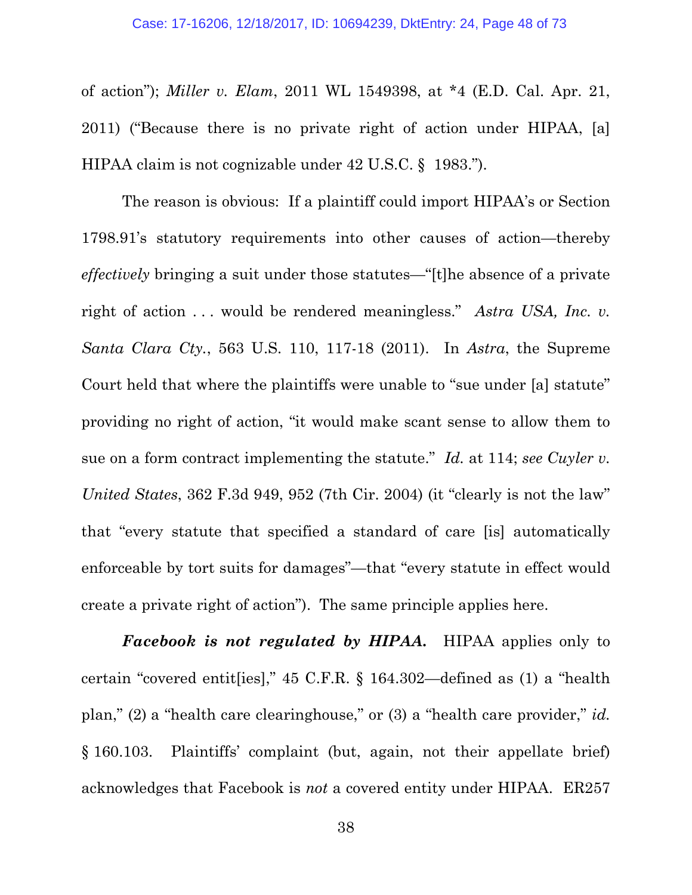of action"); *Miller v. Elam*, 2011 WL 1549398, at *4 (E.D. Cal. Apr. 21, 2011) ("Because there is no private right of action under HIPAA, [a] HIPAA claim is not cognizable under 42 U.S.C. § 1983.").

The reason is obvious: If a plaintiff could import HIPAA's or Section 1798.91's statutory requirements into other causes of action—thereby *effectively* bringing a suit under those statutes—"[t]he absence of a private right of action . . . would be rendered meaningless." *Astra USA, Inc. v. Santa Clara Cty.*, 563 U.S. 110, 117-18 (2011). In *Astra*, the Supreme Court held that where the plaintiffs were unable to "sue under [a] statute" providing no right of action, "it would make scant sense to allow them to sue on a form contract implementing the statute." *Id.* at 114; *see Cuyler v. United States*, 362 F.3d 949, 952 (7th Cir. 2004) (it "clearly is not the law" that "every statute that specified a standard of care [is] automatically enforceable by tort suits for damages"—that "every statute in effect would create a private right of action"). The same principle applies here.

***Facebook is not regulated by HIPAA.*** HIPAA applies only to certain "covered entit[ies]," 45 C.F.R. § 164.302—defined as (1) a "health plan," (2) a "health care clearinghouse," or (3) a "health care provider," *id.* § 160.103. Plaintiffs' complaint (but, again, not their appellate brief) acknowledges that Facebook is *not* a covered entity under HIPAA. ER257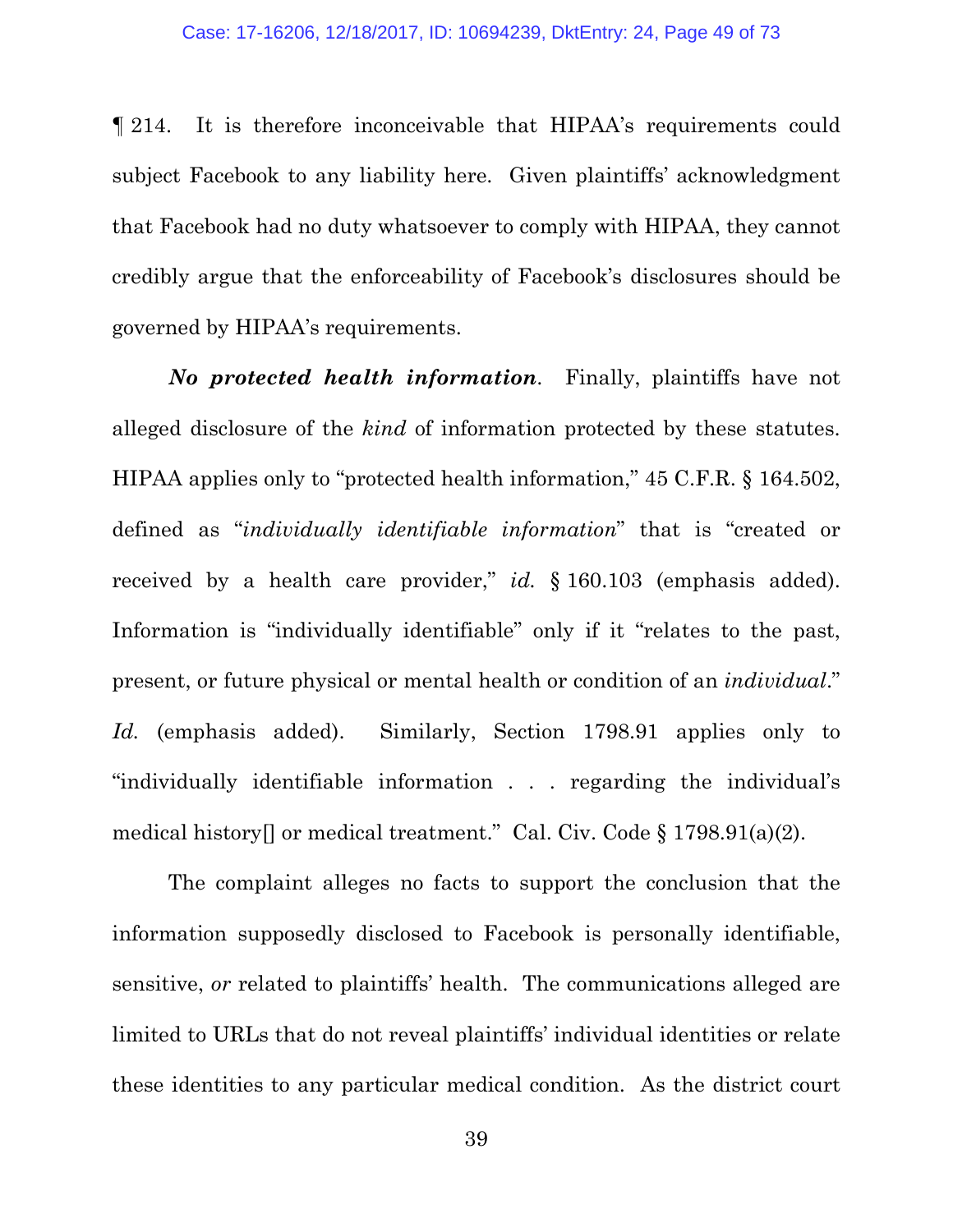¶ 214. It is therefore inconceivable that HIPAA's requirements could subject Facebook to any liability here. Given plaintiffs' acknowledgment that Facebook had no duty whatsoever to comply with HIPAA, they cannot credibly argue that the enforceability of Facebook's disclosures should be governed by HIPAA's requirements.

***No protected health information***. Finally, plaintiffs have not alleged disclosure of the *kind* of information protected by these statutes. HIPAA applies only to "protected health information," 45 C.F.R. § 164.502, defined as "*individually identifiable information*" that is "created or received by a health care provider," *id.* § 160.103 (emphasis added). Information is "individually identifiable" only if it "relates to the past, present, or future physical or mental health or condition of an *individual*." *Id.* (emphasis added). Similarly, Section 1798.91 applies only to "individually identifiable information . . . regarding the individual's medical history[] or medical treatment." Cal. Civ. Code § 1798.91(a)(2).

The complaint alleges no facts to support the conclusion that the information supposedly disclosed to Facebook is personally identifiable, sensitive, *or* related to plaintiffs' health. The communications alleged are limited to URLs that do not reveal plaintiffs' individual identities or relate these identities to any particular medical condition. As the district court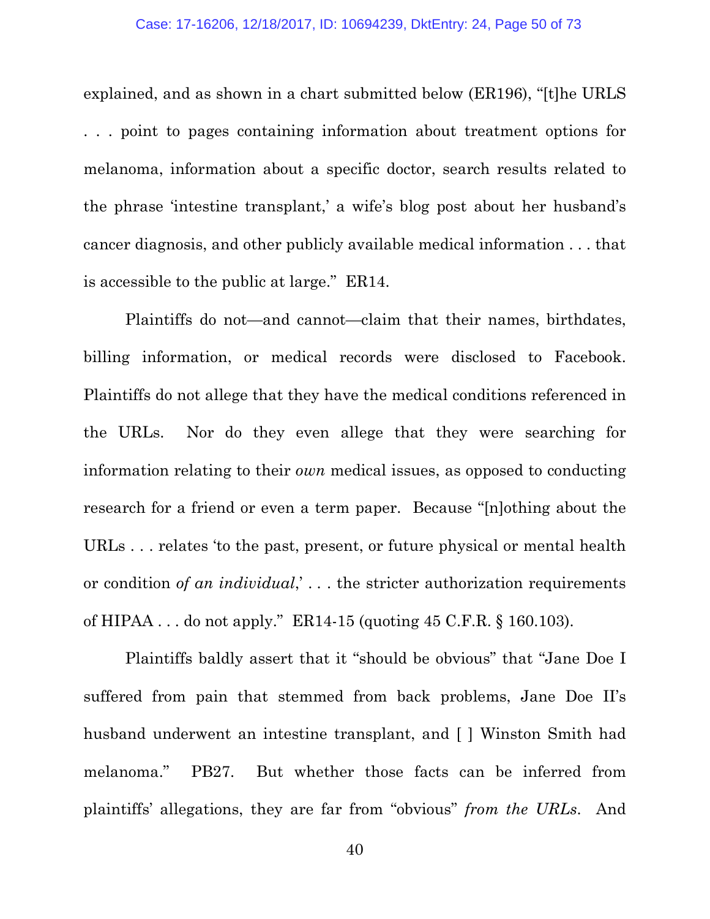explained, and as shown in a chart submitted below (ER196), "[t]he URLS . . . point to pages containing information about treatment options for melanoma, information about a specific doctor, search results related to the phrase 'intestine transplant,' a wife's blog post about her husband's cancer diagnosis, and other publicly available medical information . . . that is accessible to the public at large." ER14.

Plaintiffs do not—and cannot—claim that their names, birthdates, billing information, or medical records were disclosed to Facebook. Plaintiffs do not allege that they have the medical conditions referenced in the URLs. Nor do they even allege that they were searching for information relating to their *own* medical issues, as opposed to conducting research for a friend or even a term paper. Because "[n]othing about the URLs . . . relates 'to the past, present, or future physical or mental health or condition *of an individual*,' . . . the stricter authorization requirements of HIPAA . . . do not apply." ER14-15 (quoting 45 C.F.R. § 160.103).

Plaintiffs baldly assert that it "should be obvious" that "Jane Doe I suffered from pain that stemmed from back problems, Jane Doe II's husband underwent an intestine transplant, and [ ] Winston Smith had melanoma." PB27. But whether those facts can be inferred from plaintiffs' allegations, they are far from "obvious" *from the URLs*. And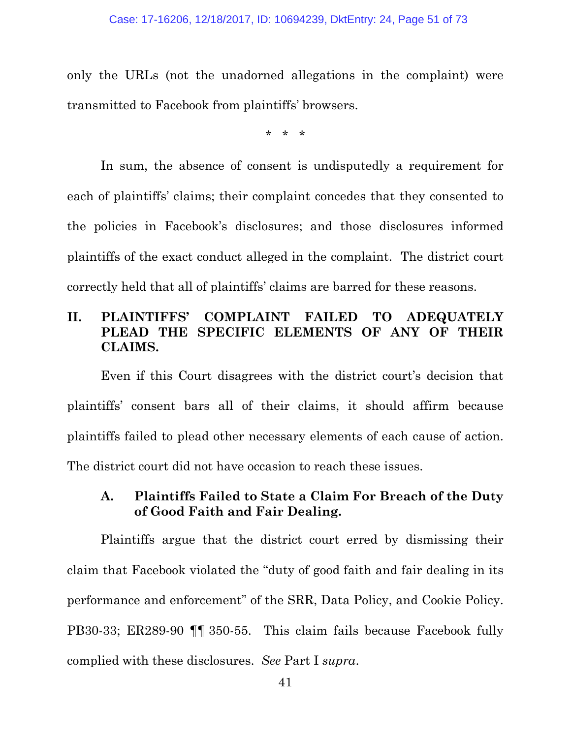only the URLs (not the unadorned allegations in the complaint) were transmitted to Facebook from plaintiffs' browsers.

\* \* \*

In sum, the absence of consent is undisputedly a requirement for each of plaintiffs' claims; their complaint concedes that they consented to the policies in Facebook's disclosures; and those disclosures informed plaintiffs of the exact conduct alleged in the complaint. The district court correctly held that all of plaintiffs' claims are barred for these reasons.

## II. PLAINTIFFS' COMPLAINT FAILED TO ADEQUATELY PLEAD THE SPECIFIC ELEMENTS OF ANY OF THEIR CLAIMS.

Even if this Court disagrees with the district court's decision that plaintiffs' consent bars all of their claims, it should affirm because plaintiffs failed to plead other necessary elements of each cause of action. The district court did not have occasion to reach these issues.

### A. Plaintiffs Failed to State a Claim For Breach of the Duty of Good Faith and Fair Dealing.

Plaintiffs argue that the district court erred by dismissing their claim that Facebook violated the "duty of good faith and fair dealing in its performance and enforcement" of the SRR, Data Policy, and Cookie Policy. PB30-33; ER289-90 ¶¶ 350-55. This claim fails because Facebook fully complied with these disclosures. *See* Part I *supra*.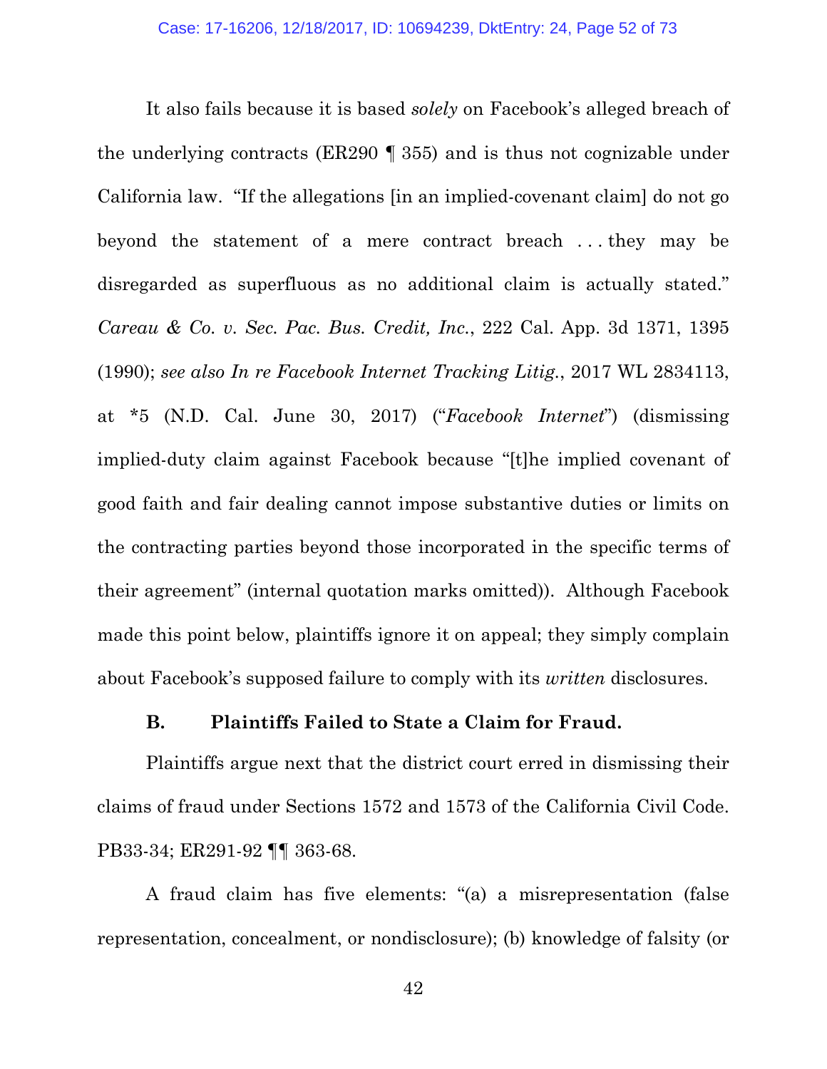It also fails because it is based *solely* on Facebook's alleged breach of the underlying contracts (ER290 ¶ 355) and is thus not cognizable under California law. "If the allegations [in an implied-covenant claim] do not go beyond the statement of a mere contract breach . . . they may be disregarded as superfluous as no additional claim is actually stated." *Careau & Co. v. Sec. Pac. Bus. Credit, Inc.*, 222 Cal. App. 3d 1371, 1395 (1990); *see also In re Facebook Internet Tracking Litig.*, 2017 WL 2834113, at *5 (N.D. Cal. June 30, 2017) ("*Facebook Internet*") (dismissing implied-duty claim against Facebook because "[t]he implied covenant of good faith and fair dealing cannot impose substantive duties or limits on the contracting parties beyond those incorporated in the specific terms of their agreement" (internal quotation marks omitted)). Although Facebook made this point below, plaintiffs ignore it on appeal; they simply complain about Facebook's supposed failure to comply with its *written* disclosures.

### B. Plaintiffs Failed to State a Claim for Fraud.

Plaintiffs argue next that the district court erred in dismissing their claims of fraud under Sections 1572 and 1573 of the California Civil Code. PB33-34; ER291-92 ¶¶ 363-68.

A fraud claim has five elements: "(a) a misrepresentation (false representation, concealment, or nondisclosure); (b) knowledge of falsity (or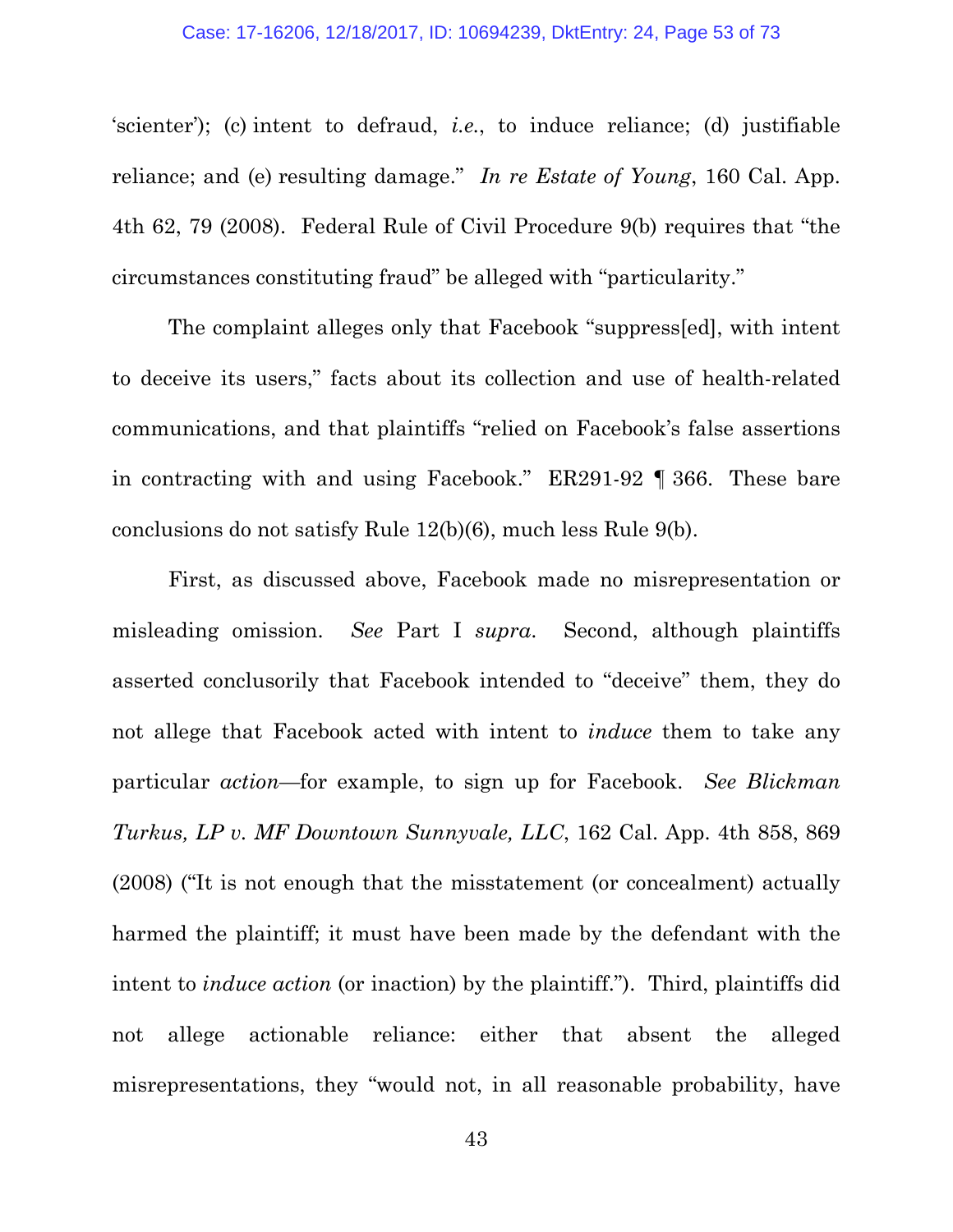'scienter'); (c) intent to defraud, *i.e.*, to induce reliance; (d) justifiable reliance; and (e) resulting damage." *In re Estate of Young*, 160 Cal. App. 4th 62, 79 (2008). Federal Rule of Civil Procedure 9(b) requires that "the circumstances constituting fraud" be alleged with "particularity."

The complaint alleges only that Facebook "suppress[ed], with intent to deceive its users," facts about its collection and use of health-related communications, and that plaintiffs "relied on Facebook's false assertions in contracting with and using Facebook." ER291-92 ¶ 366. These bare conclusions do not satisfy Rule 12(b)(6), much less Rule 9(b).

First, as discussed above, Facebook made no misrepresentation or misleading omission. *See* Part I *supra*. Second, although plaintiffs asserted conclusorily that Facebook intended to "deceive" them, they do not allege that Facebook acted with intent to *induce* them to take any particular *action*—for example, to sign up for Facebook. *See Blickman Turkus, LP v. MF Downtown Sunnyvale, LLC*, 162 Cal. App. 4th 858, 869 (2008) ("It is not enough that the misstatement (or concealment) actually harmed the plaintiff; it must have been made by the defendant with the intent to *induce action* (or inaction) by the plaintiff."). Third, plaintiffs did not allege actionable reliance: either that absent the alleged misrepresentations, they "would not, in all reasonable probability, have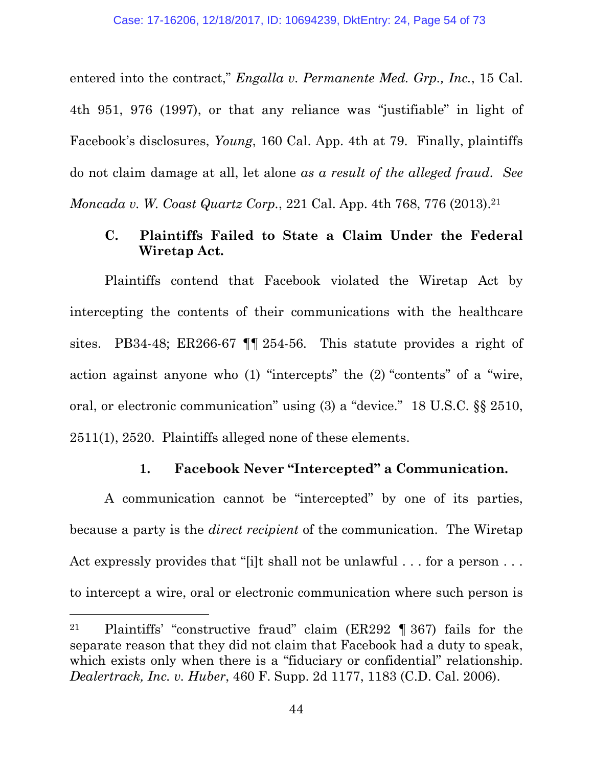entered into the contract," *Engalla v. Permanente Med. Grp., Inc.*, 15 Cal. 4th 951, 976 (1997), or that any reliance was "justifiable" in light of Facebook's disclosures, *Young*, 160 Cal. App. 4th at 79. Finally, plaintiffs do not claim damage at all, let alone *as a result of the alleged fraud*. *See Moncada v. W. Coast Quartz Corp.*, 221 Cal. App. 4th 768, 776 (2013).[21]

### C. Plaintiffs Failed to State a Claim Under the Federal Wiretap Act.

Plaintiffs contend that Facebook violated the Wiretap Act by intercepting the contents of their communications with the healthcare sites. PB34-48; ER266-67 ¶¶ 254-56. This statute provides a right of action against anyone who (1) "intercepts" the (2) "contents" of a "wire, oral, or electronic communication" using (3) a "device." 18 U.S.C. §§ 2510, 2511(1), 2520. Plaintiffs alleged none of these elements.

#### 1. Facebook Never "Intercepted" a Communication.

A communication cannot be "intercepted" by one of its parties, because a party is the *direct recipient* of the communication. The Wiretap Act expressly provides that "[i]t shall not be unlawful . . . for a person . . . to intercept a wire, oral or electronic communication where such person is

---

[21] Plaintiffs' "constructive fraud" claim (ER292 ¶ 367) fails for the separate reason that they did not claim that Facebook had a duty to speak, which exists only when there is a "fiduciary or confidential" relationship. *Dealertrack, Inc. v. Huber*, 460 F. Supp. 2d 1177, 1183 (C.D. Cal. 2006).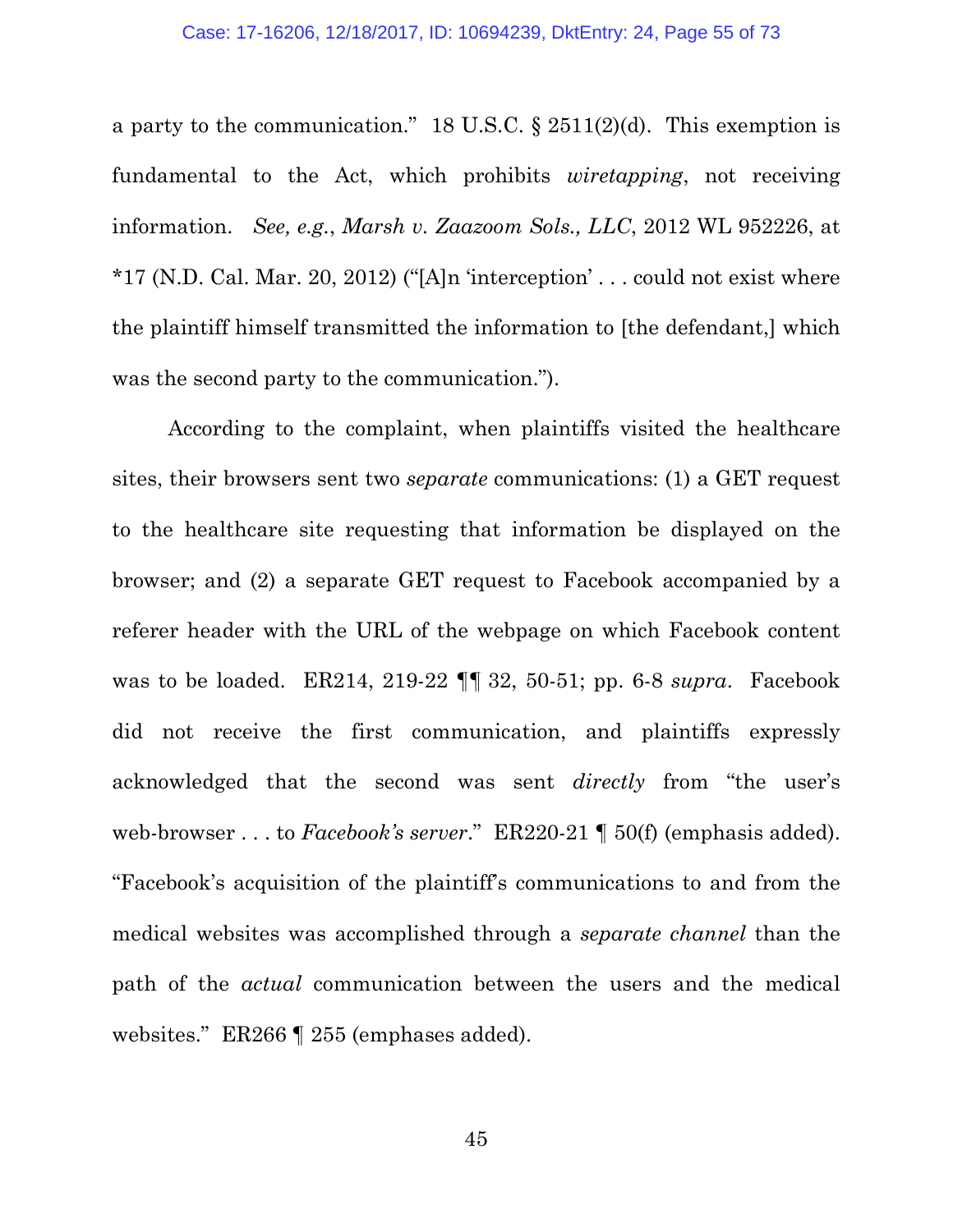a party to the communication." 18 U.S.C. § 2511(2)(d). This exemption is fundamental to the Act, which prohibits *wiretapping*, not receiving information. *See, e.g.*, *Marsh v. Zaazoom Sols., LLC*, 2012 WL 952226, at *17 (N.D. Cal. Mar. 20, 2012) ("[A]n 'interception' . . . could not exist where the plaintiff himself transmitted the information to [the defendant,] which was the second party to the communication.").

According to the complaint, when plaintiffs visited the healthcare sites, their browsers sent two *separate* communications: (1) a GET request to the healthcare site requesting that information be displayed on the browser; and (2) a separate GET request to Facebook accompanied by a referer header with the URL of the webpage on which Facebook content was to be loaded. ER214, 219-22 ¶¶ 32, 50-51; pp. 6-8 *supra*. Facebook did not receive the first communication, and plaintiffs expressly acknowledged that the second was sent *directly* from "the user's web-browser . . . to *Facebook's server*." ER220-21 ¶ 50(f) (emphasis added). "Facebook's acquisition of the plaintiff's communications to and from the medical websites was accomplished through a *separate channel* than the path of the *actual* communication between the users and the medical websites." ER266 ¶ 255 (emphases added).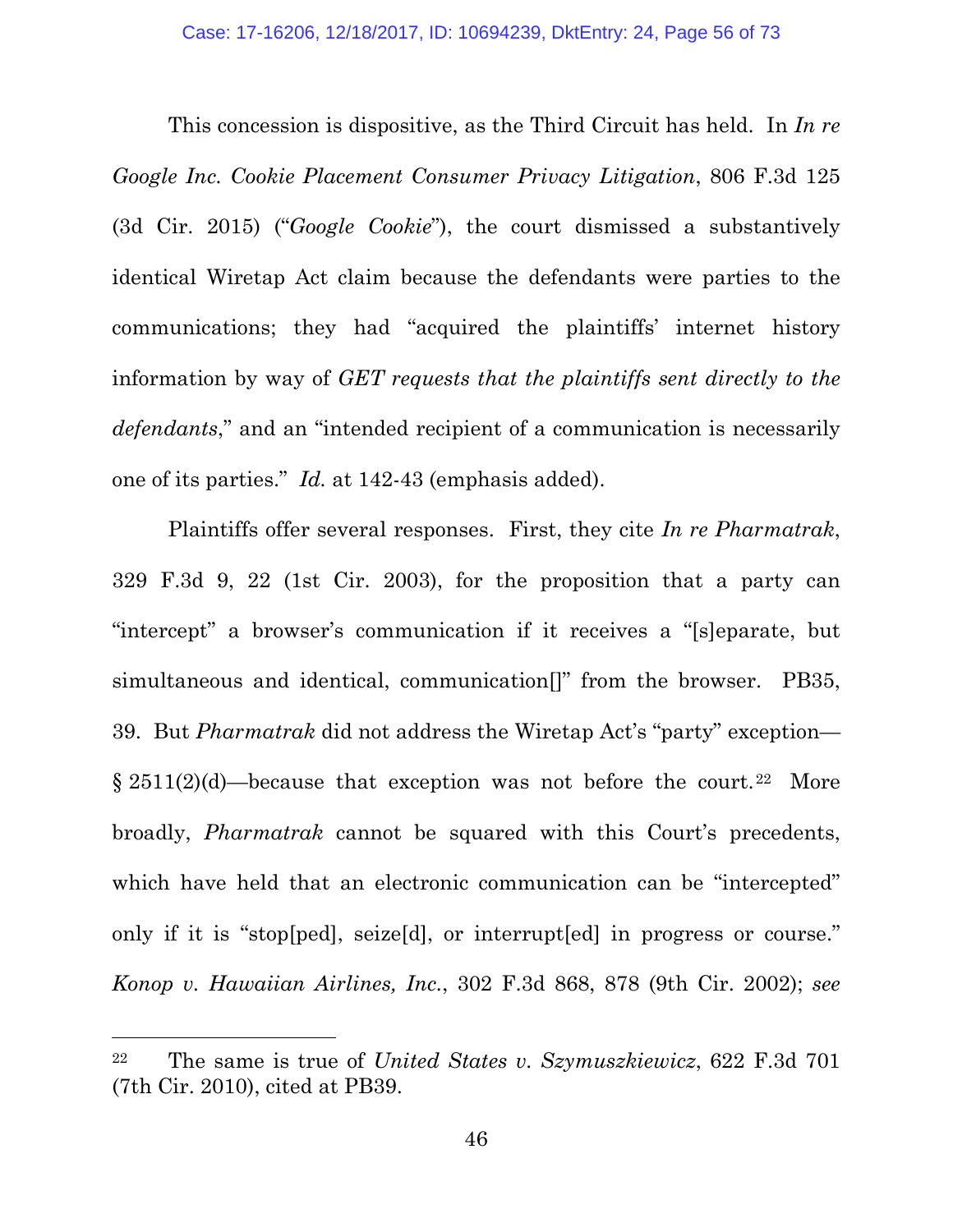This concession is dispositive, as the Third Circuit has held. In *In re Google Inc. Cookie Placement Consumer Privacy Litigation*, 806 F.3d 125 (3d Cir. 2015) ("*Google Cookie*"), the court dismissed a substantively identical Wiretap Act claim because the defendants were parties to the communications; they had "acquired the plaintiffs' internet history information by way of *GET requests that the plaintiffs sent directly to the defendants*," and an "intended recipient of a communication is necessarily one of its parties." *Id.* at 142-43 (emphasis added).

Plaintiffs offer several responses. First, they cite *In re Pharmatrak*, 329 F.3d 9, 22 (1st Cir. 2003), for the proposition that a party can "intercept" a browser's communication if it receives a "[s]eparate, but simultaneous and identical, communication[]" from the browser. PB35, 39. But *Pharmatrak* did not address the Wiretap Act's "party" exception—§ 2511(2)(d)—because that exception was not before the court.[22] More broadly, *Pharmatrak* cannot be squared with this Court's precedents, which have held that an electronic communication can be "intercepted" only if it is "stop[ped], seize[d], or interrupt[ed] in progress or course." *Konop v. Hawaiian Airlines, Inc.*, 302 F.3d 868, 878 (9th Cir. 2002); *see*

[22] The same is true of *United States v. Szymuszkiewicz*, 622 F.3d 701 (7th Cir. 2010), cited at PB39.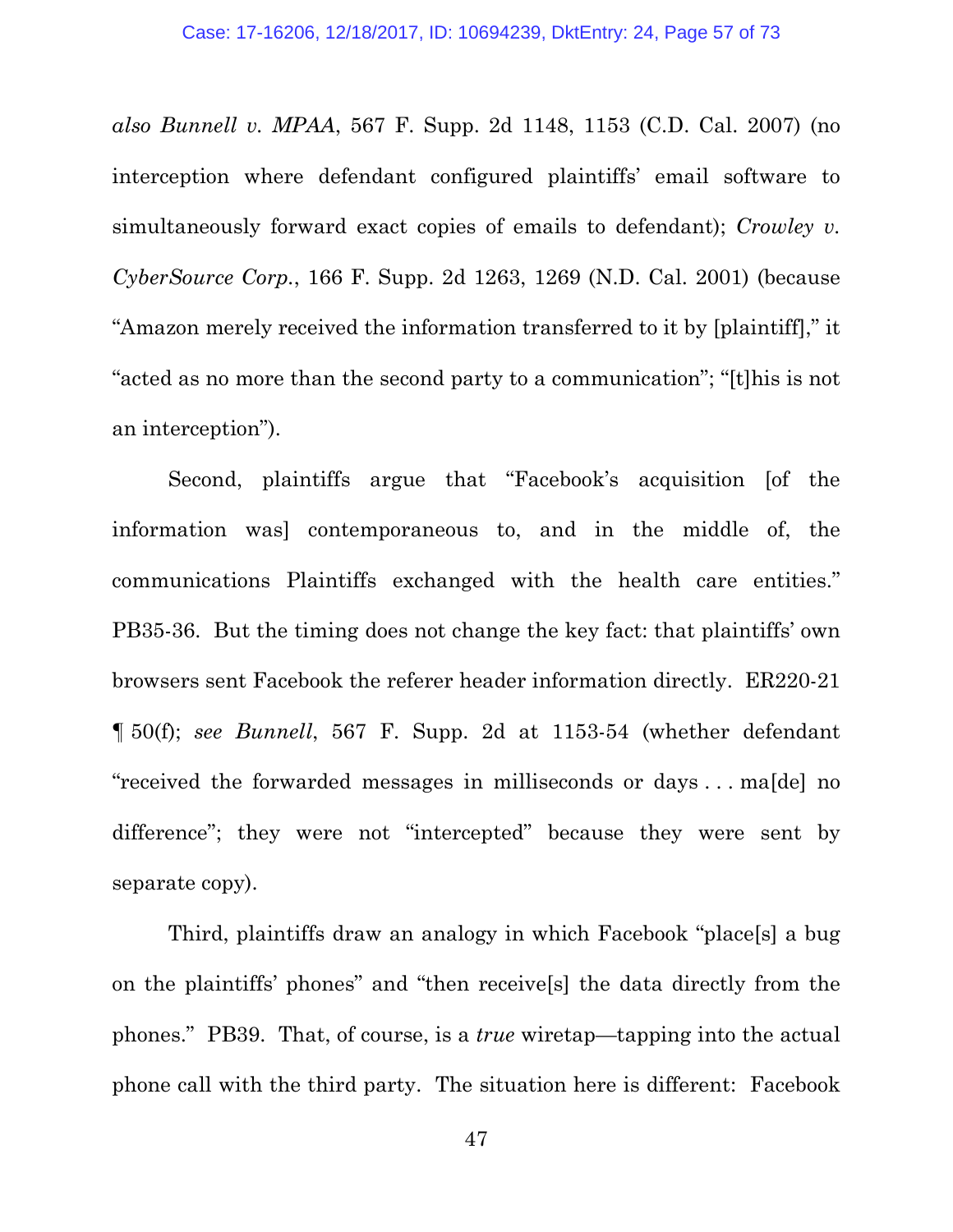*also Bunnell v. MPAA*, 567 F. Supp. 2d 1148, 1153 (C.D. Cal. 2007) (no interception where defendant configured plaintiffs' email software to simultaneously forward exact copies of emails to defendant); *Crowley v. CyberSource Corp.*, 166 F. Supp. 2d 1263, 1269 (N.D. Cal. 2001) (because "Amazon merely received the information transferred to it by [plaintiff]," it "acted as no more than the second party to a communication"; "[t]his is not an interception").

Second, plaintiffs argue that "Facebook's acquisition [of the information was] contemporaneous to, and in the middle of, the communications Plaintiffs exchanged with the health care entities." PB35-36. But the timing does not change the key fact: that plaintiffs' own browsers sent Facebook the referer header information directly. ER220-21 ¶ 50(f); *see Bunnell*, 567 F. Supp. 2d at 1153-54 (whether defendant "received the forwarded messages in milliseconds or days . . . ma[de] no difference"; they were not "intercepted" because they were sent by separate copy).

Third, plaintiffs draw an analogy in which Facebook "place[s] a bug on the plaintiffs' phones" and "then receive[s] the data directly from the phones." PB39. That, of course, is a *true* wiretap—tapping into the actual phone call with the third party. The situation here is different: Facebook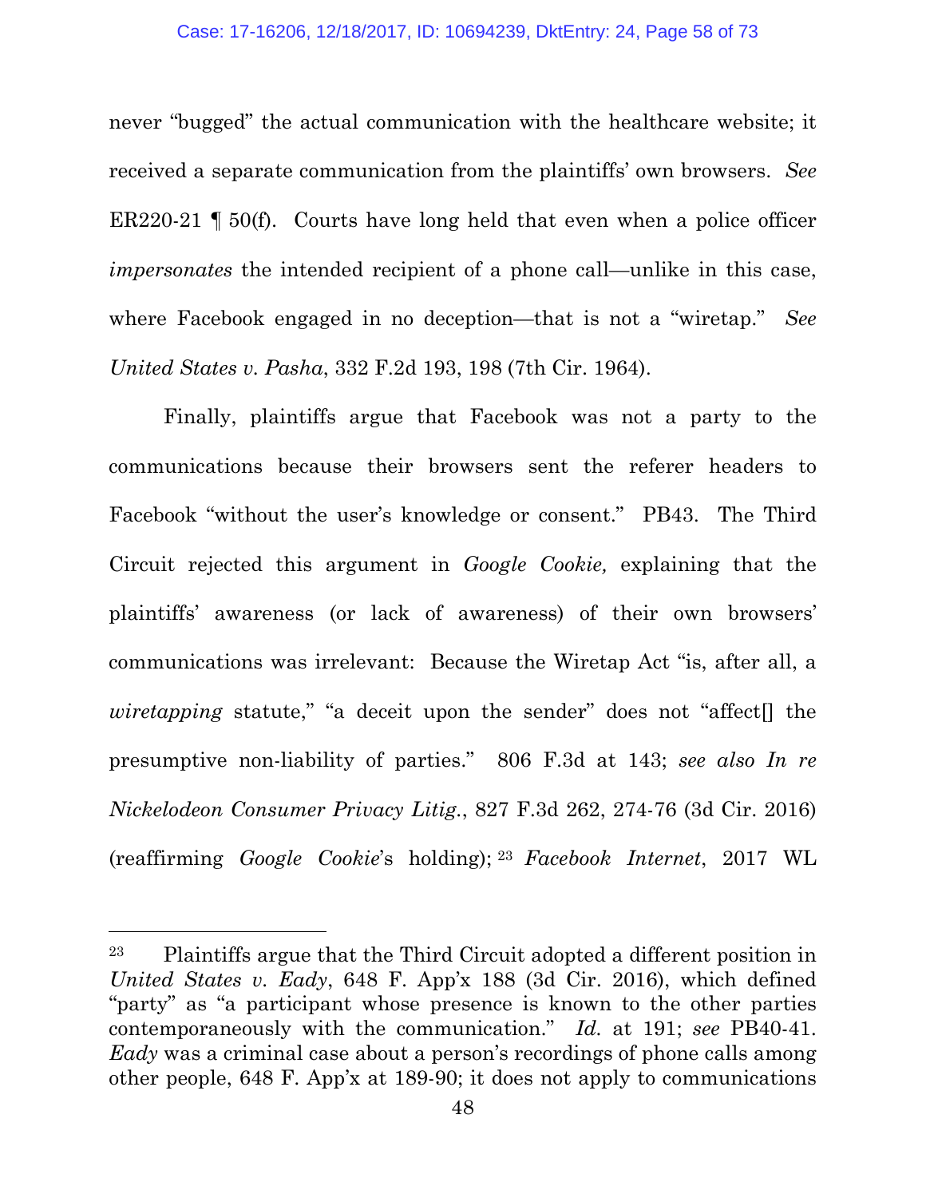never "bugged" the actual communication with the healthcare website; it received a separate communication from the plaintiffs' own browsers. *See* ER220-21 ¶ 50(f). Courts have long held that even when a police officer *impersonates* the intended recipient of a phone call—unlike in this case, where Facebook engaged in no deception—that is not a "wiretap." *See United States v. Pasha*, 332 F.2d 193, 198 (7th Cir. 1964).

Finally, plaintiffs argue that Facebook was not a party to the communications because their browsers sent the referer headers to Facebook "without the user's knowledge or consent." PB43. The Third Circuit rejected this argument in *Google Cookie,* explaining that the plaintiffs' awareness (or lack of awareness) of their own browsers' communications was irrelevant: Because the Wiretap Act "is, after all, a *wiretapping* statute," "a deceit upon the sender" does not "affect[] the presumptive non-liability of parties." 806 F.3d at 143; *see also In re Nickelodeon Consumer Privacy Litig.*, 827 F.3d 262, 274-76 (3d Cir. 2016) (reaffirming *Google Cookie*'s holding);[23] *Facebook Internet*, 2017 WL

---

[23] Plaintiffs argue that the Third Circuit adopted a different position in *United States v. Eady*, 648 F. App'x 188 (3d Cir. 2016), which defined "party" as "a participant whose presence is known to the other parties contemporaneously with the communication." *Id.* at 191; *see* PB40-41. *Eady* was a criminal case about a person's recordings of phone calls among other people, 648 F. App'x at 189-90; it does not apply to communications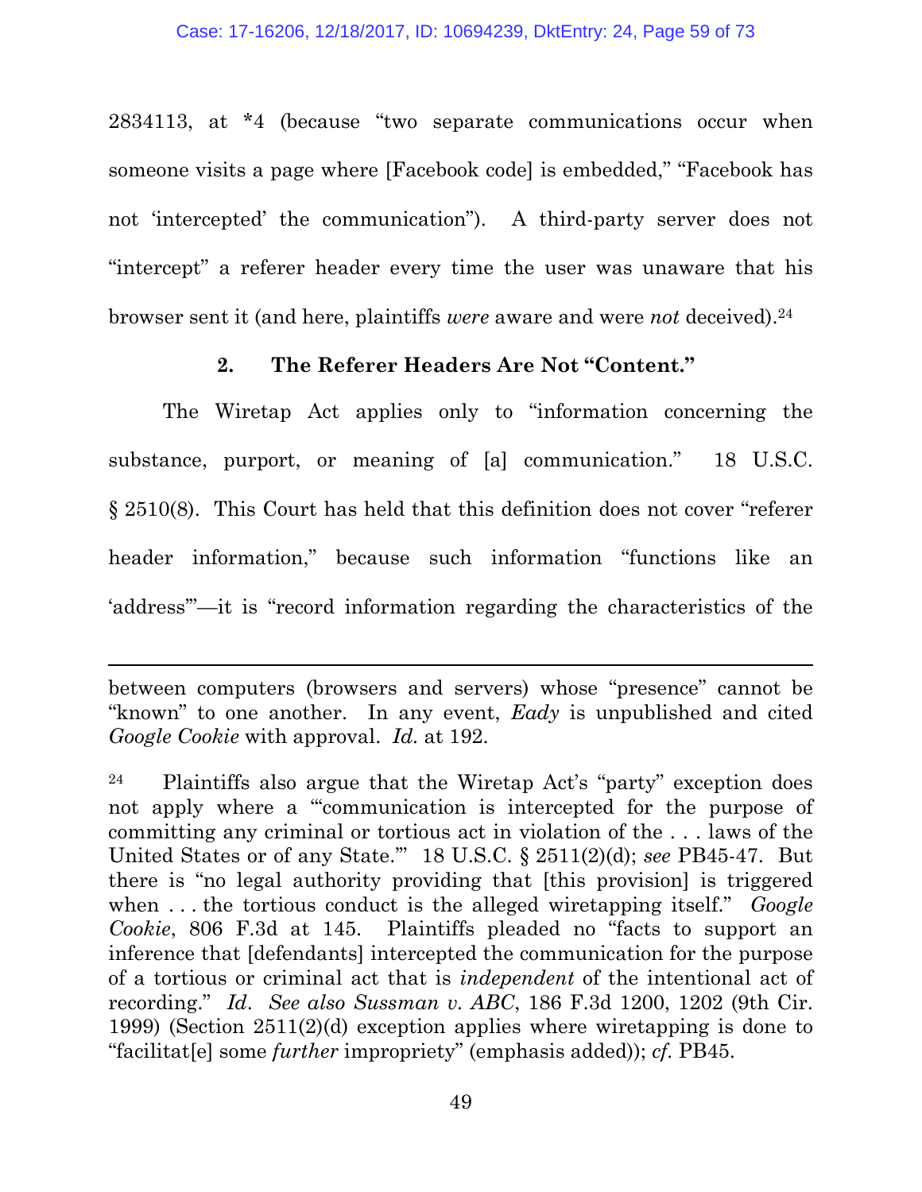2834113, at *4 (because "two separate communications occur when someone visits a page where [Facebook code] is embedded," "Facebook has not 'intercepted' the communication"). A third-party server does not "intercept" a referer header every time the user was unaware that his browser sent it (and here, plaintiffs *were* aware and were *not* deceived).[24]

### 2. The Referer Headers Are Not "Content."

The Wiretap Act applies only to "information concerning the substance, purport, or meaning of [a] communication." 18 U.S.C. § 2510(8). This Court has held that this definition does not cover "referer header information," because such information "functions like an 'address'"—it is "record information regarding the characteristics of the

---

between computers (browsers and servers) whose "presence" cannot be "known" to one another. In any event, *Eady* is unpublished and cited *Google Cookie* with approval. *Id.* at 192.

[24] Plaintiffs also argue that the Wiretap Act's "party" exception does not apply where a "'communication is intercepted for the purpose of committing any criminal or tortious act in violation of the . . . laws of the United States or of any State.'" 18 U.S.C. § 2511(2)(d); *see* PB45-47. But there is "no legal authority providing that [this provision] is triggered when . . . the tortious conduct is the alleged wiretapping itself." *Google Cookie*, 806 F.3d at 145. Plaintiffs pleaded no "facts to support an inference that [defendants] intercepted the communication for the purpose of a tortious or criminal act that is *independent* of the intentional act of recording." *Id*. *See also Sussman v. ABC*, 186 F.3d 1200, 1202 (9th Cir. 1999) (Section 2511(2)(d) exception applies where wiretapping is done to "facilitat[e] some *further* impropriety" (emphasis added)); *cf.* PB45.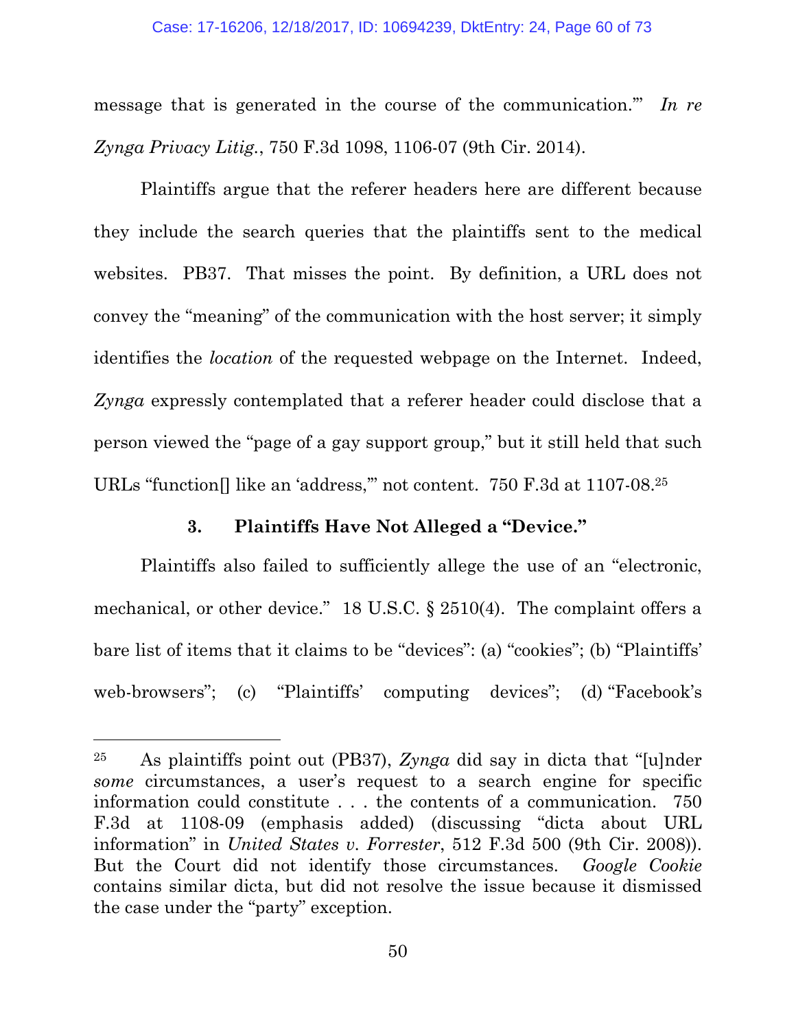message that is generated in the course of the communication.'" *In re Zynga Privacy Litig.*, 750 F.3d 1098, 1106-07 (9th Cir. 2014).

Plaintiffs argue that the referer headers here are different because they include the search queries that the plaintiffs sent to the medical websites. PB37. That misses the point. By definition, a URL does not convey the "meaning" of the communication with the host server; it simply identifies the *location* of the requested webpage on the Internet. Indeed, *Zynga* expressly contemplated that a referer header could disclose that a person viewed the "page of a gay support group," but it still held that such URLs "function[] like an 'address,'" not content. 750 F.3d at 1107-08.[25]

### 3. Plaintiffs Have Not Alleged a "Device."

Plaintiffs also failed to sufficiently allege the use of an "electronic, mechanical, or other device." 18 U.S.C. § 2510(4). The complaint offers a bare list of items that it claims to be "devices": (a) "cookies"; (b) "Plaintiffs' web-browsers"; (c) "Plaintiffs' computing devices"; (d) "Facebook's

---

[25] As plaintiffs point out (PB37), *Zynga* did say in dicta that "[u]nder *some* circumstances, a user's request to a search engine for specific information could constitute . . . the contents of a communication. 750 F.3d at 1108-09 (emphasis added) (discussing "dicta about URL information" in *United States v. Forrester*, 512 F.3d 500 (9th Cir. 2008)). But the Court did not identify those circumstances. *Google Cookie* contains similar dicta, but did not resolve the issue because it dismissed the case under the "party" exception.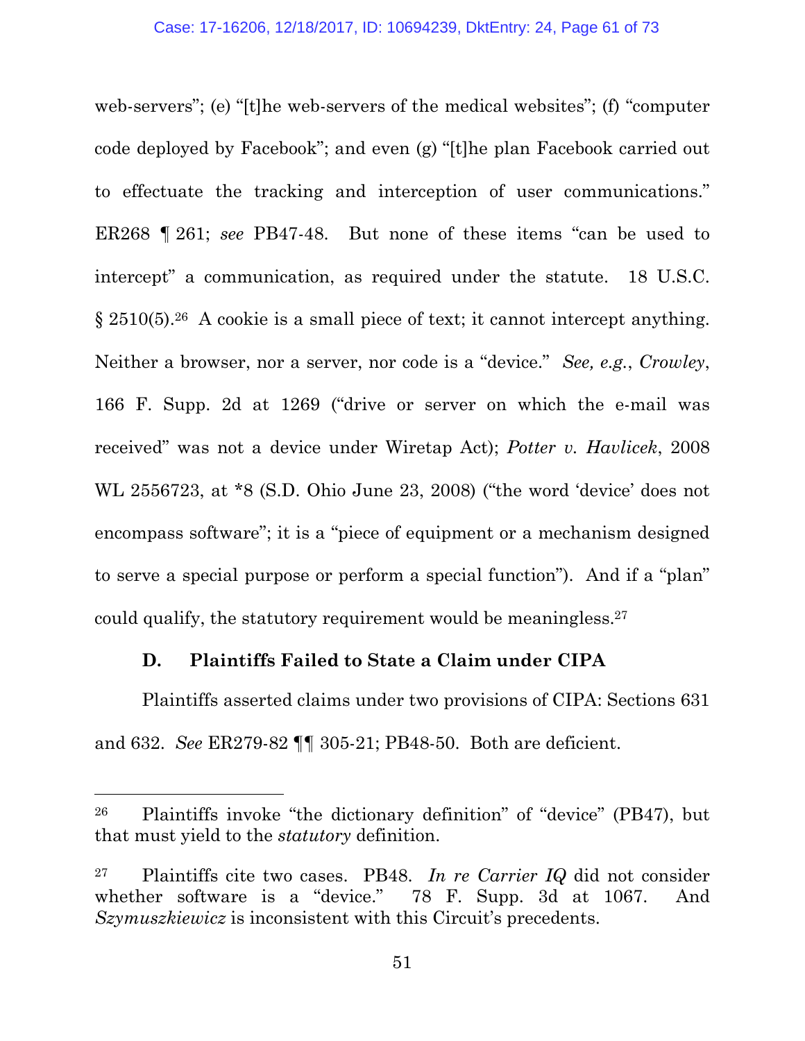web-servers"; (e) "[t]he web-servers of the medical websites"; (f) "computer code deployed by Facebook"; and even (g) "[t]he plan Facebook carried out to effectuate the tracking and interception of user communications." ER268 ¶ 261; *see* PB47-48. But none of these items "can be used to intercept" a communication, as required under the statute. 18 U.S.C. § 2510(5).[26] A cookie is a small piece of text; it cannot intercept anything. Neither a browser, nor a server, nor code is a "device." *See, e.g.*, *Crowley*, 166 F. Supp. 2d at 1269 ("drive or server on which the e-mail was received" was not a device under Wiretap Act); *Potter v. Havlicek*, 2008 WL 2556723, at *8 (S.D. Ohio June 23, 2008) ("the word 'device' does not encompass software"; it is a "piece of equipment or a mechanism designed to serve a special purpose or perform a special function"). And if a "plan" could qualify, the statutory requirement would be meaningless.[27]

### D. Plaintiffs Failed to State a Claim under CIPA

Plaintiffs asserted claims under two provisions of CIPA: Sections 631 and 632. *See* ER279-82 ¶¶ 305-21; PB48-50. Both are deficient.

---

[26] Plaintiffs invoke "the dictionary definition" of "device" (PB47), but that must yield to the *statutory* definition.

[27] Plaintiffs cite two cases. PB48. *In re Carrier IQ* did not consider whether software is a "device." 78 F. Supp. 3d at 1067. And *Szymuszkiewicz* is inconsistent with this Circuit's precedents.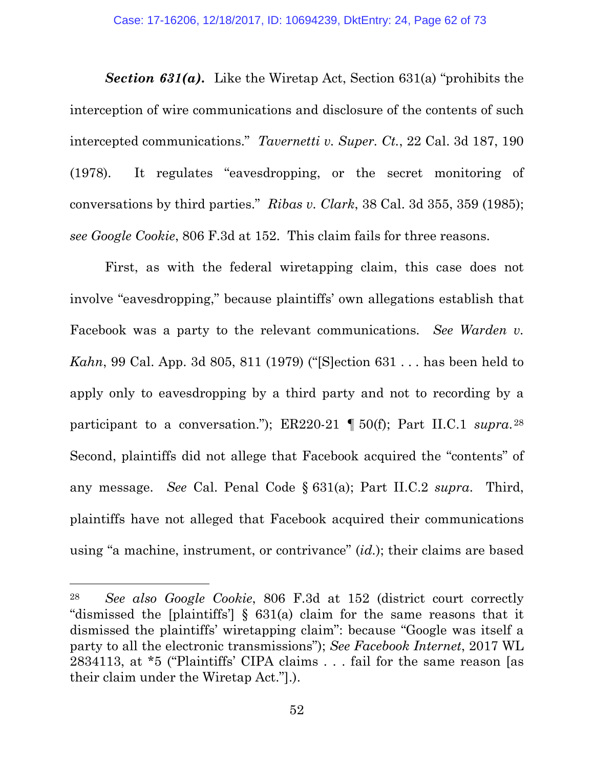***Section 631(a).*** Like the Wiretap Act, Section 631(a) "prohibits the interception of wire communications and disclosure of the contents of such intercepted communications." *Tavernetti v. Super. Ct.*, 22 Cal. 3d 187, 190 (1978). It regulates "eavesdropping, or the secret monitoring of conversations by third parties." *Ribas v. Clark*, 38 Cal. 3d 355, 359 (1985); *see Google Cookie*, 806 F.3d at 152. This claim fails for three reasons.

First, as with the federal wiretapping claim, this case does not involve "eavesdropping," because plaintiffs' own allegations establish that Facebook was a party to the relevant communications. *See Warden v. Kahn*, 99 Cal. App. 3d 805, 811 (1979) ("[S]ection 631 . . . has been held to apply only to eavesdropping by a third party and not to recording by a participant to a conversation."); ER220-21 ¶ 50(f); Part II.C.1 *supra*.[28] Second, plaintiffs did not allege that Facebook acquired the "contents" of any message. *See* Cal. Penal Code § 631(a); Part II.C.2 *supra*. Third, plaintiffs have not alleged that Facebook acquired their communications using "a machine, instrument, or contrivance" (*id.*); their claims are based

---

[28] *See also Google Cookie*, 806 F.3d at 152 (district court correctly "dismissed the [plaintiffs'] § 631(a) claim for the same reasons that it dismissed the plaintiffs' wiretapping claim": because "Google was itself a party to all the electronic transmissions"); *See Facebook Internet*, 2017 WL 2834113, at *5 ("Plaintiffs' CIPA claims . . . fail for the same reason [as their claim under the Wiretap Act."].).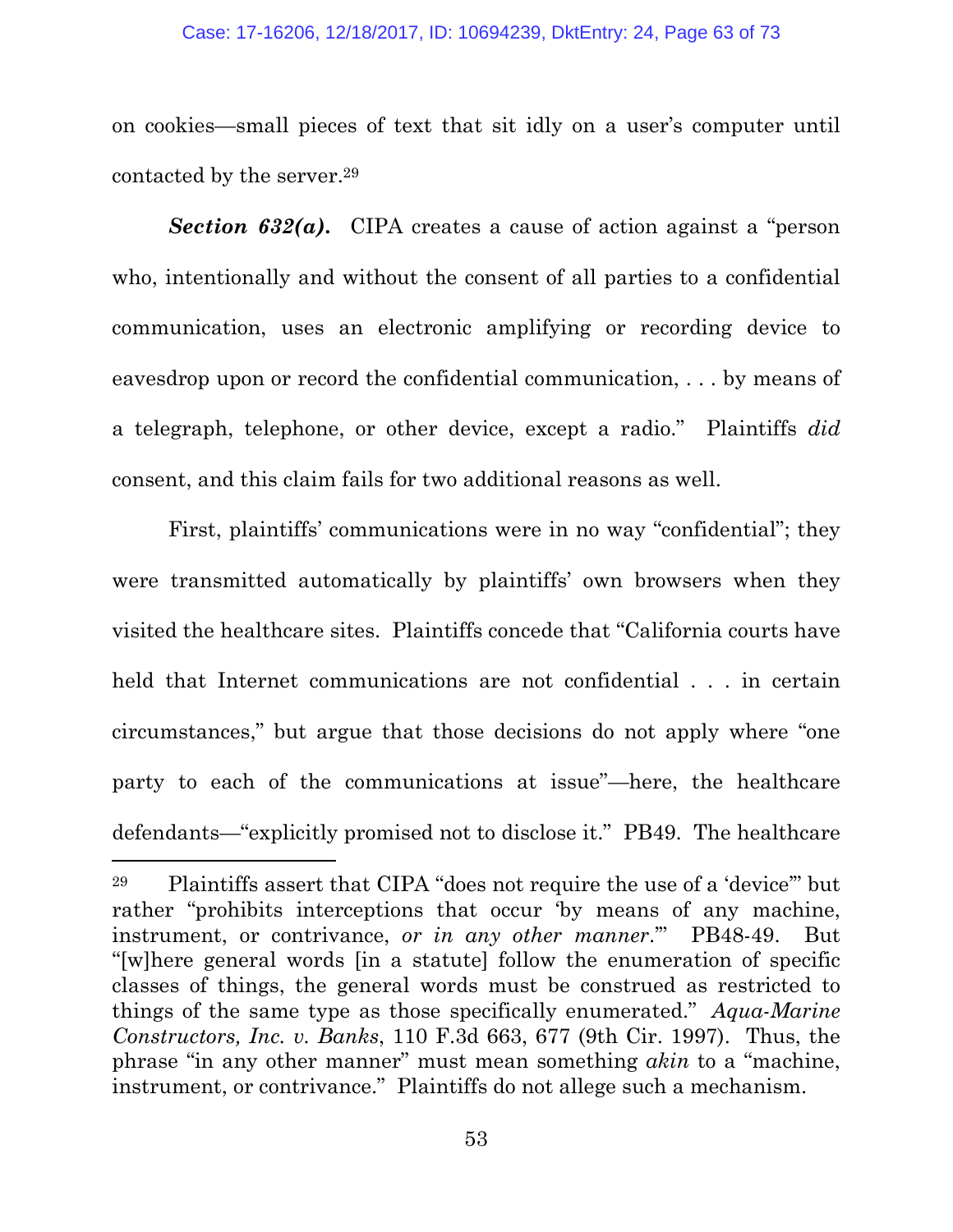on cookies—small pieces of text that sit idly on a user's computer until contacted by the server.[29]

***Section 632(a).*** CIPA creates a cause of action against a "person who, intentionally and without the consent of all parties to a confidential communication, uses an electronic amplifying or recording device to eavesdrop upon or record the confidential communication, . . . by means of a telegraph, telephone, or other device, except a radio." Plaintiffs *did* consent, and this claim fails for two additional reasons as well.

First, plaintiffs' communications were in no way "confidential"; they were transmitted automatically by plaintiffs' own browsers when they visited the healthcare sites. Plaintiffs concede that "California courts have held that Internet communications are not confidential . . . in certain circumstances," but argue that those decisions do not apply where "one party to each of the communications at issue"—here, the healthcare defendants—"explicitly promised not to disclose it." PB49. The healthcare

---

[29] Plaintiffs assert that CIPA "does not require the use of a 'device'" but rather "prohibits interceptions that occur 'by means of any machine, instrument, or contrivance, *or in any other manner*.'" PB48-49. But "[w]here general words [in a statute] follow the enumeration of specific classes of things, the general words must be construed as restricted to things of the same type as those specifically enumerated." *Aqua-Marine Constructors, Inc. v. Banks*, 110 F.3d 663, 677 (9th Cir. 1997). Thus, the phrase "in any other manner" must mean something *akin* to a "machine, instrument, or contrivance." Plaintiffs do not allege such a mechanism.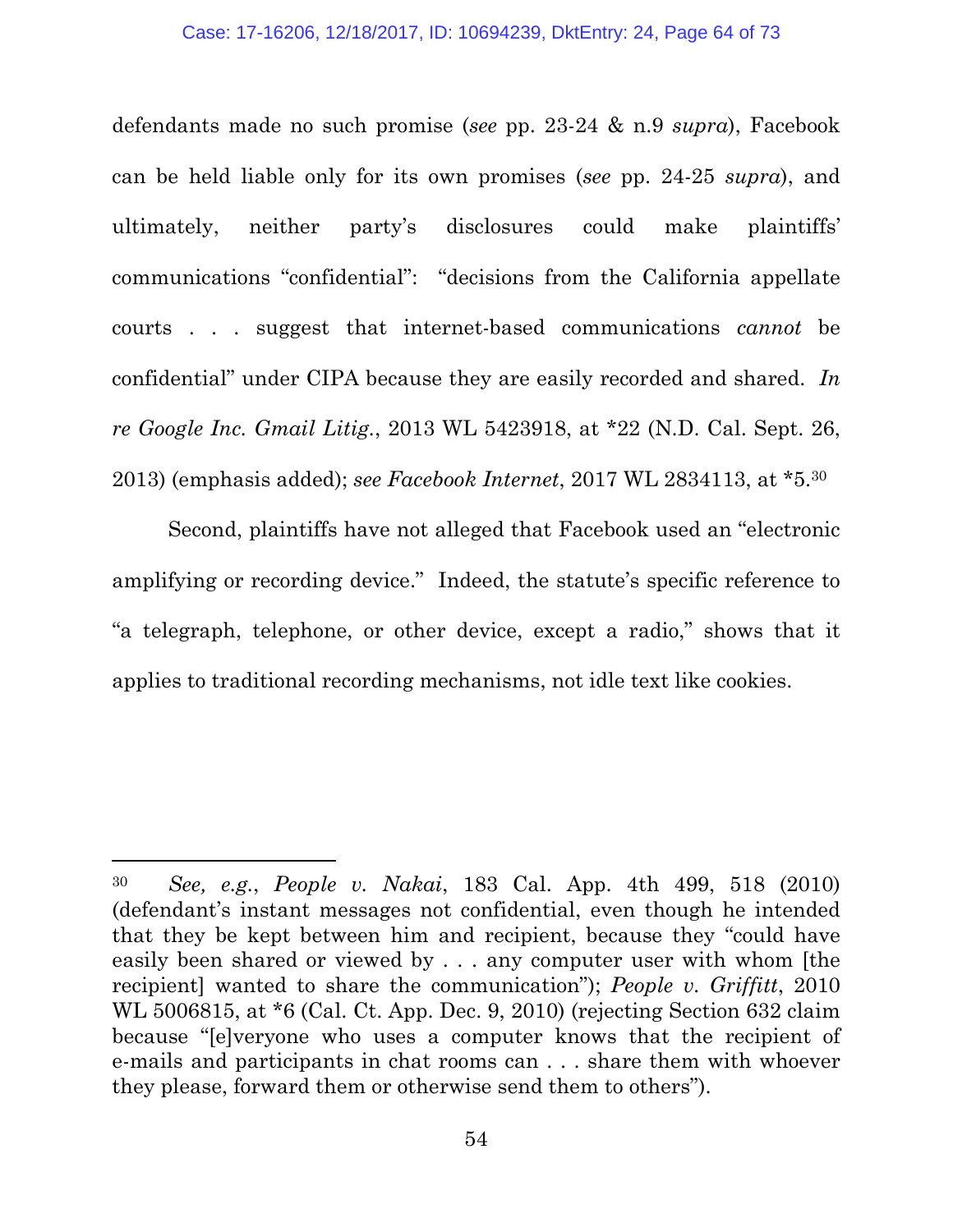defendants made no such promise (*see* pp. 23-24 & n.9 *supra*), Facebook can be held liable only for its own promises (*see* pp. 24-25 *supra*), and ultimately, neither party's disclosures could make plaintiffs' communications "confidential": "decisions from the California appellate courts . . . suggest that internet-based communications *cannot* be confidential" under CIPA because they are easily recorded and shared. *In re Google Inc. Gmail Litig.*, 2013 WL 5423918, at *22 (N.D. Cal. Sept. 26, 2013) (emphasis added); *see Facebook Internet*, 2017 WL 2834113, at *5.[30]

Second, plaintiffs have not alleged that Facebook used an "electronic amplifying or recording device." Indeed, the statute's specific reference to "a telegraph, telephone, or other device, except a radio," shows that it applies to traditional recording mechanisms, not idle text like cookies.

---

[30] *See, e.g.*, *People v. Nakai*, 183 Cal. App. 4th 499, 518 (2010) (defendant's instant messages not confidential, even though he intended that they be kept between him and recipient, because they "could have easily been shared or viewed by . . . any computer user with whom [the recipient] wanted to share the communication"); *People v. Griffitt*, 2010 WL 5006815, at *6 (Cal. Ct. App. Dec. 9, 2010) (rejecting Section 632 claim because "[e]veryone who uses a computer knows that the recipient of e-mails and participants in chat rooms can . . . share them with whoever they please, forward them or otherwise send them to others").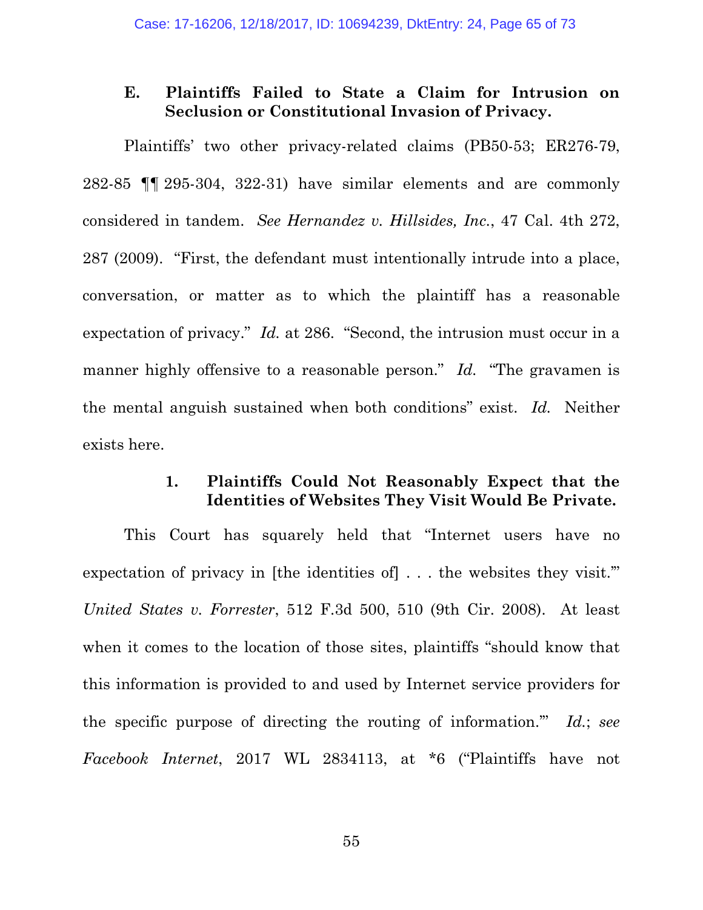### E. Plaintiffs Failed to State a Claim for Intrusion on Seclusion or Constitutional Invasion of Privacy.

Plaintiffs' two other privacy-related claims (PB50-53; ER276-79, 282-85 ¶¶ 295-304, 322-31) have similar elements and are commonly considered in tandem. *See Hernandez v. Hillsides, Inc.*, 47 Cal. 4th 272, 287 (2009). "First, the defendant must intentionally intrude into a place, conversation, or matter as to which the plaintiff has a reasonable expectation of privacy." *Id.* at 286. "Second, the intrusion must occur in a manner highly offensive to a reasonable person." *Id.* "The gravamen is the mental anguish sustained when both conditions" exist. *Id.* Neither exists here.

#### 1. Plaintiffs Could Not Reasonably Expect that the Identities of Websites They Visit Would Be Private.

This Court has squarely held that "Internet users have no expectation of privacy in [the identities of] . . . the websites they visit.'" *United States v. Forrester*, 512 F.3d 500, 510 (9th Cir. 2008). At least when it comes to the location of those sites, plaintiffs "should know that this information is provided to and used by Internet service providers for the specific purpose of directing the routing of information.'" *Id.*; *see Facebook Internet*, 2017 WL 2834113, at *6 ("Plaintiffs have not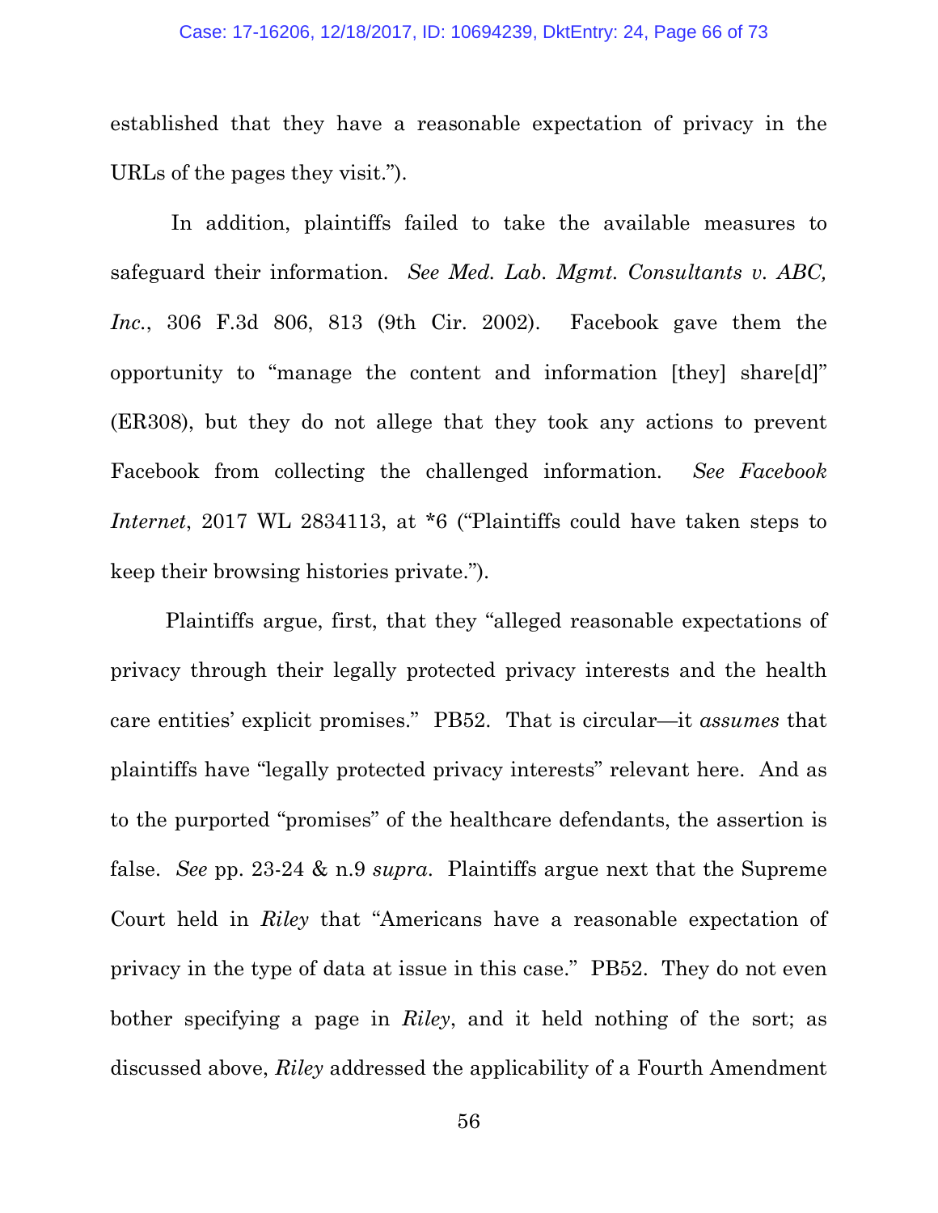established that they have a reasonable expectation of privacy in the URLs of the pages they visit.").

In addition, plaintiffs failed to take the available measures to safeguard their information. *See Med. Lab. Mgmt. Consultants v. ABC, Inc.*, 306 F.3d 806, 813 (9th Cir. 2002). Facebook gave them the opportunity to "manage the content and information [they] share[d]" (ER308), but they do not allege that they took any actions to prevent Facebook from collecting the challenged information. *See Facebook Internet*, 2017 WL 2834113, at *6 ("Plaintiffs could have taken steps to keep their browsing histories private.").

Plaintiffs argue, first, that they "alleged reasonable expectations of privacy through their legally protected privacy interests and the health care entities' explicit promises." PB52. That is circular—it *assumes* that plaintiffs have "legally protected privacy interests" relevant here. And as to the purported "promises" of the healthcare defendants, the assertion is false. *See* pp. 23-24 & n.9 *supra*. Plaintiffs argue next that the Supreme Court held in *Riley* that "Americans have a reasonable expectation of privacy in the type of data at issue in this case." PB52. They do not even bother specifying a page in *Riley*, and it held nothing of the sort; as discussed above, *Riley* addressed the applicability of a Fourth Amendment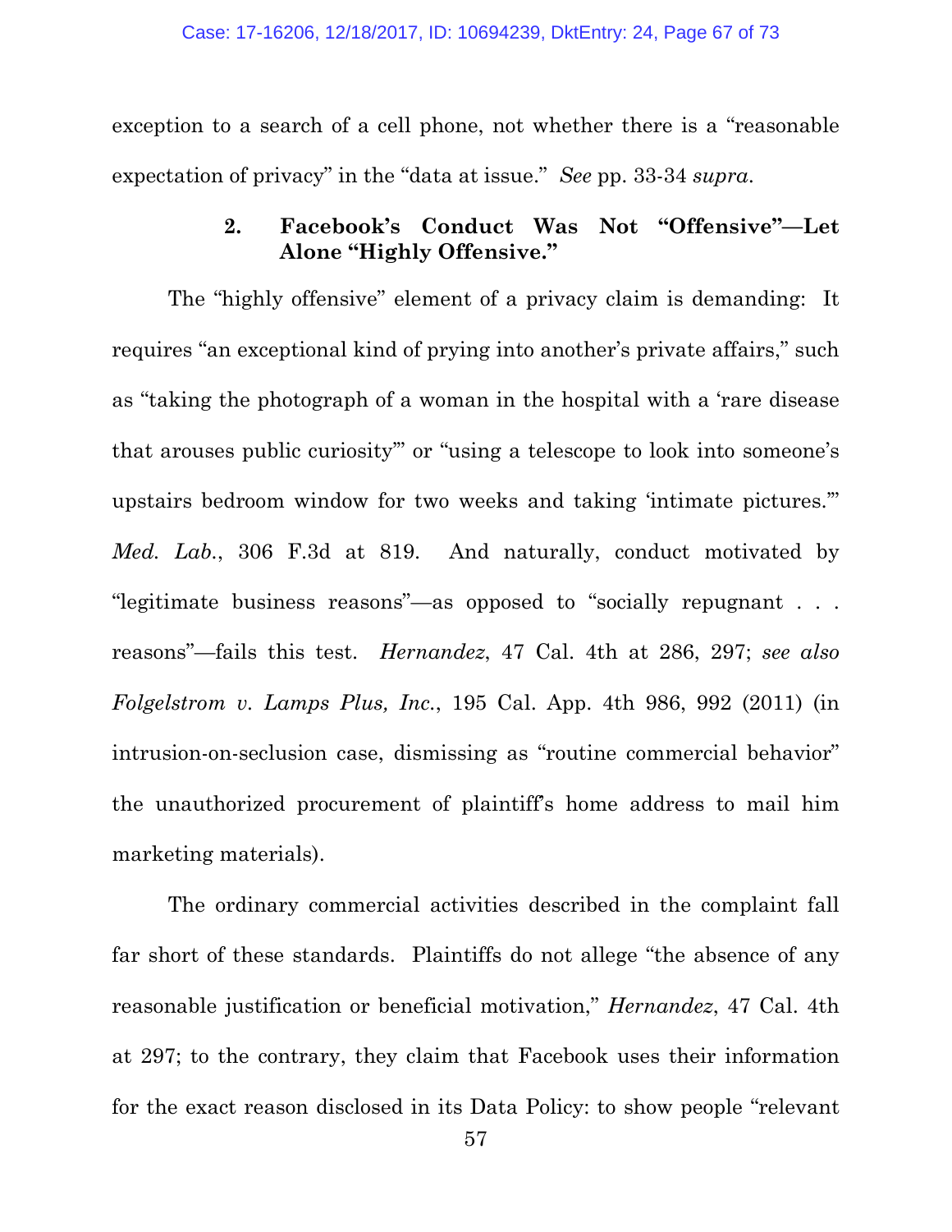exception to a search of a cell phone, not whether there is a "reasonable expectation of privacy" in the "data at issue." *See* pp. 33-34 *supra*.

### 2. Facebook's Conduct Was Not "Offensive"—Let Alone "Highly Offensive."

The "highly offensive" element of a privacy claim is demanding: It requires "an exceptional kind of prying into another's private affairs," such as "taking the photograph of a woman in the hospital with a 'rare disease that arouses public curiosity'" or "using a telescope to look into someone's upstairs bedroom window for two weeks and taking 'intimate pictures.'" *Med. Lab.*, 306 F.3d at 819. And naturally, conduct motivated by "legitimate business reasons"—as opposed to "socially repugnant . . . reasons"—fails this test. *Hernandez*, 47 Cal. 4th at 286, 297; *see also Folgelstrom v. Lamps Plus, Inc.*, 195 Cal. App. 4th 986, 992 (2011) (in intrusion-on-seclusion case, dismissing as "routine commercial behavior" the unauthorized procurement of plaintiff's home address to mail him marketing materials).

The ordinary commercial activities described in the complaint fall far short of these standards. Plaintiffs do not allege "the absence of any reasonable justification or beneficial motivation," *Hernandez*, 47 Cal. 4th at 297; to the contrary, they claim that Facebook uses their information for the exact reason disclosed in its Data Policy: to show people "relevant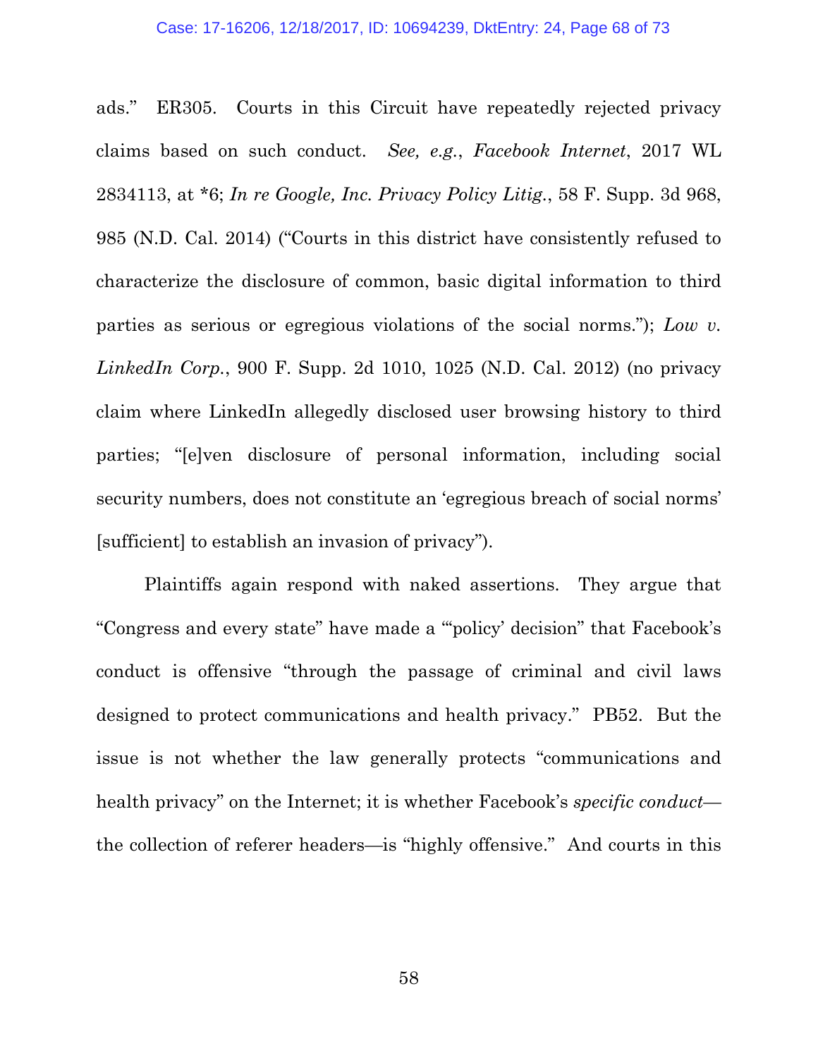ads." ER305. Courts in this Circuit have repeatedly rejected privacy claims based on such conduct. *See, e.g.*, *Facebook Internet*, 2017 WL 2834113, at *6; *In re Google, Inc. Privacy Policy Litig.*, 58 F. Supp. 3d 968, 985 (N.D. Cal. 2014) ("Courts in this district have consistently refused to characterize the disclosure of common, basic digital information to third parties as serious or egregious violations of the social norms."); *Low v. LinkedIn Corp.*, 900 F. Supp. 2d 1010, 1025 (N.D. Cal. 2012) (no privacy claim where LinkedIn allegedly disclosed user browsing history to third parties; "[e]ven disclosure of personal information, including social security numbers, does not constitute an 'egregious breach of social norms' [sufficient] to establish an invasion of privacy").

Plaintiffs again respond with naked assertions. They argue that "Congress and every state" have made a "'policy' decision" that Facebook's conduct is offensive "through the passage of criminal and civil laws designed to protect communications and health privacy." PB52. But the issue is not whether the law generally protects "communications and health privacy" on the Internet; it is whether Facebook's *specific conduct*—the collection of referer headers—is "highly offensive." And courts in this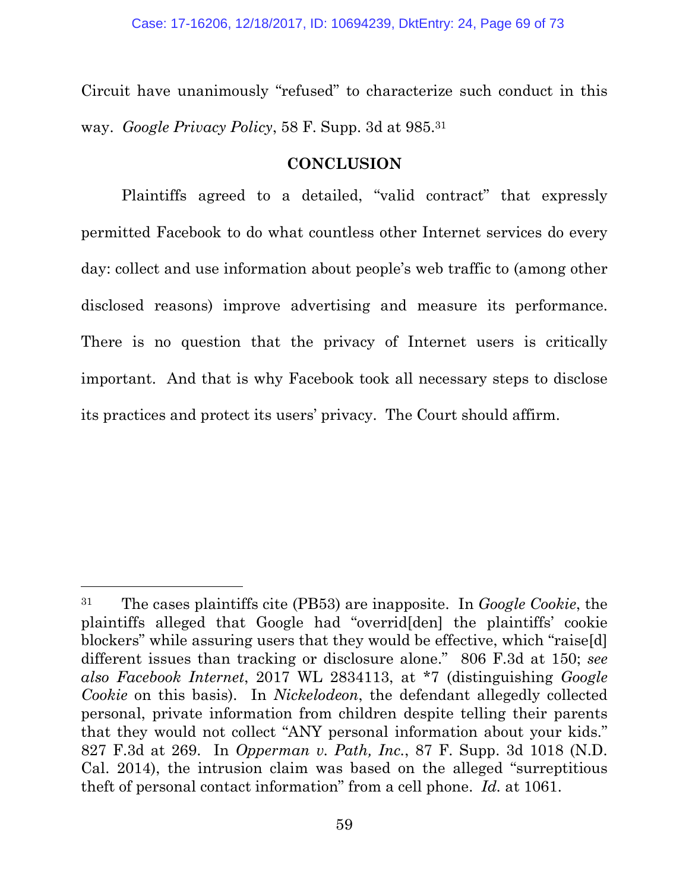Circuit have unanimously "refused" to characterize such conduct in this way. *Google Privacy Policy*, 58 F. Supp. 3d at 985.[31]

## CONCLUSION

Plaintiffs agreed to a detailed, "valid contract" that expressly permitted Facebook to do what countless other Internet services do every day: collect and use information about people's web traffic to (among other disclosed reasons) improve advertising and measure its performance. There is no question that the privacy of Internet users is critically important. And that is why Facebook took all necessary steps to disclose its practices and protect its users' privacy. The Court should affirm.

---

[31] The cases plaintiffs cite (PB53) are inapposite. In *Google Cookie*, the plaintiffs alleged that Google had "overrid[den] the plaintiffs' cookie blockers" while assuring users that they would be effective, which "raise[d] different issues than tracking or disclosure alone." 806 F.3d at 150; *see also Facebook Internet*, 2017 WL 2834113, at *7 (distinguishing *Google Cookie* on this basis). In *Nickelodeon*, the defendant allegedly collected personal, private information from children despite telling their parents that they would not collect "ANY personal information about your kids." 827 F.3d at 269. In *Opperman v. Path, Inc.*, 87 F. Supp. 3d 1018 (N.D. Cal. 2014), the intrusion claim was based on the alleged "surreptitious theft of personal contact information" from a cell phone. *Id.* at 1061.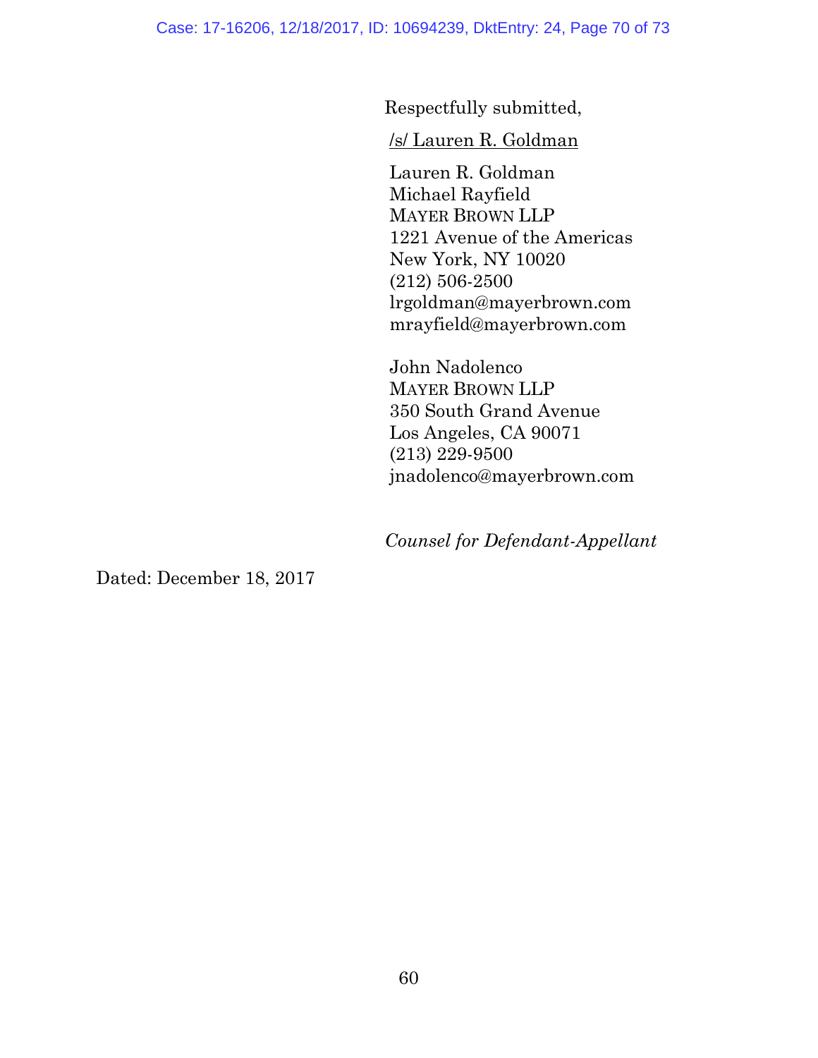Respectfully submitted,

/s/ Lauren R. Goldman

Lauren R. Goldman
Michael Rayfield
MAYER BROWN LLP
1221 Avenue of the Americas
New York, NY 10020
(212) 506-2500
lrgoldman@mayerbrown.com
mrayfield@mayerbrown.com

John Nadolenco
MAYER BROWN LLP
350 South Grand Avenue
Los Angeles, CA 90071
(213) 229-9500
jnadolenco@mayerbrown.com

*Counsel for Defendant-Appellant*

Dated: December 18, 2017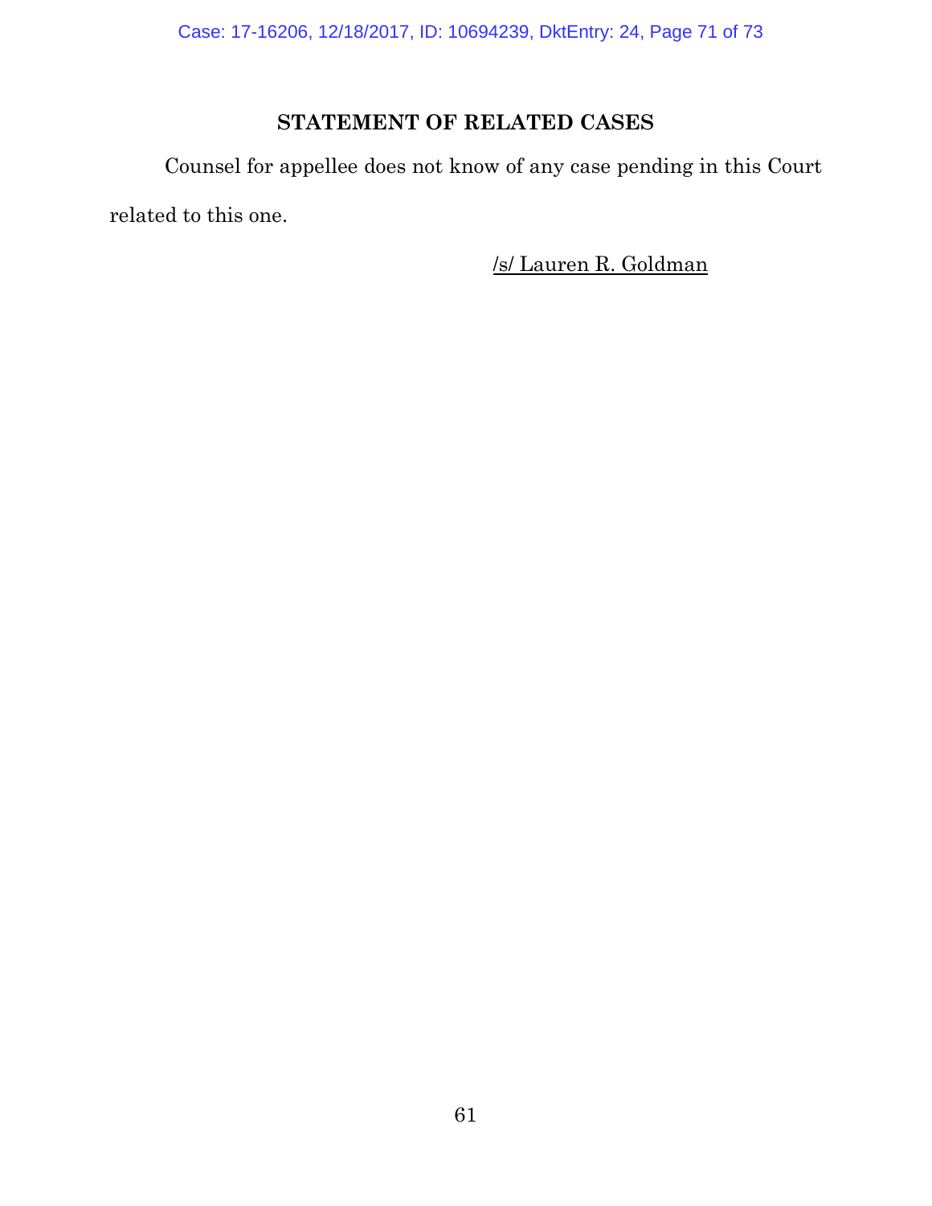## STATEMENT OF RELATED CASES

Counsel for appellee does not know of any case pending in this Court related to this one.

/s/ Lauren R. Goldman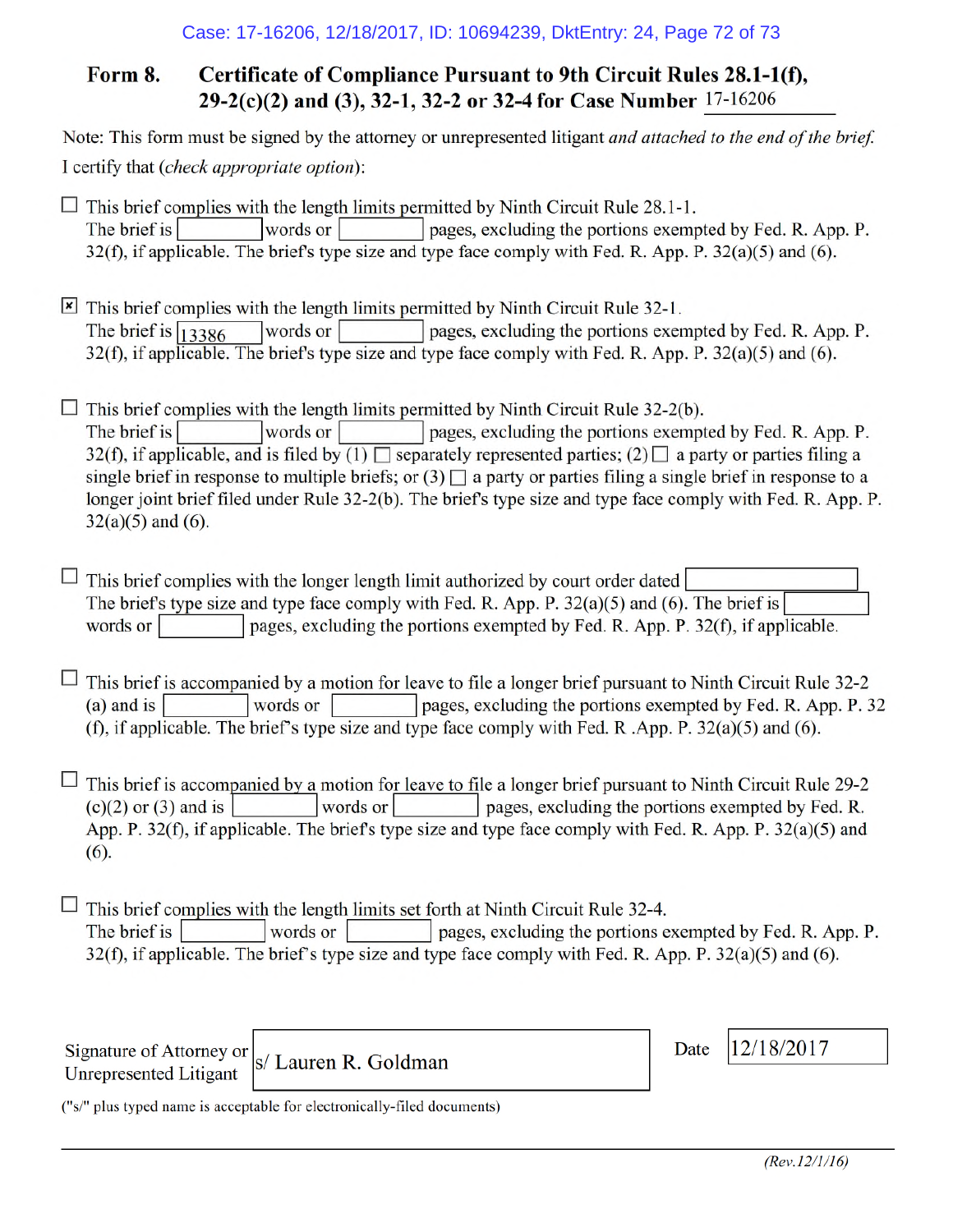## Form 8. Certificate of Compliance Pursuant to 9th Circuit Rules 28.1-1(f), 29-2(c)(2) and (3), 32-1, 32-2 or 32-4 for Case Number 17-16206

Note: This form must be signed by the attorney or unrepresented litigant *and attached to the end of the brief.*

I certify that (*check appropriate option*):

☐ This brief complies with the length limits permitted by Ninth Circuit Rule 28.1-1.
The brief is ______ words or ______ pages, excluding the portions exempted by Fed. R. App. P. 32(f), if applicable. The brief's type size and type face comply with Fed. R. App. P. 32(a)(5) and (6).

☒ This brief complies with the length limits permitted by Ninth Circuit Rule 32-1.
The brief is 13386 words or ______ pages, excluding the portions exempted by Fed. R. App. P. 32(f), if applicable. The brief's type size and type face comply with Fed. R. App. P. 32(a)(5) and (6).

☐ This brief complies with the length limits permitted by Ninth Circuit Rule 32-2(b).
The brief is ______ words or ______ pages, excluding the portions exempted by Fed. R. App. P. 32(f), if applicable, and is filed by (1) ☐ separately represented parties; (2) ☐ a party or parties filing a single brief in response to multiple briefs; or (3) ☐ a party or parties filing a single brief in response to a longer joint brief filed under Rule 32-2(b). The brief's type size and type face comply with Fed. R. App. P. 32(a)(5) and (6).

☐ This brief complies with the longer length limit authorized by court order dated ______. The brief's type size and type face comply with Fed. R. App. P. 32(a)(5) and (6). The brief is ______ words or ______ pages, excluding the portions exempted by Fed. R. App. P. 32(f), if applicable.

☐ This brief is accompanied by a motion for leave to file a longer brief pursuant to Ninth Circuit Rule 32-2 (a) and is ______ words or ______ pages, excluding the portions exempted by Fed. R. App. P. 32 (f), if applicable. The brief's type size and type face comply with Fed. R .App. P. 32(a)(5) and (6).

☐ This brief is accompanied by a motion for leave to file a longer brief pursuant to Ninth Circuit Rule 29-2 (c)(2) or (3) and is ______ words or ______ pages, excluding the portions exempted by Fed. R. App. P. 32(f), if applicable. The brief's type size and type face comply with Fed. R. App. P. 32(a)(5) and (6).

☐ This brief complies with the length limits set forth at Ninth Circuit Rule 32-4.
The brief is ______ words or ______ pages, excluding the portions exempted by Fed. R. App. P. 32(f), if applicable. The brief's type size and type face comply with Fed. R. App. P. 32(a)(5) and (6).

Signature of Attorney or Unrepresented Litigant: s/ Lauren R. Goldman

Date: 12/18/2017

("s/" plus typed name is acceptable for electronically-filed documents)

*(Rev.12/1/16)*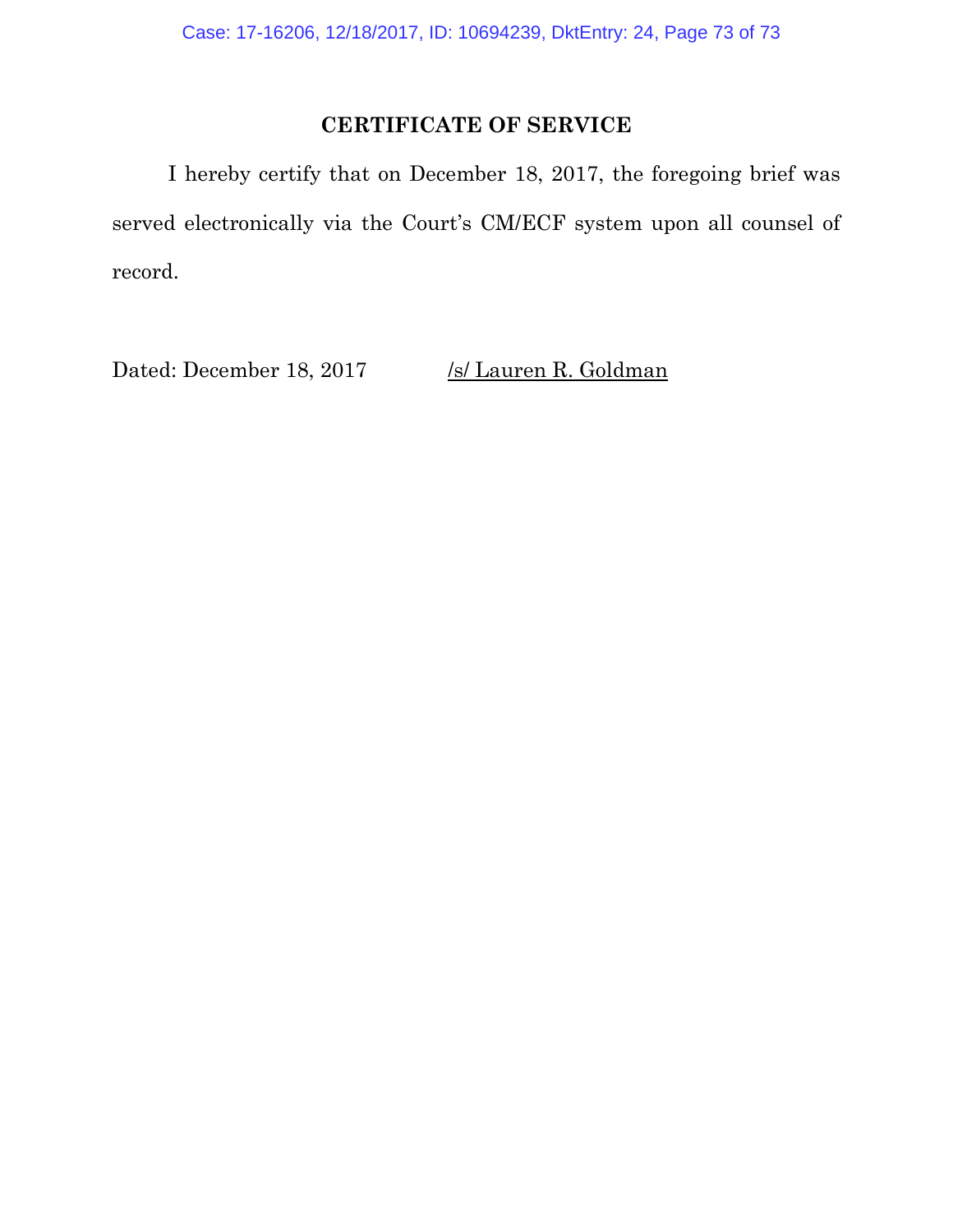## CERTIFICATE OF SERVICE

I hereby certify that on December 18, 2017, the foregoing brief was served electronically via the Court's CM/ECF system upon all counsel of record.

Dated: December 18, 2017 /s/ Lauren R. Goldman